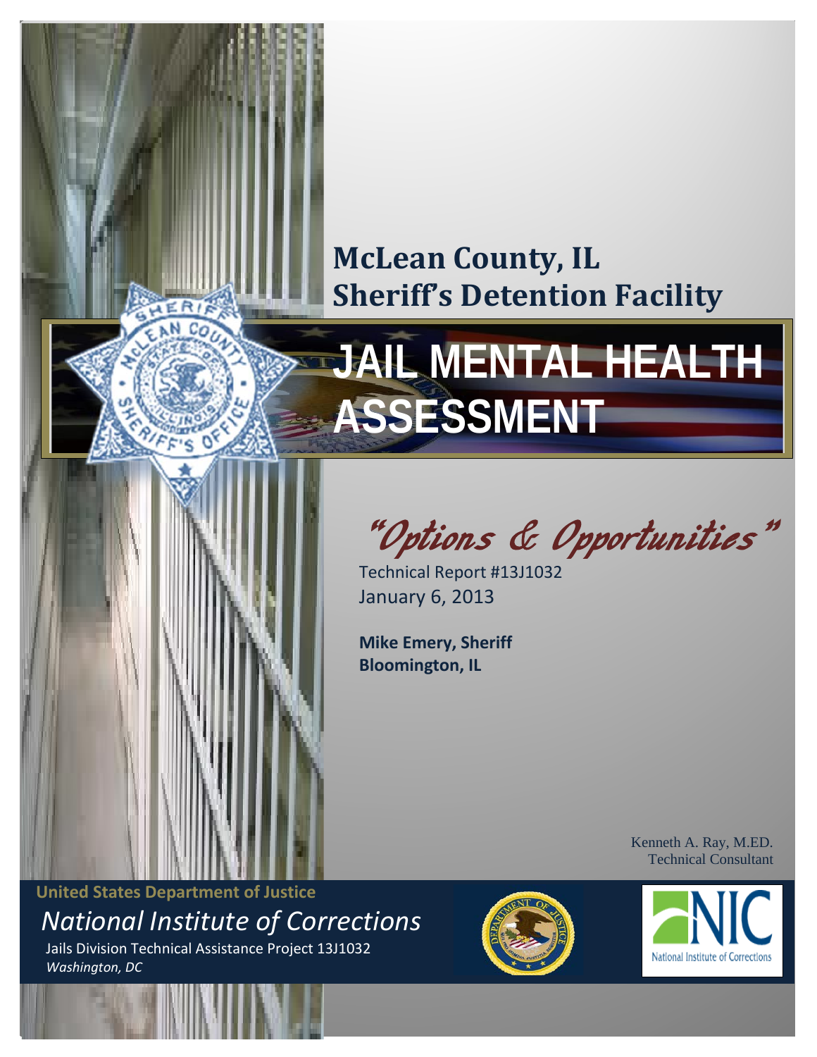# McLean County, IL
# Sheriff's Detention Facility

# JAIL MENTAL HEALTH ASSESSMENT

*"Options & Opportunities"*

Technical Report #13J1032
January 6, 2013

**Mike Emery, Sheriff**
**Bloomington, IL**

Kenneth A. Ray, M.ED.
Technical Consultant

**United States Department of Justice**

*National Institute of Corrections*

Jails Division Technical Assistance Project 13J1032
*Washington, DC*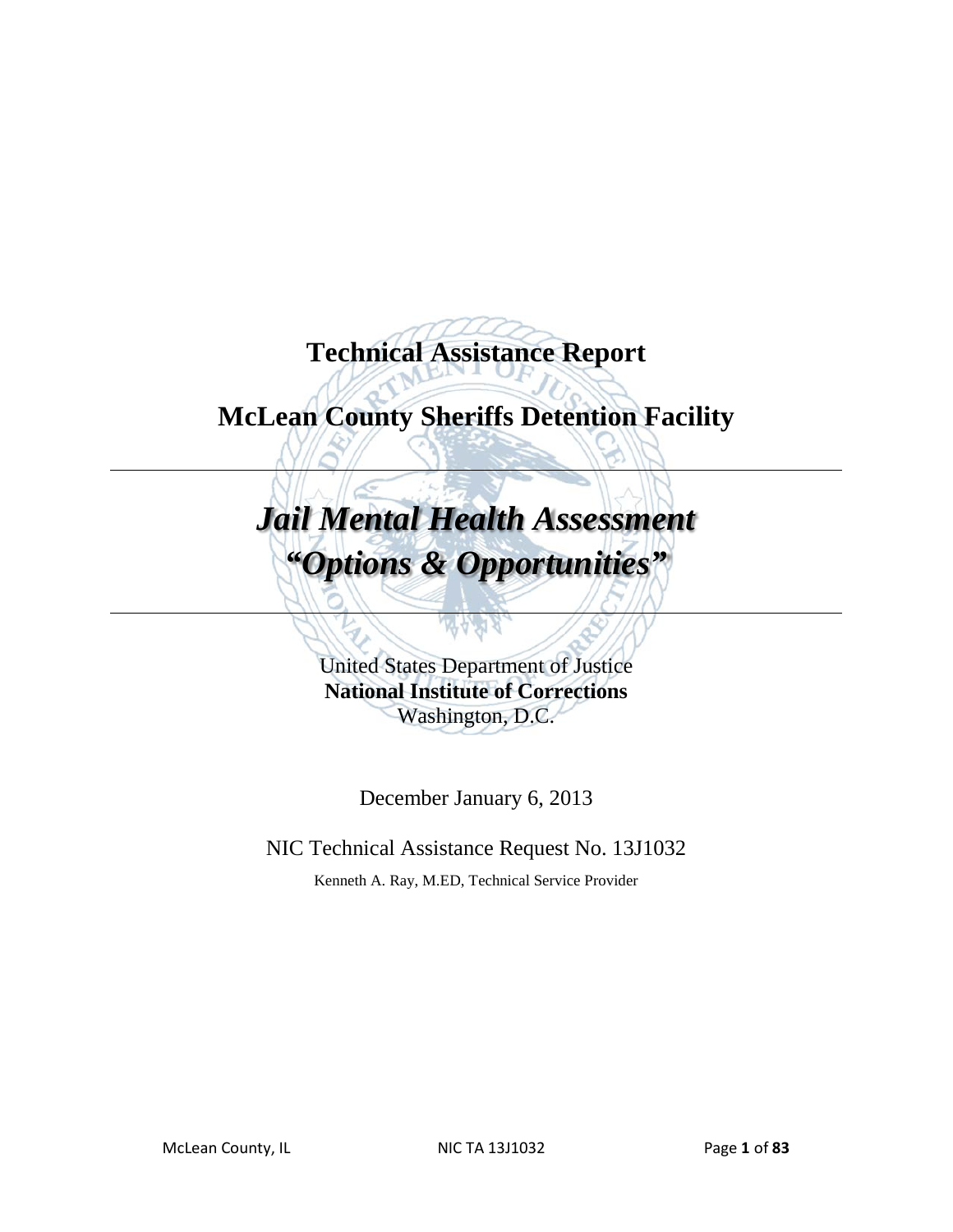# Technical Assistance Report

# McLean County Sheriffs Detention Facility

---

# *Jail Mental Health Assessment*
# *"Options & Opportunities"*

---

United States Department of Justice
**National Institute of Corrections**
Washington, D.C.

December January 6, 2013

NIC Technical Assistance Request No. 13J1032

Kenneth A. Ray, M.ED, Technical Service Provider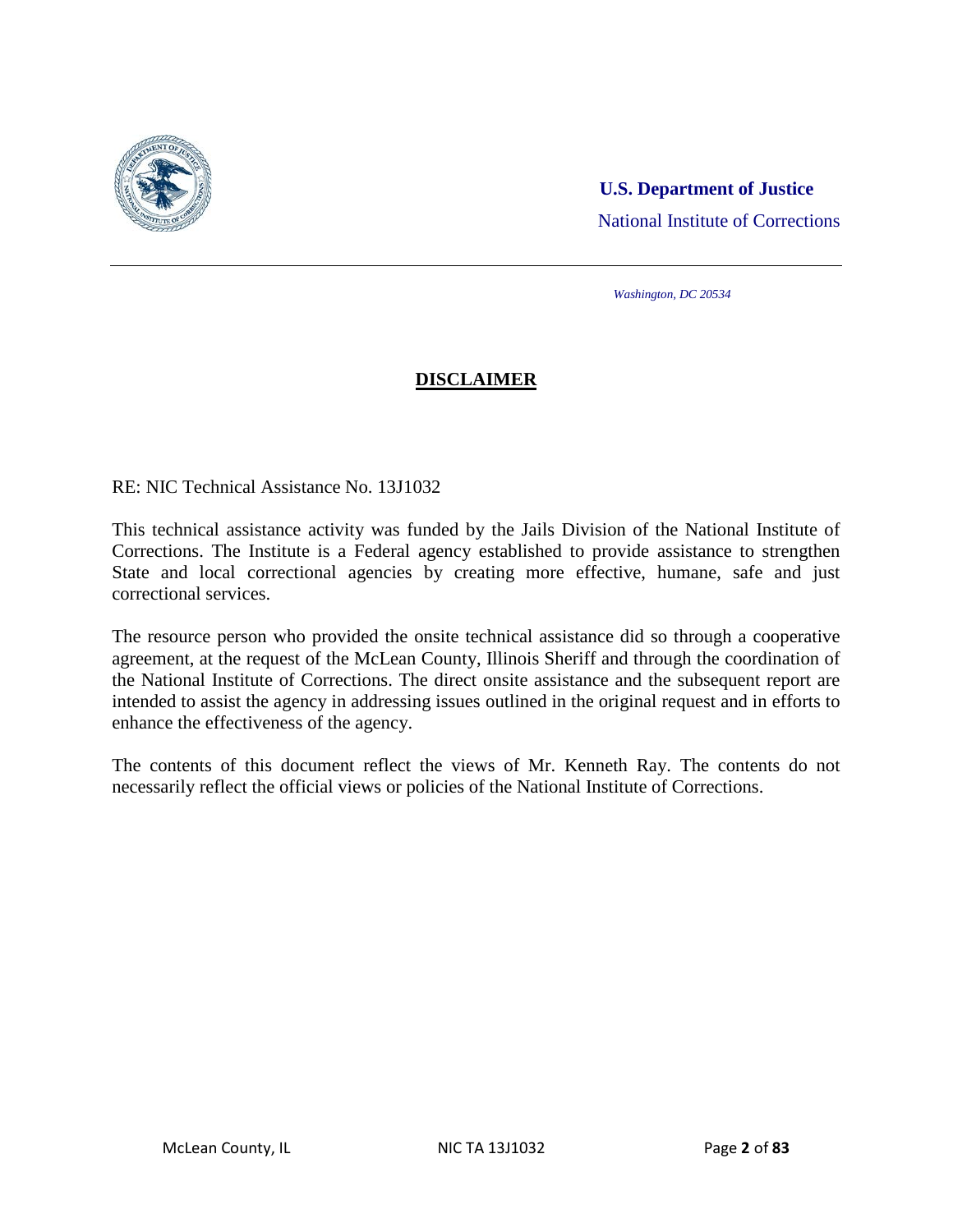**U.S. Department of Justice**

National Institute of Corrections

*Washington, DC 20534*

## DISCLAIMER

RE: NIC Technical Assistance No. 13J1032

This technical assistance activity was funded by the Jails Division of the National Institute of Corrections. The Institute is a Federal agency established to provide assistance to strengthen State and local correctional agencies by creating more effective, humane, safe and just correctional services.

The resource person who provided the onsite technical assistance did so through a cooperative agreement, at the request of the McLean County, Illinois Sheriff and through the coordination of the National Institute of Corrections. The direct onsite assistance and the subsequent report are intended to assist the agency in addressing issues outlined in the original request and in efforts to enhance the effectiveness of the agency.

The contents of this document reflect the views of Mr. Kenneth Ray. The contents do not necessarily reflect the official views or policies of the National Institute of Corrections.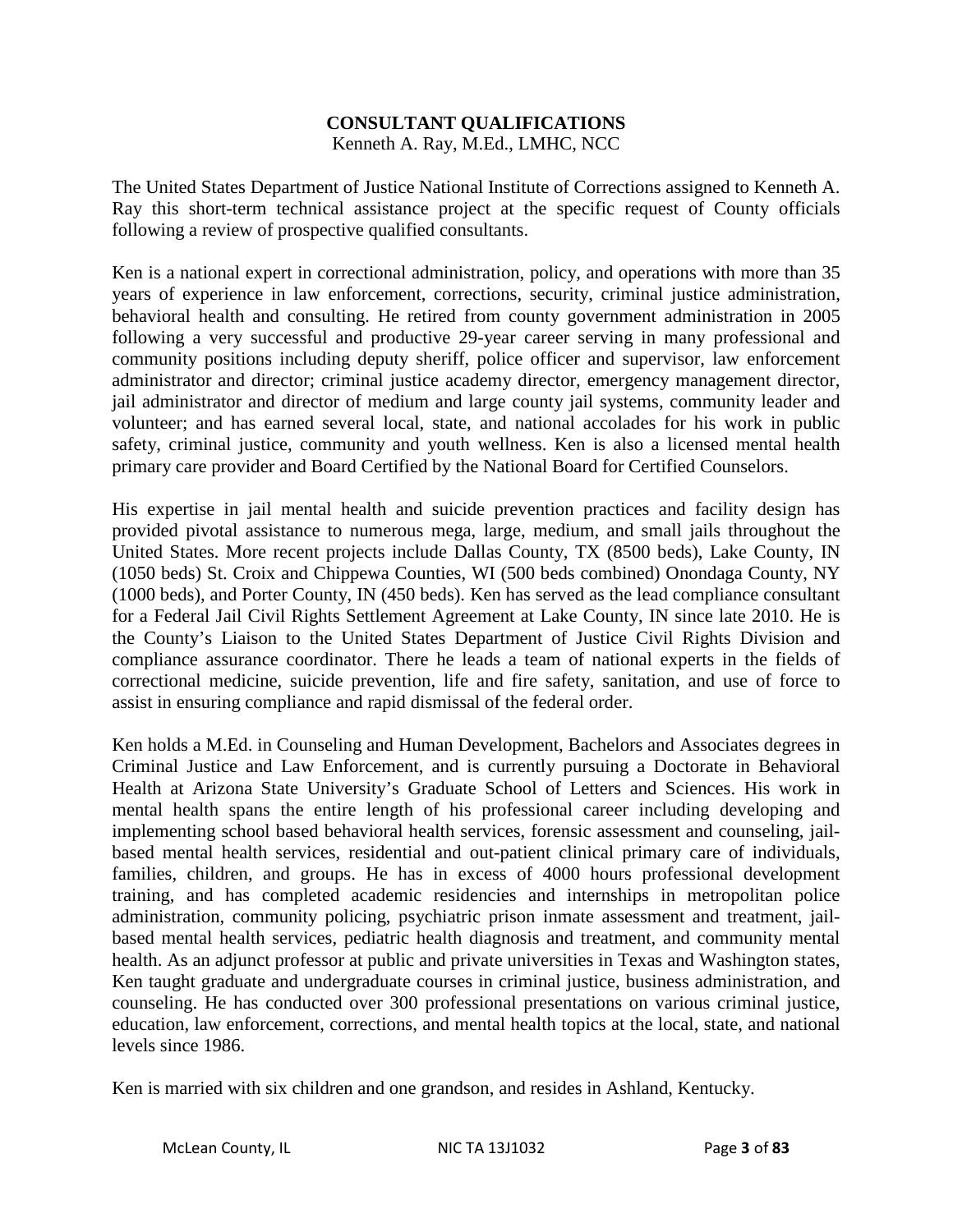# CONSULTANT QUALIFICATIONS

Kenneth A. Ray, M.Ed., LMHC, NCC

The United States Department of Justice National Institute of Corrections assigned to Kenneth A. Ray this short-term technical assistance project at the specific request of County officials following a review of prospective qualified consultants.

Ken is a national expert in correctional administration, policy, and operations with more than 35 years of experience in law enforcement, corrections, security, criminal justice administration, behavioral health and consulting. He retired from county government administration in 2005 following a very successful and productive 29-year career serving in many professional and community positions including deputy sheriff, police officer and supervisor, law enforcement administrator and director; criminal justice academy director, emergency management director, jail administrator and director of medium and large county jail systems, community leader and volunteer; and has earned several local, state, and national accolades for his work in public safety, criminal justice, community and youth wellness. Ken is also a licensed mental health primary care provider and Board Certified by the National Board for Certified Counselors.

His expertise in jail mental health and suicide prevention practices and facility design has provided pivotal assistance to numerous mega, large, medium, and small jails throughout the United States. More recent projects include Dallas County, TX (8500 beds), Lake County, IN (1050 beds) St. Croix and Chippewa Counties, WI (500 beds combined) Onondaga County, NY (1000 beds), and Porter County, IN (450 beds). Ken has served as the lead compliance consultant for a Federal Jail Civil Rights Settlement Agreement at Lake County, IN since late 2010. He is the County's Liaison to the United States Department of Justice Civil Rights Division and compliance assurance coordinator. There he leads a team of national experts in the fields of correctional medicine, suicide prevention, life and fire safety, sanitation, and use of force to assist in ensuring compliance and rapid dismissal of the federal order.

Ken holds a M.Ed. in Counseling and Human Development, Bachelors and Associates degrees in Criminal Justice and Law Enforcement, and is currently pursuing a Doctorate in Behavioral Health at Arizona State University's Graduate School of Letters and Sciences. His work in mental health spans the entire length of his professional career including developing and implementing school based behavioral health services, forensic assessment and counseling, jail-based mental health services, residential and out-patient clinical primary care of individuals, families, children, and groups. He has in excess of 4000 hours professional development training, and has completed academic residencies and internships in metropolitan police administration, community policing, psychiatric prison inmate assessment and treatment, jail-based mental health services, pediatric health diagnosis and treatment, and community mental health. As an adjunct professor at public and private universities in Texas and Washington states, Ken taught graduate and undergraduate courses in criminal justice, business administration, and counseling. He has conducted over 300 professional presentations on various criminal justice, education, law enforcement, corrections, and mental health topics at the local, state, and national levels since 1986.

Ken is married with six children and one grandson, and resides in Ashland, Kentucky.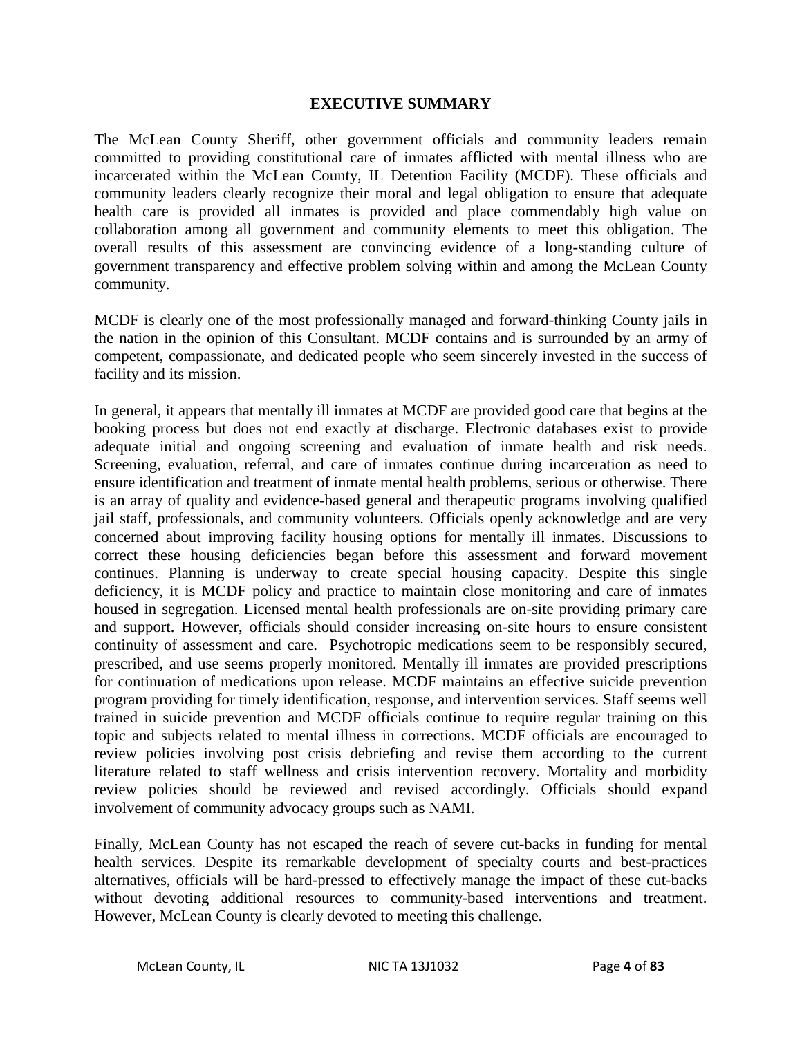## EXECUTIVE SUMMARY

The McLean County Sheriff, other government officials and community leaders remain committed to providing constitutional care of inmates afflicted with mental illness who are incarcerated within the McLean County, IL Detention Facility (MCDF). These officials and community leaders clearly recognize their moral and legal obligation to ensure that adequate health care is provided all inmates is provided and place commendably high value on collaboration among all government and community elements to meet this obligation. The overall results of this assessment are convincing evidence of a long-standing culture of government transparency and effective problem solving within and among the McLean County community.

MCDF is clearly one of the most professionally managed and forward-thinking County jails in the nation in the opinion of this Consultant. MCDF contains and is surrounded by an army of competent, compassionate, and dedicated people who seem sincerely invested in the success of facility and its mission.

In general, it appears that mentally ill inmates at MCDF are provided good care that begins at the booking process but does not end exactly at discharge. Electronic databases exist to provide adequate initial and ongoing screening and evaluation of inmate health and risk needs. Screening, evaluation, referral, and care of inmates continue during incarceration as need to ensure identification and treatment of inmate mental health problems, serious or otherwise. There is an array of quality and evidence-based general and therapeutic programs involving qualified jail staff, professionals, and community volunteers. Officials openly acknowledge and are very concerned about improving facility housing options for mentally ill inmates. Discussions to correct these housing deficiencies began before this assessment and forward movement continues. Planning is underway to create special housing capacity. Despite this single deficiency, it is MCDF policy and practice to maintain close monitoring and care of inmates housed in segregation. Licensed mental health professionals are on-site providing primary care and support. However, officials should consider increasing on-site hours to ensure consistent continuity of assessment and care. Psychotropic medications seem to be responsibly secured, prescribed, and use seems properly monitored. Mentally ill inmates are provided prescriptions for continuation of medications upon release. MCDF maintains an effective suicide prevention program providing for timely identification, response, and intervention services. Staff seems well trained in suicide prevention and MCDF officials continue to require regular training on this topic and subjects related to mental illness in corrections. MCDF officials are encouraged to review policies involving post crisis debriefing and revise them according to the current literature related to staff wellness and crisis intervention recovery. Mortality and morbidity review policies should be reviewed and revised accordingly. Officials should expand involvement of community advocacy groups such as NAMI.

Finally, McLean County has not escaped the reach of severe cut-backs in funding for mental health services. Despite its remarkable development of specialty courts and best-practices alternatives, officials will be hard-pressed to effectively manage the impact of these cut-backs without devoting additional resources to community-based interventions and treatment. However, McLean County is clearly devoted to meeting this challenge.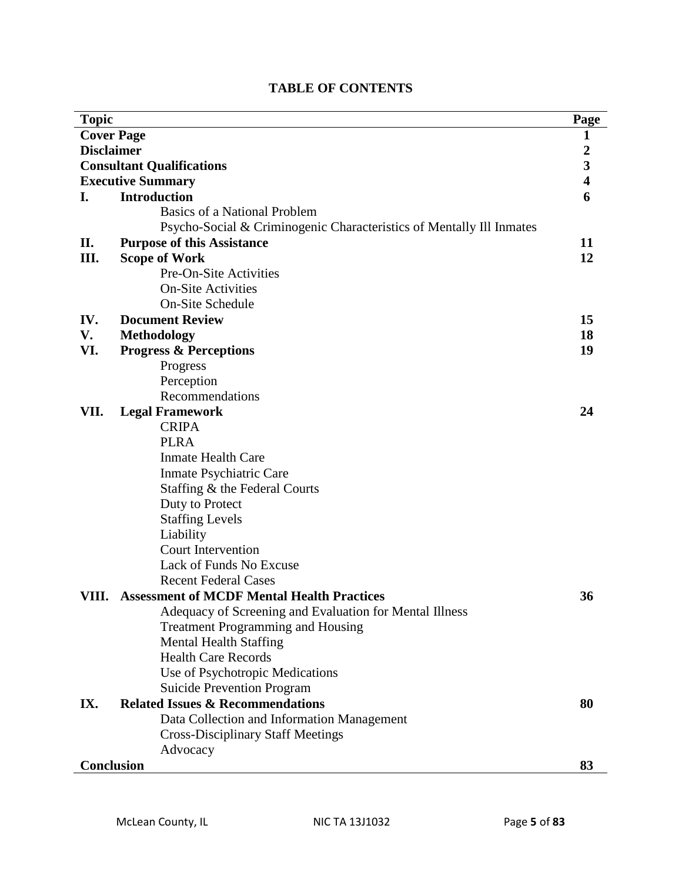# TABLE OF CONTENTS

| Topic | | Page |
|---|---|---|
| **Cover Page** | | **1** |
| **Disclaimer** | | **2** |
| **Consultant Qualifications** | | **3** |
| **Executive Summary** | | **4** |
| **I.** | **Introduction** | **6** |
| | Basics of a National Problem | |
| | Psycho-Social & Criminogenic Characteristics of Mentally Ill Inmates | |
| **II.** | **Purpose of this Assistance** | **11** |
| **III.** | **Scope of Work** | **12** |
| | Pre-On-Site Activities | |
| | On-Site Activities | |
| | On-Site Schedule | |
| **IV.** | **Document Review** | **15** |
| **V.** | **Methodology** | **18** |
| **VI.** | **Progress & Perceptions** | **19** |
| | Progress | |
| | Perception | |
| | Recommendations | |
| **VII.** | **Legal Framework** | **24** |
| | CRIPA | |
| | PLRA | |
| | Inmate Health Care | |
| | Inmate Psychiatric Care | |
| | Staffing & the Federal Courts | |
| | Duty to Protect | |
| | Staffing Levels | |
| | Liability | |
| | Court Intervention | |
| | Lack of Funds No Excuse | |
| | Recent Federal Cases | |
| **VIII.** | **Assessment of MCDF Mental Health Practices** | **36** |
| | Adequacy of Screening and Evaluation for Mental Illness | |
| | Treatment Programming and Housing | |
| | Mental Health Staffing | |
| | Health Care Records | |
| | Use of Psychotropic Medications | |
| | Suicide Prevention Program | |
| **IX.** | **Related Issues & Recommendations** | **80** |
| | Data Collection and Information Management | |
| | Cross-Disciplinary Staff Meetings | |
| | Advocacy | |
| **Conclusion** | | **83** |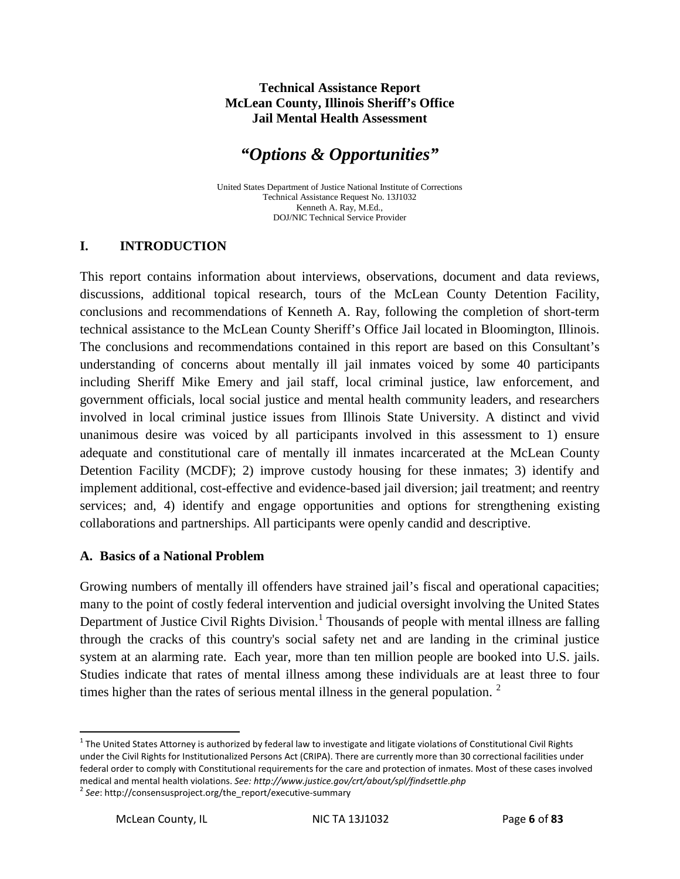**Technical Assistance Report**
**McLean County, Illinois Sheriff's Office**
**Jail Mental Health Assessment**

# *"Options & Opportunities"*

United States Department of Justice National Institute of Corrections
Technical Assistance Request No. 13J1032
Kenneth A. Ray, M.Ed.,
DOJ/NIC Technical Service Provider

## I. INTRODUCTION

This report contains information about interviews, observations, document and data reviews, discussions, additional topical research, tours of the McLean County Detention Facility, conclusions and recommendations of Kenneth A. Ray, following the completion of short-term technical assistance to the McLean County Sheriff's Office Jail located in Bloomington, Illinois. The conclusions and recommendations contained in this report are based on this Consultant's understanding of concerns about mentally ill jail inmates voiced by some 40 participants including Sheriff Mike Emery and jail staff, local criminal justice, law enforcement, and government officials, local social justice and mental health community leaders, and researchers involved in local criminal justice issues from Illinois State University. A distinct and vivid unanimous desire was voiced by all participants involved in this assessment to 1) ensure adequate and constitutional care of mentally ill inmates incarcerated at the McLean County Detention Facility (MCDF); 2) improve custody housing for these inmates; 3) identify and implement additional, cost-effective and evidence-based jail diversion; jail treatment; and reentry services; and, 4) identify and engage opportunities and options for strengthening existing collaborations and partnerships. All participants were openly candid and descriptive.

### A. Basics of a National Problem

Growing numbers of mentally ill offenders have strained jail's fiscal and operational capacities; many to the point of costly federal intervention and judicial oversight involving the United States Department of Justice Civil Rights Division.[1] Thousands of people with mental illness are falling through the cracks of this country's social safety net and are landing in the criminal justice system at an alarming rate. Each year, more than ten million people are booked into U.S. jails. Studies indicate that rates of mental illness among these individuals are at least three to four times higher than the rates of serious mental illness in the general population. [2]

[1] The United States Attorney is authorized by federal law to investigate and litigate violations of Constitutional Civil Rights under the Civil Rights for Institutionalized Persons Act (CRIPA). There are currently more than 30 correctional facilities under federal order to comply with Constitutional requirements for the care and protection of inmates. Most of these cases involved medical and mental health violations. *See: http://www.justice.gov/crt/about/spl/findsettle.php*

[2] *See*: http://consensusproject.org/the_report/executive-summary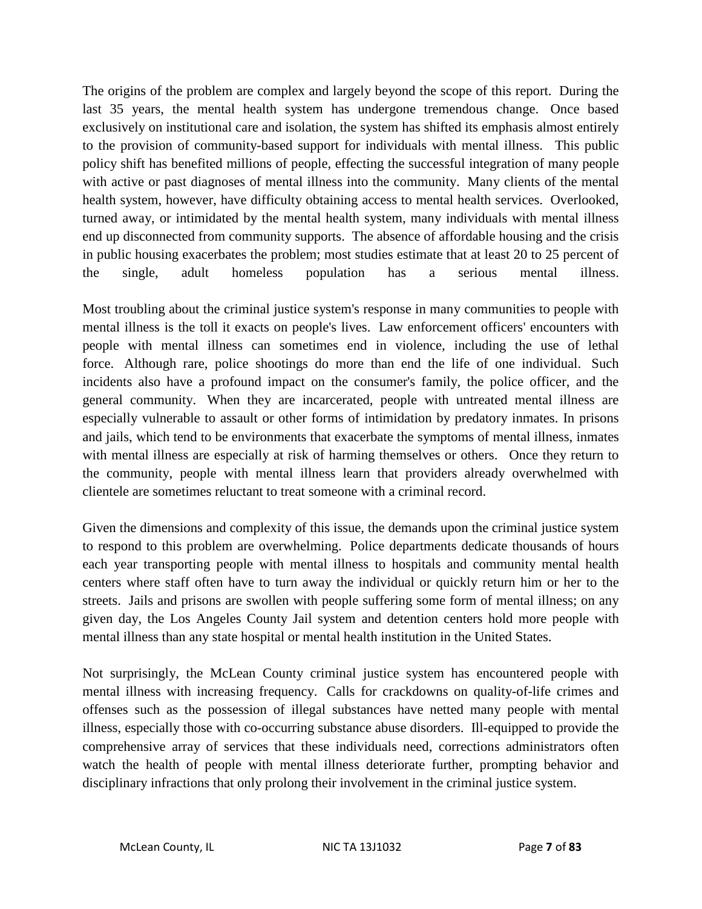The origins of the problem are complex and largely beyond the scope of this report. During the last 35 years, the mental health system has undergone tremendous change. Once based exclusively on institutional care and isolation, the system has shifted its emphasis almost entirely to the provision of community-based support for individuals with mental illness. This public policy shift has benefited millions of people, effecting the successful integration of many people with active or past diagnoses of mental illness into the community. Many clients of the mental health system, however, have difficulty obtaining access to mental health services. Overlooked, turned away, or intimidated by the mental health system, many individuals with mental illness end up disconnected from community supports. The absence of affordable housing and the crisis in public housing exacerbates the problem; most studies estimate that at least 20 to 25 percent of the single, adult homeless population has a serious mental illness.

Most troubling about the criminal justice system's response in many communities to people with mental illness is the toll it exacts on people's lives. Law enforcement officers' encounters with people with mental illness can sometimes end in violence, including the use of lethal force. Although rare, police shootings do more than end the life of one individual. Such incidents also have a profound impact on the consumer's family, the police officer, and the general community. When they are incarcerated, people with untreated mental illness are especially vulnerable to assault or other forms of intimidation by predatory inmates. In prisons and jails, which tend to be environments that exacerbate the symptoms of mental illness, inmates with mental illness are especially at risk of harming themselves or others. Once they return to the community, people with mental illness learn that providers already overwhelmed with clientele are sometimes reluctant to treat someone with a criminal record.

Given the dimensions and complexity of this issue, the demands upon the criminal justice system to respond to this problem are overwhelming. Police departments dedicate thousands of hours each year transporting people with mental illness to hospitals and community mental health centers where staff often have to turn away the individual or quickly return him or her to the streets. Jails and prisons are swollen with people suffering some form of mental illness; on any given day, the Los Angeles County Jail system and detention centers hold more people with mental illness than any state hospital or mental health institution in the United States.

Not surprisingly, the McLean County criminal justice system has encountered people with mental illness with increasing frequency. Calls for crackdowns on quality-of-life crimes and offenses such as the possession of illegal substances have netted many people with mental illness, especially those with co-occurring substance abuse disorders. Ill-equipped to provide the comprehensive array of services that these individuals need, corrections administrators often watch the health of people with mental illness deteriorate further, prompting behavior and disciplinary infractions that only prolong their involvement in the criminal justice system.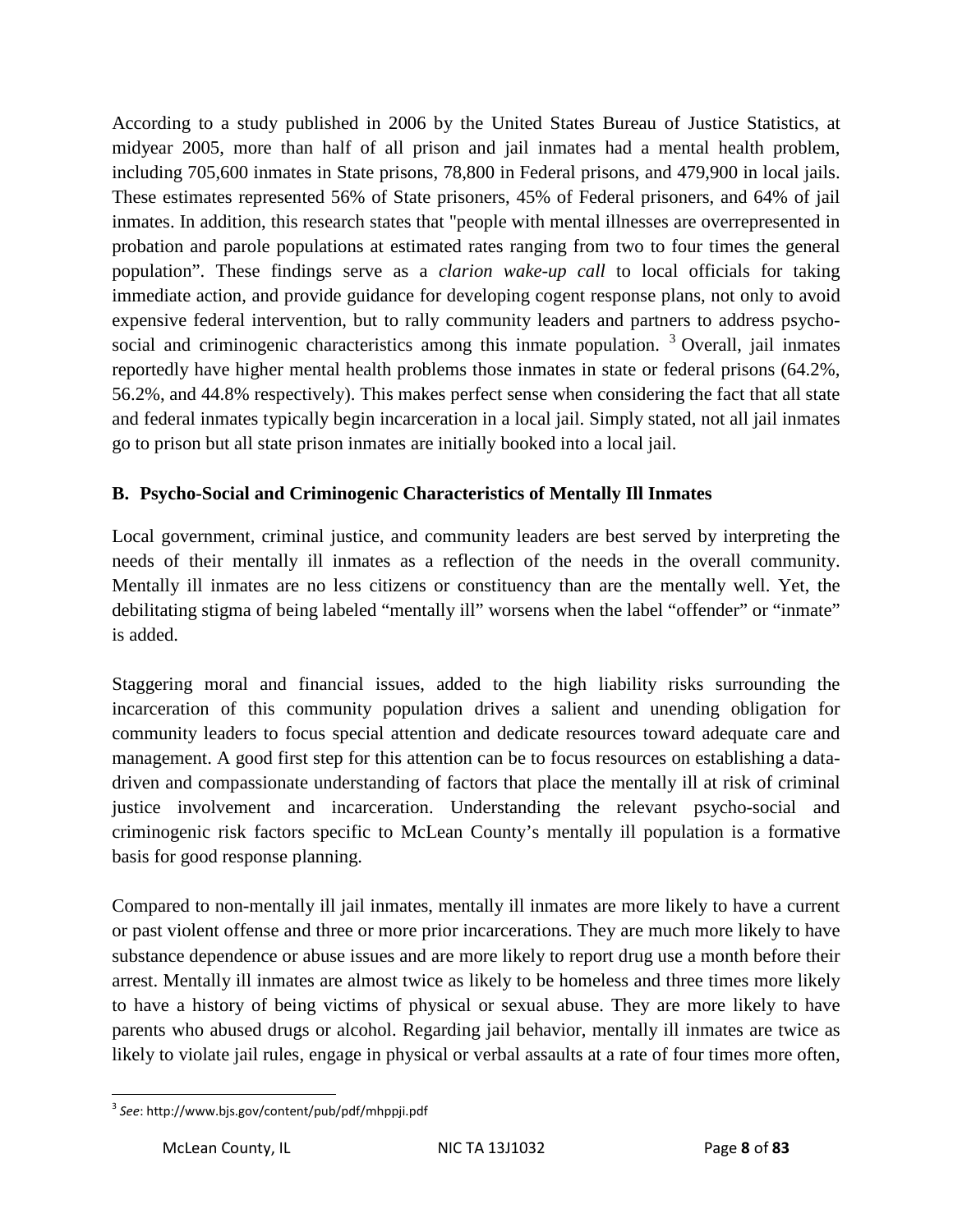According to a study published in 2006 by the United States Bureau of Justice Statistics, at midyear 2005, more than half of all prison and jail inmates had a mental health problem, including 705,600 inmates in State prisons, 78,800 in Federal prisons, and 479,900 in local jails. These estimates represented 56% of State prisoners, 45% of Federal prisoners, and 64% of jail inmates. In addition, this research states that "people with mental illnesses are overrepresented in probation and parole populations at estimated rates ranging from two to four times the general population". These findings serve as a *clarion wake-up call* to local officials for taking immediate action, and provide guidance for developing cogent response plans, not only to avoid expensive federal intervention, but to rally community leaders and partners to address psycho-social and criminogenic characteristics among this inmate population. [3] Overall, jail inmates reportedly have higher mental health problems those inmates in state or federal prisons (64.2%, 56.2%, and 44.8% respectively). This makes perfect sense when considering the fact that all state and federal inmates typically begin incarceration in a local jail. Simply stated, not all jail inmates go to prison but all state prison inmates are initially booked into a local jail.

## B. Psycho-Social and Criminogenic Characteristics of Mentally Ill Inmates

Local government, criminal justice, and community leaders are best served by interpreting the needs of their mentally ill inmates as a reflection of the needs in the overall community. Mentally ill inmates are no less citizens or constituency than are the mentally well. Yet, the debilitating stigma of being labeled "mentally ill" worsens when the label "offender" or "inmate" is added.

Staggering moral and financial issues, added to the high liability risks surrounding the incarceration of this community population drives a salient and unending obligation for community leaders to focus special attention and dedicate resources toward adequate care and management. A good first step for this attention can be to focus resources on establishing a data-driven and compassionate understanding of factors that place the mentally ill at risk of criminal justice involvement and incarceration. Understanding the relevant psycho-social and criminogenic risk factors specific to McLean County's mentally ill population is a formative basis for good response planning.

Compared to non-mentally ill jail inmates, mentally ill inmates are more likely to have a current or past violent offense and three or more prior incarcerations. They are much more likely to have substance dependence or abuse issues and are more likely to report drug use a month before their arrest. Mentally ill inmates are almost twice as likely to be homeless and three times more likely to have a history of being victims of physical or sexual abuse. They are more likely to have parents who abused drugs or alcohol. Regarding jail behavior, mentally ill inmates are twice as likely to violate jail rules, engage in physical or verbal assaults at a rate of four times more often,

[3] *See*: http://www.bjs.gov/content/pub/pdf/mhppji.pdf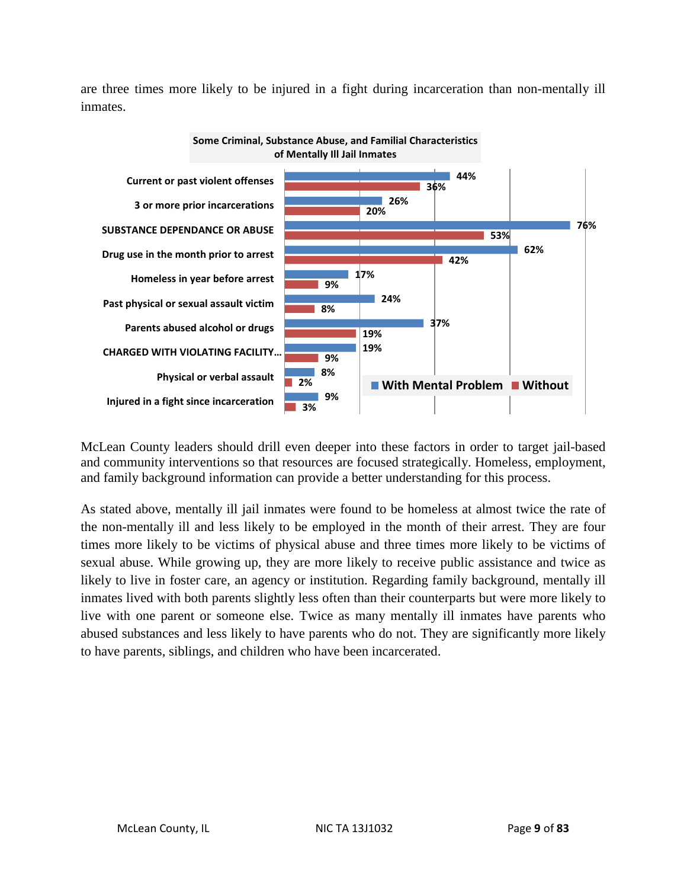are three times more likely to be injured in a fight during incarceration than non-mentally ill inmates.

**Some Criminal, Substance Abuse, and Familial Characteristics of Mentally Ill Jail Inmates**

| Characteristic | With Mental Problem | Without |
|---|---|---|
| Current or past violent offenses | 44% | 36% |
| 3 or more prior incarcerations | 26% | 20% |
| SUBSTANCE DEPENDANCE OR ABUSE | 76% | 53% |
| Drug use in the month prior to arrest | 62% | 42% |
| Homeless in year before arrest | 17% | 9% |
| Past physical or sexual assault victim | 24% | 8% |
| Parents abused alcohol or drugs | 37% | 19% |
| CHARGED WITH VIOLATING FACILITY… | 19% | 9% |
| Physical or verbal assault | 8% | 2% |
| Injured in a fight since incarceration | 9% | 3% |

McLean County leaders should drill even deeper into these factors in order to target jail-based and community interventions so that resources are focused strategically. Homeless, employment, and family background information can provide a better understanding for this process.

As stated above, mentally ill jail inmates were found to be homeless at almost twice the rate of the non-mentally ill and less likely to be employed in the month of their arrest. They are four times more likely to be victims of physical abuse and three times more likely to be victims of sexual abuse. While growing up, they are more likely to receive public assistance and twice as likely to live in foster care, an agency or institution. Regarding family background, mentally ill inmates lived with both parents slightly less often than their counterparts but were more likely to live with one parent or someone else. Twice as many mentally ill inmates have parents who abused substances and less likely to have parents who do not. They are significantly more likely to have parents, siblings, and children who have been incarcerated.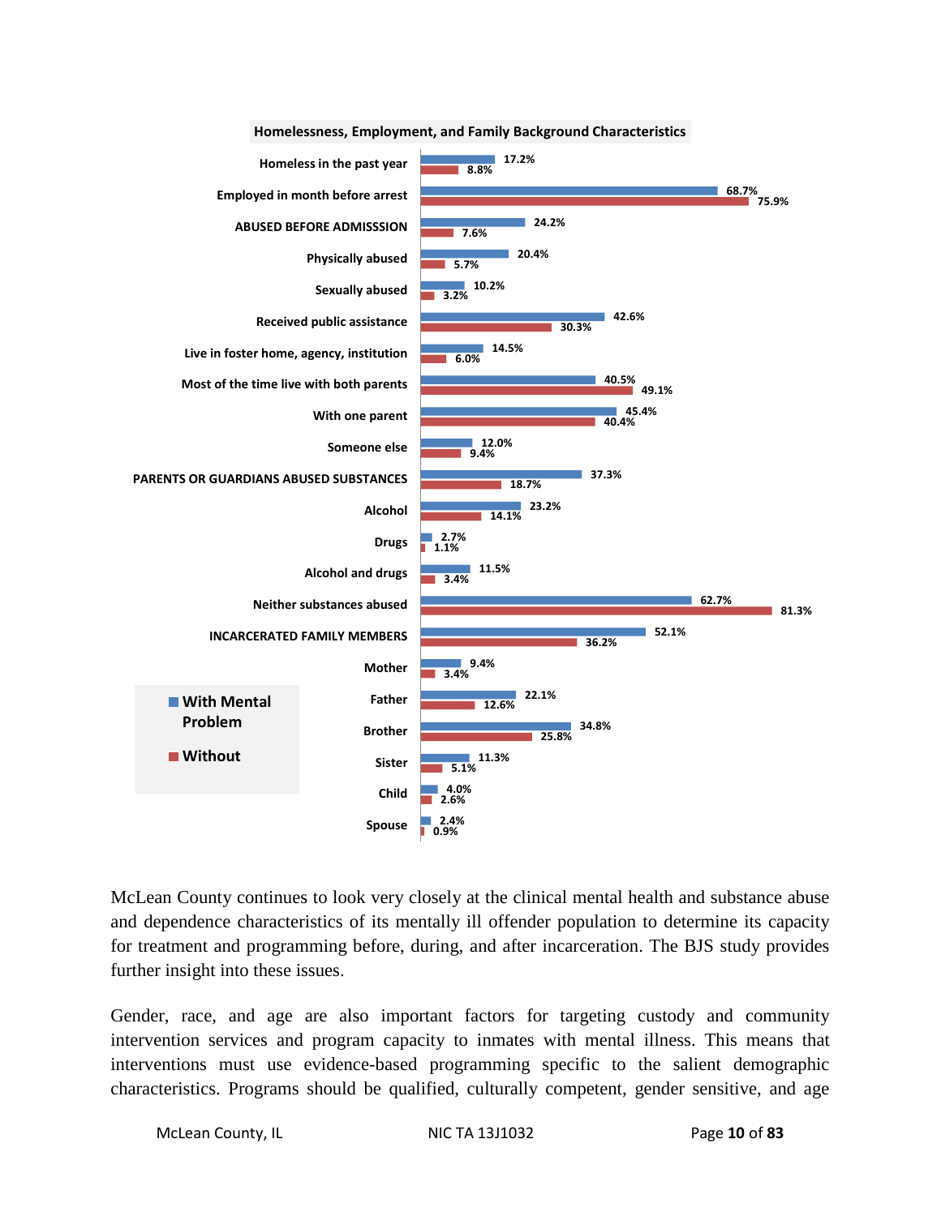**Homelessness, Employment, and Family Background Characteristics**

| Characteristic | With Mental Problem | Without |
|---|---|---|
| Homeless in the past year | 17.2% | 8.8% |
| Employed in month before arrest | 68.7% | 75.9% |
| ABUSED BEFORE ADMISSSION | 24.2% | 7.6% |
| Physically abused | 20.4% | 5.7% |
| Sexually abused | 10.2% | 3.2% |
| Received public assistance | 42.6% | 30.3% |
| Live in foster home, agency, institution | 14.5% | 6.0% |
| Most of the time live with both parents | 40.5% | 49.1% |
| With one parent | 45.4% | 40.4% |
| Someone else | 12.0% | 9.4% |
| PARENTS OR GUARDIANS ABUSED SUBSTANCES | 37.3% | 18.7% |
| Alcohol | 23.2% | 14.1% |
| Drugs | 2.7% | 1.1% |
| Alcohol and drugs | 11.5% | 3.4% |
| Neither substances abused | 62.7% | 81.3% |
| INCARCERATED FAMILY MEMBERS | 52.1% | 36.2% |
| Mother | 9.4% | 3.4% |
| Father | 22.1% | 12.6% |
| Brother | 34.8% | 25.8% |
| Sister | 11.3% | 5.1% |
| Child | 4.0% | 2.6% |
| Spouse | 2.4% | 0.9% |

McLean County continues to look very closely at the clinical mental health and substance abuse and dependence characteristics of its mentally ill offender population to determine its capacity for treatment and programming before, during, and after incarceration. The BJS study provides further insight into these issues.

Gender, race, and age are also important factors for targeting custody and community intervention services and program capacity to inmates with mental illness. This means that interventions must use evidence-based programming specific to the salient demographic characteristics. Programs should be qualified, culturally competent, gender sensitive, and age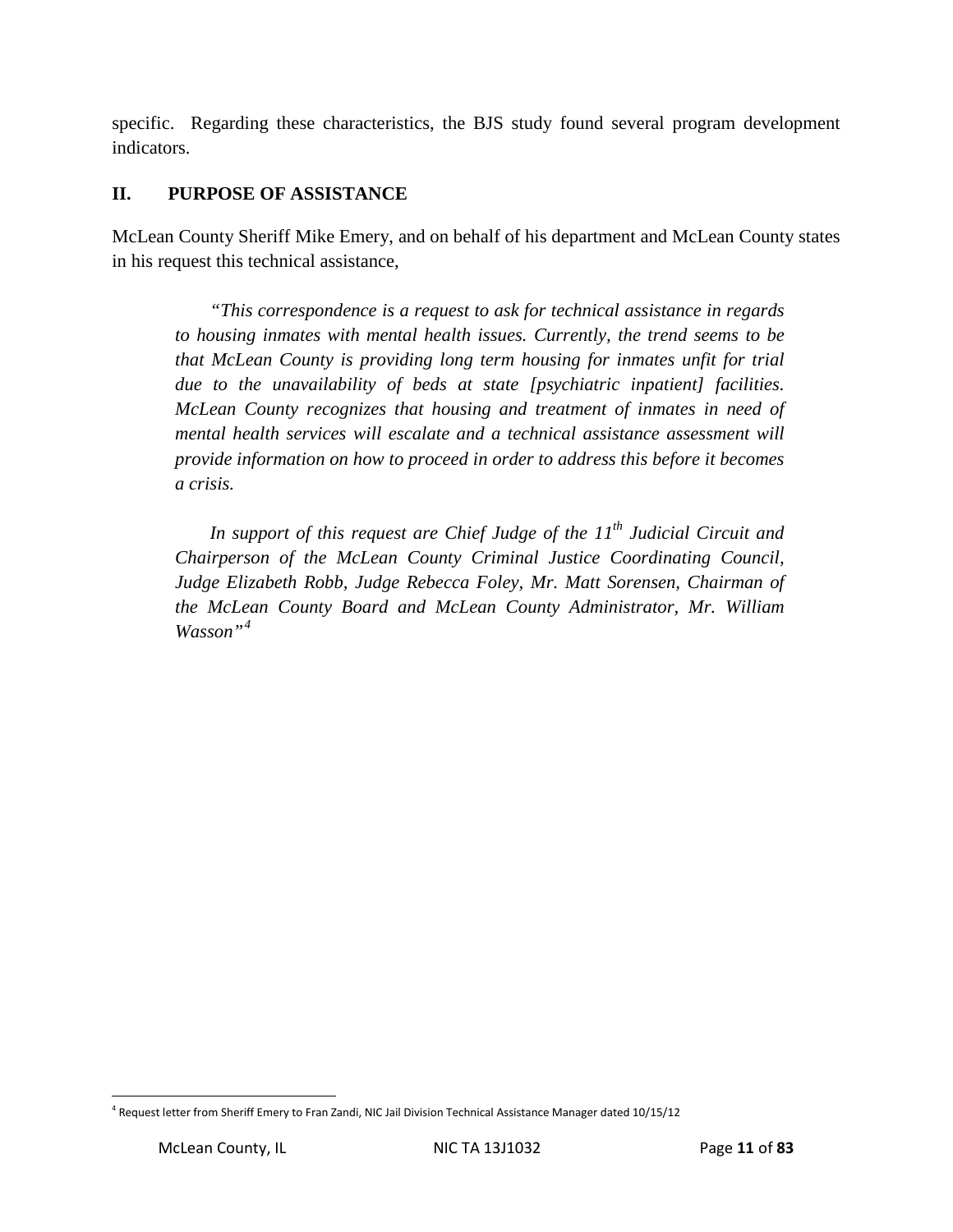specific. Regarding these characteristics, the BJS study found several program development indicators.

## II. PURPOSE OF ASSISTANCE

McLean County Sheriff Mike Emery, and on behalf of his department and McLean County states in his request this technical assistance,

> *"This correspondence is a request to ask for technical assistance in regards to housing inmates with mental health issues. Currently, the trend seems to be that McLean County is providing long term housing for inmates unfit for trial due to the unavailability of beds at state [psychiatric inpatient] facilities. McLean County recognizes that housing and treatment of inmates in need of mental health services will escalate and a technical assistance assessment will provide information on how to proceed in order to address this before it becomes a crisis.*
>
> *In support of this request are Chief Judge of the 11th Judicial Circuit and Chairperson of the McLean County Criminal Justice Coordinating Council, Judge Elizabeth Robb, Judge Rebecca Foley, Mr. Matt Sorensen, Chairman of the McLean County Board and McLean County Administrator, Mr. William Wasson"*[4]

[4] Request letter from Sheriff Emery to Fran Zandi, NIC Jail Division Technical Assistance Manager dated 10/15/12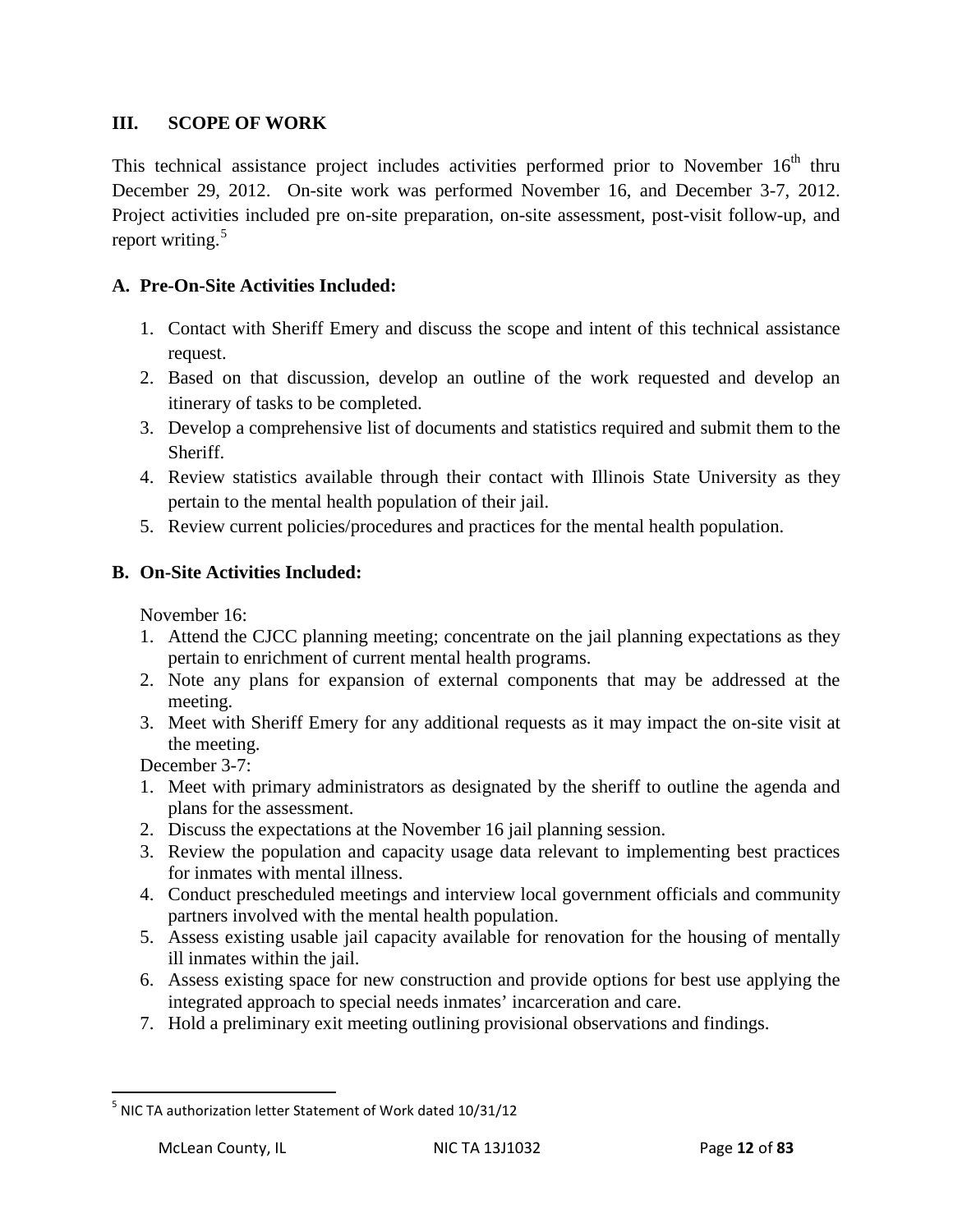## III. SCOPE OF WORK

This technical assistance project includes activities performed prior to November 16th thru December 29, 2012. On-site work was performed November 16, and December 3-7, 2012. Project activities included pre on-site preparation, on-site assessment, post-visit follow-up, and report writing.[5]

### A. Pre-On-Site Activities Included:

1. Contact with Sheriff Emery and discuss the scope and intent of this technical assistance request.
2. Based on that discussion, develop an outline of the work requested and develop an itinerary of tasks to be completed.
3. Develop a comprehensive list of documents and statistics required and submit them to the Sheriff.
4. Review statistics available through their contact with Illinois State University as they pertain to the mental health population of their jail.
5. Review current policies/procedures and practices for the mental health population.

### B. On-Site Activities Included:

November 16:

1. Attend the CJCC planning meeting; concentrate on the jail planning expectations as they pertain to enrichment of current mental health programs.
2. Note any plans for expansion of external components that may be addressed at the meeting.
3. Meet with Sheriff Emery for any additional requests as it may impact the on-site visit at the meeting.

December 3-7:

1. Meet with primary administrators as designated by the sheriff to outline the agenda and plans for the assessment.
2. Discuss the expectations at the November 16 jail planning session.
3. Review the population and capacity usage data relevant to implementing best practices for inmates with mental illness.
4. Conduct prescheduled meetings and interview local government officials and community partners involved with the mental health population.
5. Assess existing usable jail capacity available for renovation for the housing of mentally ill inmates within the jail.
6. Assess existing space for new construction and provide options for best use applying the integrated approach to special needs inmates' incarceration and care.
7. Hold a preliminary exit meeting outlining provisional observations and findings.

---

[5] NIC TA authorization letter Statement of Work dated 10/31/12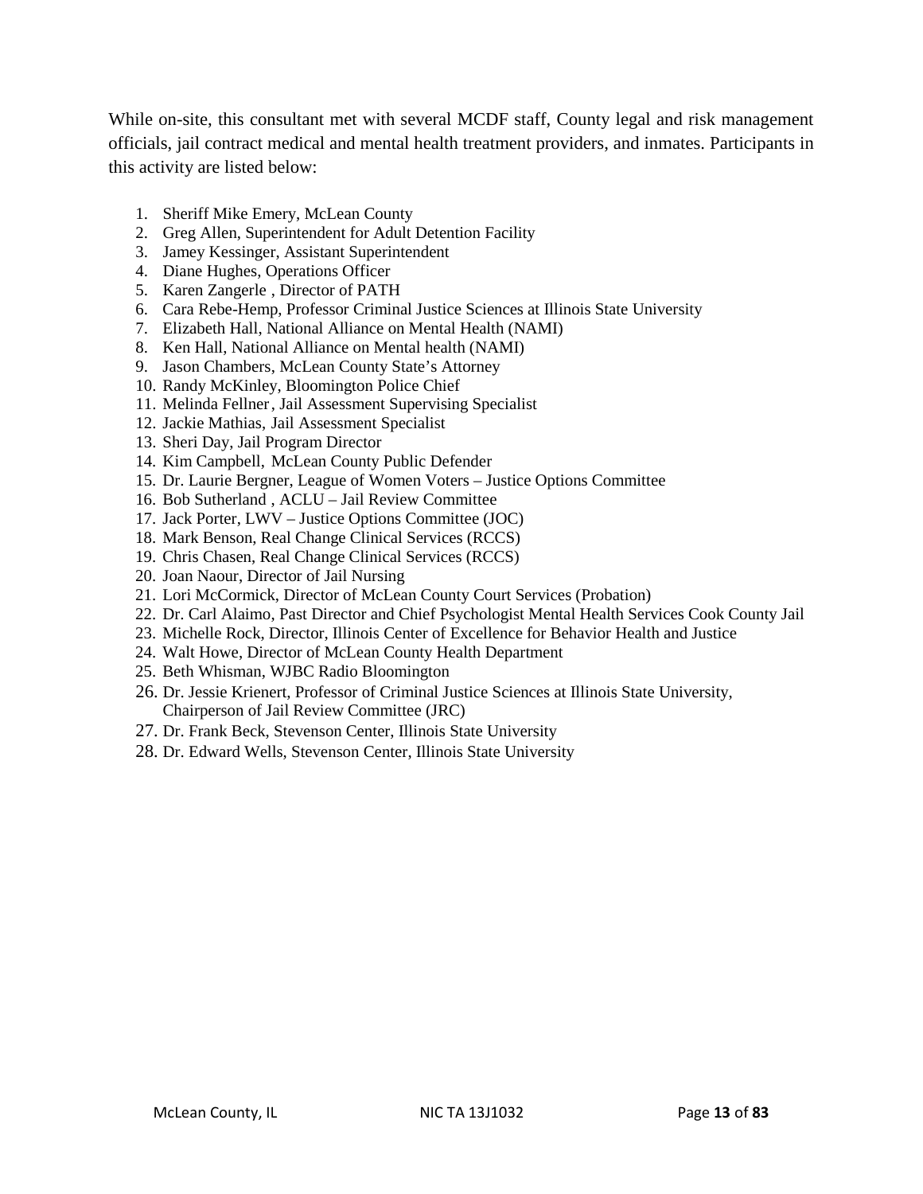While on-site, this consultant met with several MCDF staff, County legal and risk management officials, jail contract medical and mental health treatment providers, and inmates. Participants in this activity are listed below:

1. Sheriff Mike Emery, McLean County
2. Greg Allen, Superintendent for Adult Detention Facility
3. Jamey Kessinger, Assistant Superintendent
4. Diane Hughes, Operations Officer
5. Karen Zangerle , Director of PATH
6. Cara Rebe-Hemp, Professor Criminal Justice Sciences at Illinois State University
7. Elizabeth Hall, National Alliance on Mental Health (NAMI)
8. Ken Hall, National Alliance on Mental health (NAMI)
9. Jason Chambers, McLean County State's Attorney
10. Randy McKinley, Bloomington Police Chief
11. Melinda Fellner, Jail Assessment Supervising Specialist
12. Jackie Mathias, Jail Assessment Specialist
13. Sheri Day, Jail Program Director
14. Kim Campbell, McLean County Public Defender
15. Dr. Laurie Bergner, League of Women Voters – Justice Options Committee
16. Bob Sutherland , ACLU – Jail Review Committee
17. Jack Porter, LWV – Justice Options Committee (JOC)
18. Mark Benson, Real Change Clinical Services (RCCS)
19. Chris Chasen, Real Change Clinical Services (RCCS)
20. Joan Naour, Director of Jail Nursing
21. Lori McCormick, Director of McLean County Court Services (Probation)
22. Dr. Carl Alaimo, Past Director and Chief Psychologist Mental Health Services Cook County Jail
23. Michelle Rock, Director, Illinois Center of Excellence for Behavior Health and Justice
24. Walt Howe, Director of McLean County Health Department
25. Beth Whisman, WJBC Radio Bloomington
26. Dr. Jessie Krienert, Professor of Criminal Justice Sciences at Illinois State University, Chairperson of Jail Review Committee (JRC)
27. Dr. Frank Beck, Stevenson Center, Illinois State University
28. Dr. Edward Wells, Stevenson Center, Illinois State University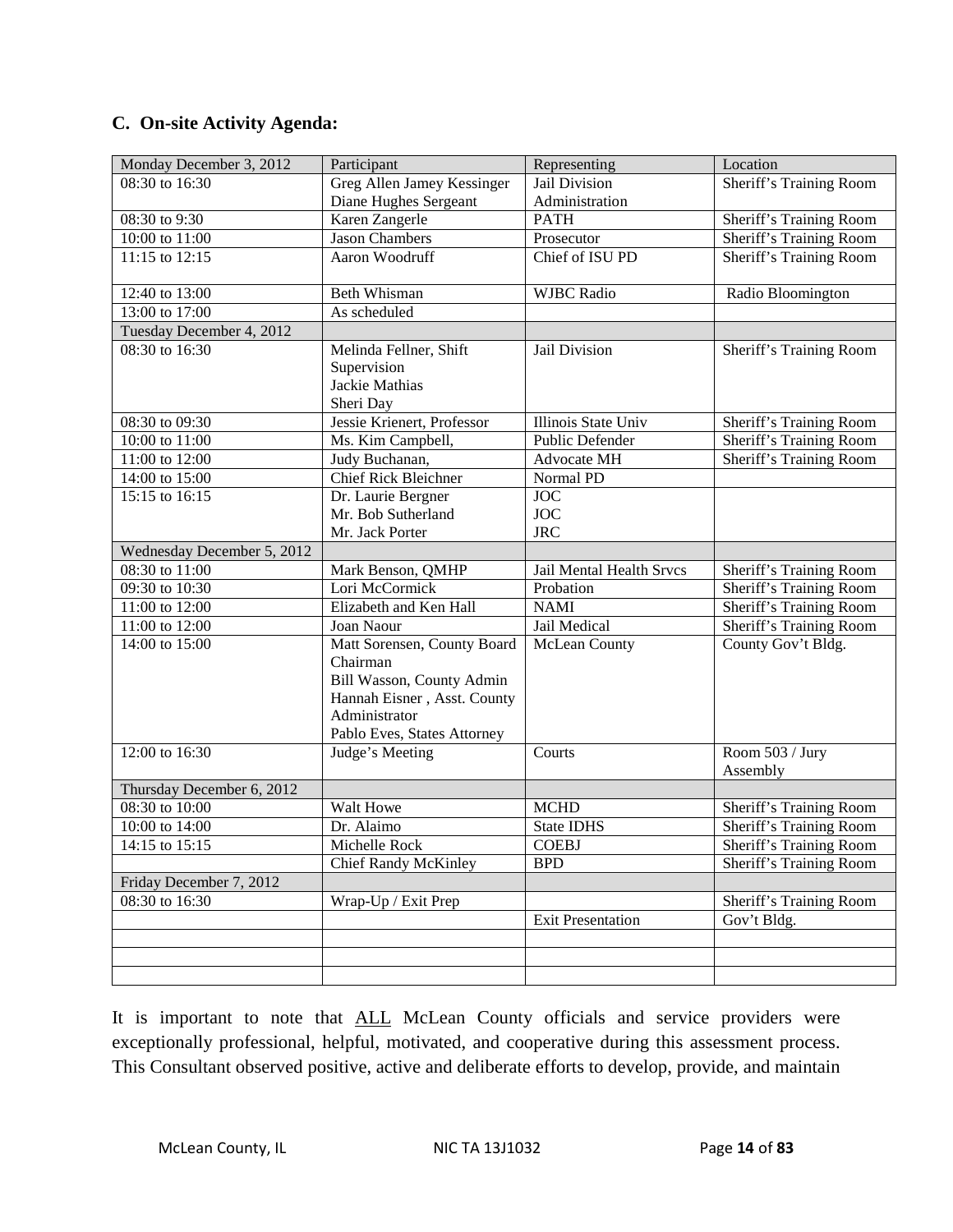### C. On-site Activity Agenda:

| Monday December 3, 2012 | Participant | Representing | Location |
|---|---|---|---|
| 08:30 to 16:30 | Greg Allen Jamey Kessinger Diane Hughes Sergeant | Jail Division Administration | Sheriff's Training Room |
| 08:30 to 9:30 | Karen Zangerle | PATH | Sheriff's Training Room |
| 10:00 to 11:00 | Jason Chambers | Prosecutor | Sheriff's Training Room |
| 11:15 to 12:15 | Aaron Woodruff | Chief of ISU PD | Sheriff's Training Room |
| 12:40 to 13:00 | Beth Whisman | WJBC Radio | Radio Bloomington |
| 13:00 to 17:00 | As scheduled | | |
| Tuesday December 4, 2012 | | | |
| 08:30 to 16:30 | Melinda Fellner, Shift Supervision<br>Jackie Mathias<br>Sheri Day | Jail Division | Sheriff's Training Room |
| 08:30 to 09:30 | Jessie Krienert, Professor | Illinois State Univ | Sheriff's Training Room |
| 10:00 to 11:00 | Ms. Kim Campbell, | Public Defender | Sheriff's Training Room |
| 11:00 to 12:00 | Judy Buchanan, | Advocate MH | Sheriff's Training Room |
| 14:00 to 15:00 | Chief Rick Bleichner | Normal PD | |
| 15:15 to 16:15 | Dr. Laurie Bergner<br>Mr. Bob Sutherland<br>Mr. Jack Porter | JOC<br>JOC<br>JRC | |
| Wednesday December 5, 2012 | | | |
| 08:30 to 11:00 | Mark Benson, QMHP | Jail Mental Health Srvcs | Sheriff's Training Room |
| 09:30 to 10:30 | Lori McCormick | Probation | Sheriff's Training Room |
| 11:00 to 12:00 | Elizabeth and Ken Hall | NAMI | Sheriff's Training Room |
| 11:00 to 12:00 | Joan Naour | Jail Medical | Sheriff's Training Room |
| 14:00 to 15:00 | Matt Sorensen, County Board Chairman<br>Bill Wasson, County Admin<br>Hannah Eisner , Asst. County Administrator<br>Pablo Eves, States Attorney | McLean County | County Gov't Bldg. |
| 12:00 to 16:30 | Judge's Meeting | Courts | Room 503 / Jury Assembly |
| Thursday December 6, 2012 | | | |
| 08:30 to 10:00 | Walt Howe | MCHD | Sheriff's Training Room |
| 10:00 to 14:00 | Dr. Alaimo | State IDHS | Sheriff's Training Room |
| 14:15 to 15:15 | Michelle Rock | COEBJ | Sheriff's Training Room |
| | Chief Randy McKinley | BPD | Sheriff's Training Room |
| Friday December 7, 2012 | | | |
| 08:30 to 16:30 | Wrap-Up / Exit Prep | | Sheriff's Training Room |
| | | Exit Presentation | Gov't Bldg. |
| | | | |
| | | | |
| | | | |

It is important to note that ALL McLean County officials and service providers were exceptionally professional, helpful, motivated, and cooperative during this assessment process. This Consultant observed positive, active and deliberate efforts to develop, provide, and maintain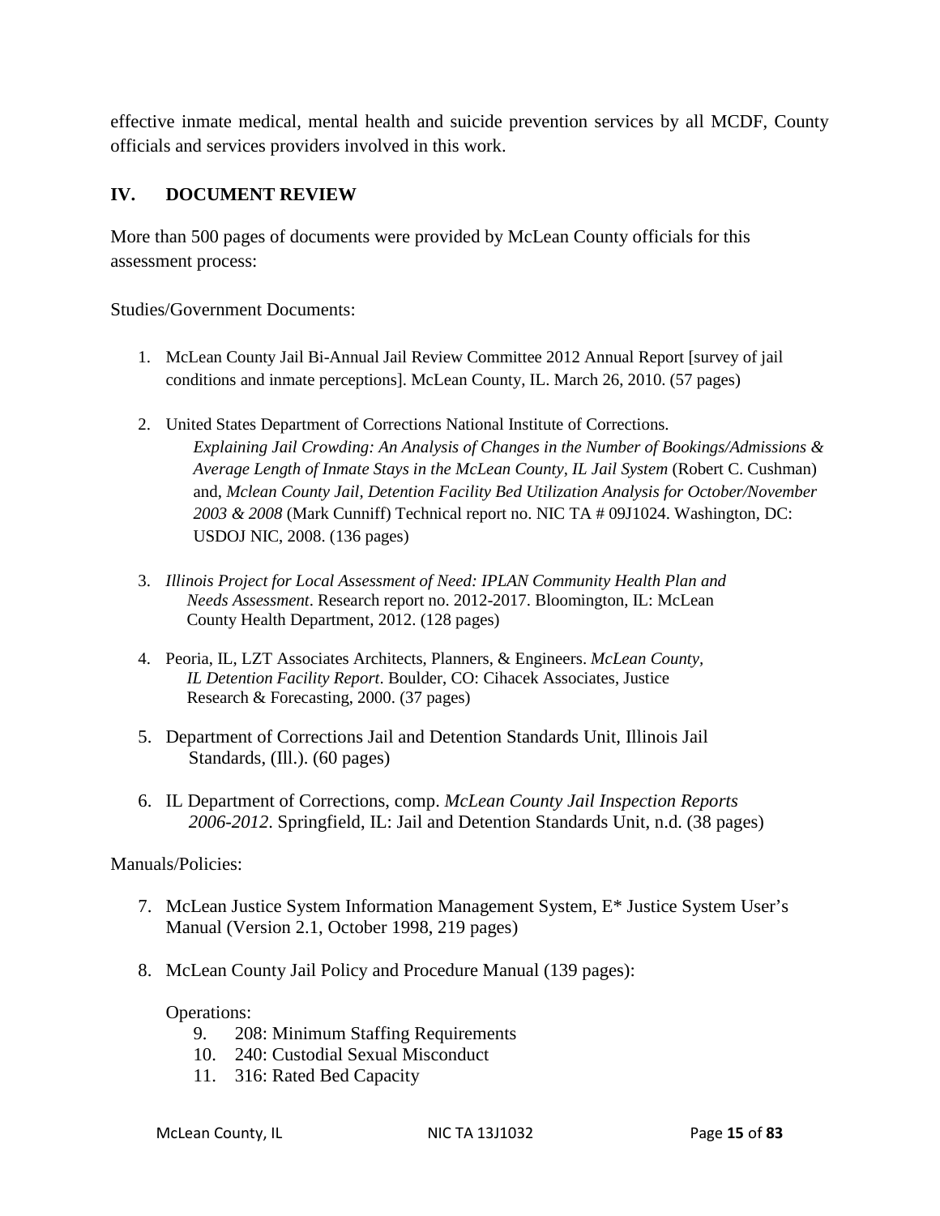effective inmate medical, mental health and suicide prevention services by all MCDF, County officials and services providers involved in this work.

## IV. DOCUMENT REVIEW

More than 500 pages of documents were provided by McLean County officials for this assessment process:

Studies/Government Documents:

1. McLean County Jail Bi-Annual Jail Review Committee 2012 Annual Report [survey of jail conditions and inmate perceptions]. McLean County, IL. March 26, 2010. (57 pages)

2. United States Department of Corrections National Institute of Corrections. *Explaining Jail Crowding: An Analysis of Changes in the Number of Bookings/Admissions & Average Length of Inmate Stays in the McLean County, IL Jail System* (Robert C. Cushman) and, *Mclean County Jail, Detention Facility Bed Utilization Analysis for October/November 2003 & 2008* (Mark Cunniff) Technical report no. NIC TA # 09J1024. Washington, DC: USDOJ NIC, 2008. (136 pages)

3. *Illinois Project for Local Assessment of Need: IPLAN Community Health Plan and Needs Assessment*. Research report no. 2012-2017. Bloomington, IL: McLean County Health Department, 2012. (128 pages)

4. Peoria, IL, LZT Associates Architects, Planners, & Engineers. *McLean County, IL Detention Facility Report*. Boulder, CO: Cihacek Associates, Justice Research & Forecasting, 2000. (37 pages)

5. Department of Corrections Jail and Detention Standards Unit, Illinois Jail Standards, (Ill.). (60 pages)

6. IL Department of Corrections, comp. *McLean County Jail Inspection Reports 2006-2012*. Springfield, IL: Jail and Detention Standards Unit, n.d. (38 pages)

Manuals/Policies:

7. McLean Justice System Information Management System, E* Justice System User's Manual (Version 2.1, October 1998, 219 pages)

8. McLean County Jail Policy and Procedure Manual (139 pages):

   Operations:

   9. 208: Minimum Staffing Requirements
   10. 240: Custodial Sexual Misconduct
   11. 316: Rated Bed Capacity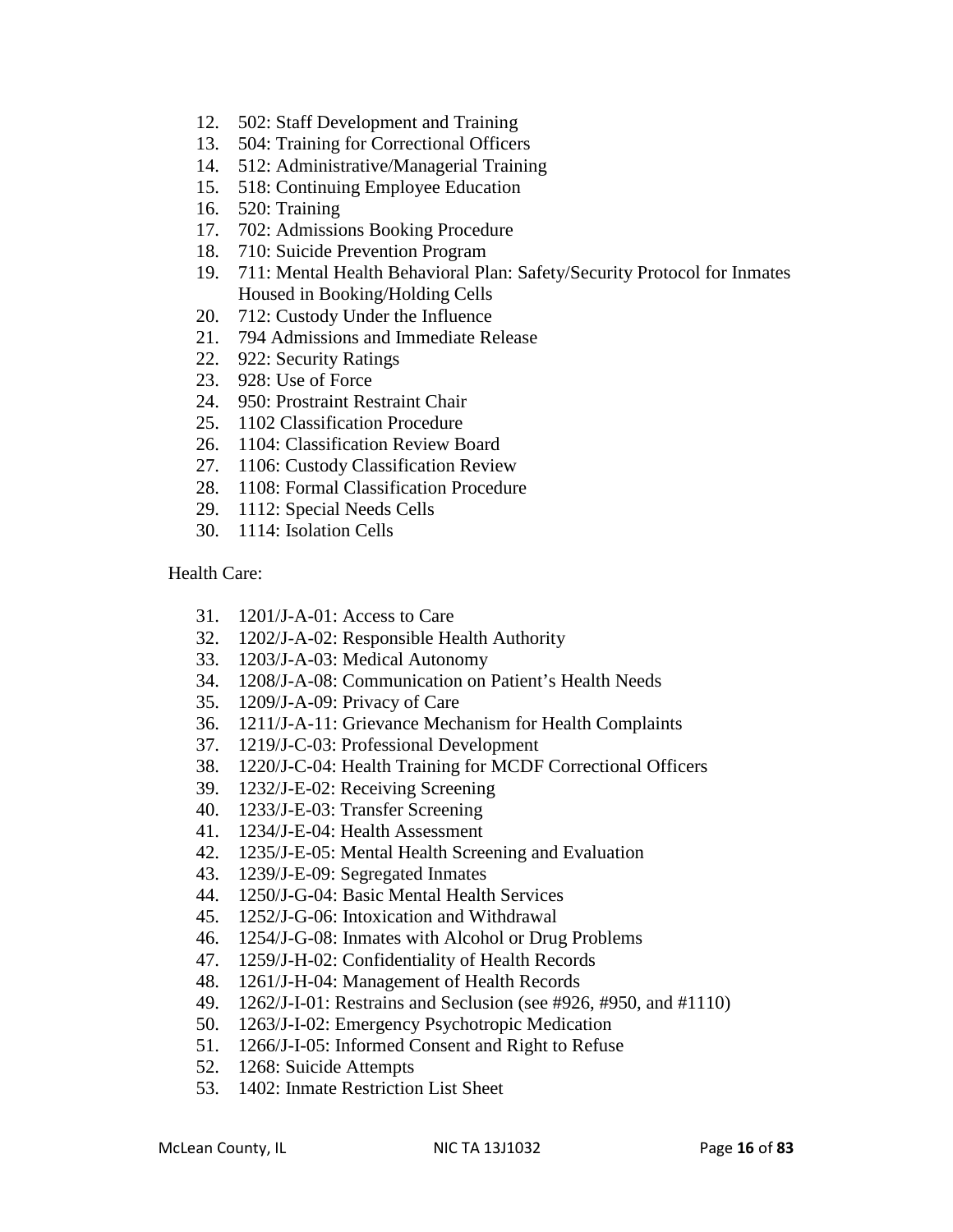12. 502: Staff Development and Training
13. 504: Training for Correctional Officers
14. 512: Administrative/Managerial Training
15. 518: Continuing Employee Education
16. 520: Training
17. 702: Admissions Booking Procedure
18. 710: Suicide Prevention Program
19. 711: Mental Health Behavioral Plan: Safety/Security Protocol for Inmates Housed in Booking/Holding Cells
20. 712: Custody Under the Influence
21. 794 Admissions and Immediate Release
22. 922: Security Ratings
23. 928: Use of Force
24. 950: Prostraint Restraint Chair
25. 1102 Classification Procedure
26. 1104: Classification Review Board
27. 1106: Custody Classification Review
28. 1108: Formal Classification Procedure
29. 1112: Special Needs Cells
30. 1114: Isolation Cells

Health Care:

31. 1201/J-A-01: Access to Care
32. 1202/J-A-02: Responsible Health Authority
33. 1203/J-A-03: Medical Autonomy
34. 1208/J-A-08: Communication on Patient's Health Needs
35. 1209/J-A-09: Privacy of Care
36. 1211/J-A-11: Grievance Mechanism for Health Complaints
37. 1219/J-C-03: Professional Development
38. 1220/J-C-04: Health Training for MCDF Correctional Officers
39. 1232/J-E-02: Receiving Screening
40. 1233/J-E-03: Transfer Screening
41. 1234/J-E-04: Health Assessment
42. 1235/J-E-05: Mental Health Screening and Evaluation
43. 1239/J-E-09: Segregated Inmates
44. 1250/J-G-04: Basic Mental Health Services
45. 1252/J-G-06: Intoxication and Withdrawal
46. 1254/J-G-08: Inmates with Alcohol or Drug Problems
47. 1259/J-H-02: Confidentiality of Health Records
48. 1261/J-H-04: Management of Health Records
49. 1262/J-I-01: Restrains and Seclusion (see #926, #950, and #1110)
50. 1263/J-I-02: Emergency Psychotropic Medication
51. 1266/J-I-05: Informed Consent and Right to Refuse
52. 1268: Suicide Attempts
53. 1402: Inmate Restriction List Sheet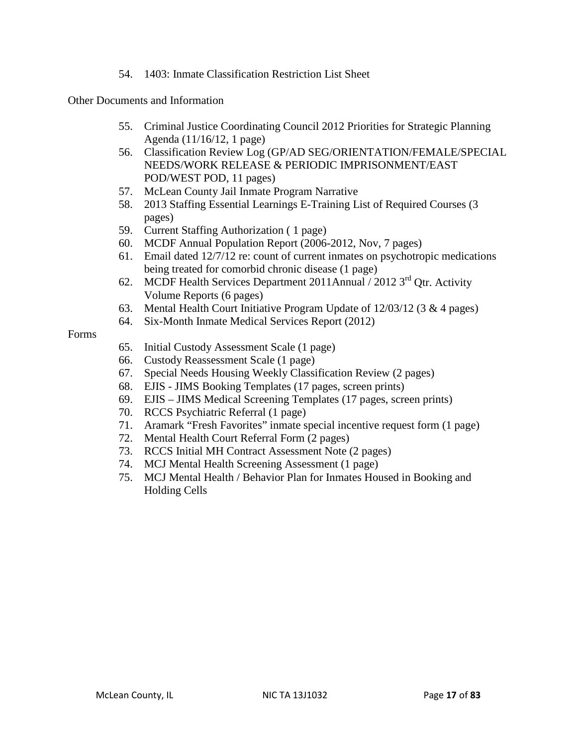54. 1403: Inmate Classification Restriction List Sheet

Other Documents and Information

55. Criminal Justice Coordinating Council 2012 Priorities for Strategic Planning Agenda (11/16/12, 1 page)
56. Classification Review Log (GP/AD SEG/ORIENTATION/FEMALE/SPECIAL NEEDS/WORK RELEASE & PERIODIC IMPRISONMENT/EAST POD/WEST POD, 11 pages)
57. McLean County Jail Inmate Program Narrative
58. 2013 Staffing Essential Learnings E-Training List of Required Courses (3 pages)
59. Current Staffing Authorization ( 1 page)
60. MCDF Annual Population Report (2006-2012, Nov, 7 pages)
61. Email dated 12/7/12 re: count of current inmates on psychotropic medications being treated for comorbid chronic disease (1 page)
62. MCDF Health Services Department 2011Annual / 2012 3rd Qtr. Activity Volume Reports (6 pages)
63. Mental Health Court Initiative Program Update of 12/03/12 (3 & 4 pages)
64. Six-Month Inmate Medical Services Report (2012)

Forms

65. Initial Custody Assessment Scale (1 page)
66. Custody Reassessment Scale (1 page)
67. Special Needs Housing Weekly Classification Review (2 pages)
68. EJIS - JIMS Booking Templates (17 pages, screen prints)
69. EJIS – JIMS Medical Screening Templates (17 pages, screen prints)
70. RCCS Psychiatric Referral (1 page)
71. Aramark "Fresh Favorites" inmate special incentive request form (1 page)
72. Mental Health Court Referral Form (2 pages)
73. RCCS Initial MH Contract Assessment Note (2 pages)
74. MCJ Mental Health Screening Assessment (1 page)
75. MCJ Mental Health / Behavior Plan for Inmates Housed in Booking and Holding Cells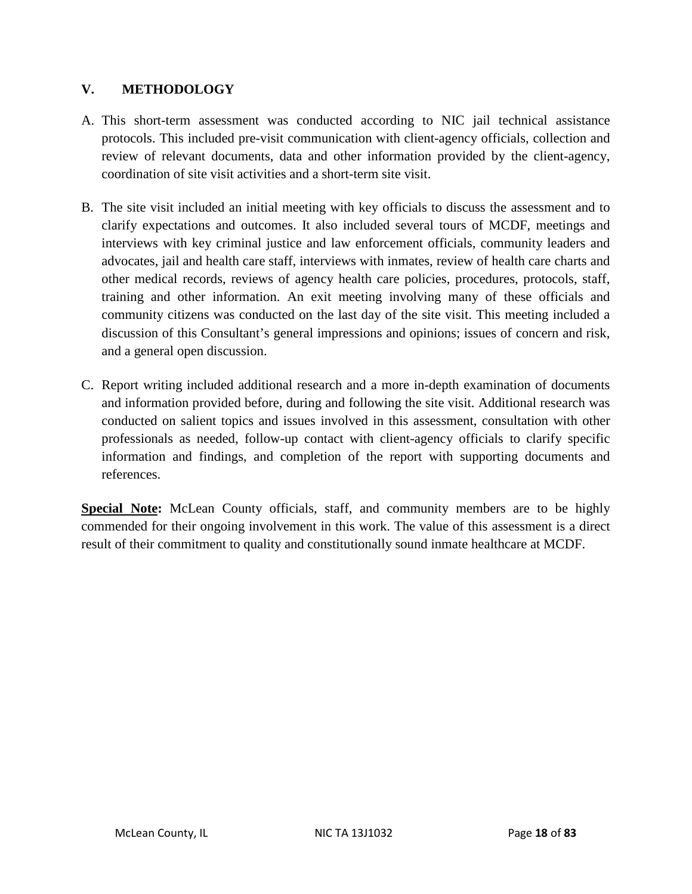## V. METHODOLOGY

A. This short-term assessment was conducted according to NIC jail technical assistance protocols. This included pre-visit communication with client-agency officials, collection and review of relevant documents, data and other information provided by the client-agency, coordination of site visit activities and a short-term site visit.

B. The site visit included an initial meeting with key officials to discuss the assessment and to clarify expectations and outcomes. It also included several tours of MCDF, meetings and interviews with key criminal justice and law enforcement officials, community leaders and advocates, jail and health care staff, interviews with inmates, review of health care charts and other medical records, reviews of agency health care policies, procedures, protocols, staff, training and other information. An exit meeting involving many of these officials and community citizens was conducted on the last day of the site visit. This meeting included a discussion of this Consultant's general impressions and opinions; issues of concern and risk, and a general open discussion.

C. Report writing included additional research and a more in-depth examination of documents and information provided before, during and following the site visit. Additional research was conducted on salient topics and issues involved in this assessment, consultation with other professionals as needed, follow-up contact with client-agency officials to clarify specific information and findings, and completion of the report with supporting documents and references.

**Special Note:** McLean County officials, staff, and community members are to be highly commended for their ongoing involvement in this work. The value of this assessment is a direct result of their commitment to quality and constitutionally sound inmate healthcare at MCDF.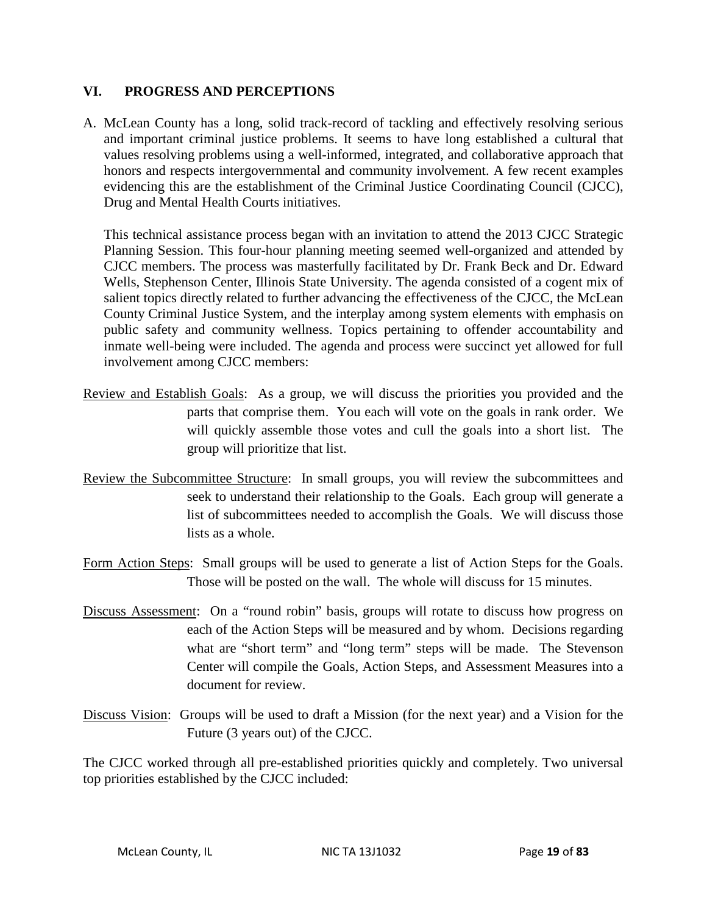## VI. PROGRESS AND PERCEPTIONS

A. McLean County has a long, solid track-record of tackling and effectively resolving serious and important criminal justice problems. It seems to have long established a cultural that values resolving problems using a well-informed, integrated, and collaborative approach that honors and respects intergovernmental and community involvement. A few recent examples evidencing this are the establishment of the Criminal Justice Coordinating Council (CJCC), Drug and Mental Health Courts initiatives.

   This technical assistance process began with an invitation to attend the 2013 CJCC Strategic Planning Session. This four-hour planning meeting seemed well-organized and attended by CJCC members. The process was masterfully facilitated by Dr. Frank Beck and Dr. Edward Wells, Stephenson Center, Illinois State University. The agenda consisted of a cogent mix of salient topics directly related to further advancing the effectiveness of the CJCC, the McLean County Criminal Justice System, and the interplay among system elements with emphasis on public safety and community wellness. Topics pertaining to offender accountability and inmate well-being were included. The agenda and process were succinct yet allowed for full involvement among CJCC members:

<u>Review and Establish Goals</u>: As a group, we will discuss the priorities you provided and the parts that comprise them. You each will vote on the goals in rank order. We will quickly assemble those votes and cull the goals into a short list. The group will prioritize that list.

<u>Review the Subcommittee Structure</u>: In small groups, you will review the subcommittees and seek to understand their relationship to the Goals. Each group will generate a list of subcommittees needed to accomplish the Goals. We will discuss those lists as a whole.

<u>Form Action Steps</u>: Small groups will be used to generate a list of Action Steps for the Goals. Those will be posted on the wall. The whole will discuss for 15 minutes.

<u>Discuss Assessment</u>: On a "round robin" basis, groups will rotate to discuss how progress on each of the Action Steps will be measured and by whom. Decisions regarding what are "short term" and "long term" steps will be made. The Stevenson Center will compile the Goals, Action Steps, and Assessment Measures into a document for review.

<u>Discuss Vision</u>: Groups will be used to draft a Mission (for the next year) and a Vision for the Future (3 years out) of the CJCC.

The CJCC worked through all pre-established priorities quickly and completely. Two universal top priorities established by the CJCC included: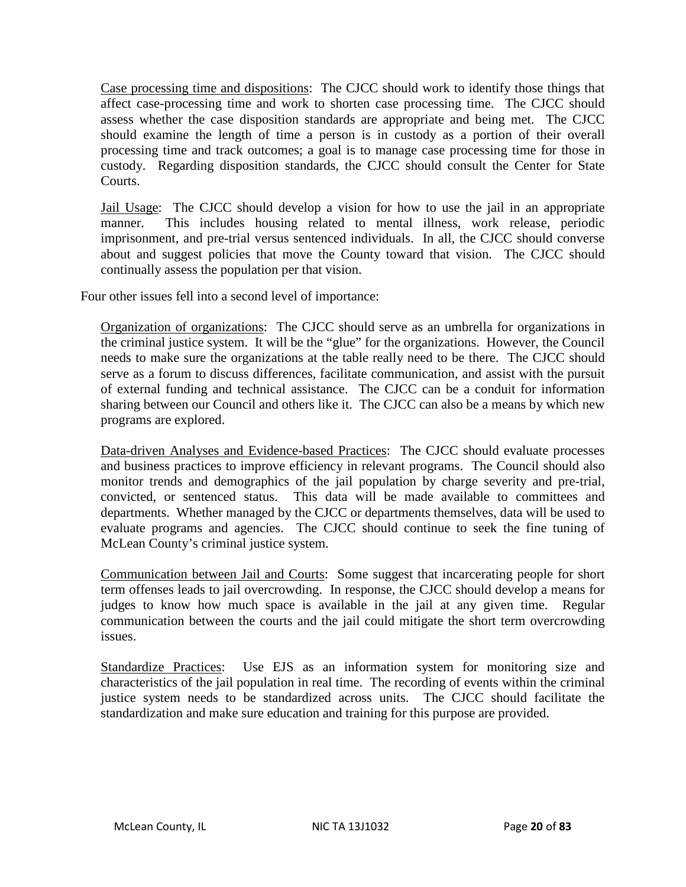<u>Case processing time and dispositions</u>: The CJCC should work to identify those things that affect case-processing time and work to shorten case processing time. The CJCC should assess whether the case disposition standards are appropriate and being met. The CJCC should examine the length of time a person is in custody as a portion of their overall processing time and track outcomes; a goal is to manage case processing time for those in custody. Regarding disposition standards, the CJCC should consult the Center for State Courts.

<u>Jail Usage</u>: The CJCC should develop a vision for how to use the jail in an appropriate manner. This includes housing related to mental illness, work release, periodic imprisonment, and pre-trial versus sentenced individuals. In all, the CJCC should converse about and suggest policies that move the County toward that vision. The CJCC should continually assess the population per that vision.

Four other issues fell into a second level of importance:

<u>Organization of organizations</u>: The CJCC should serve as an umbrella for organizations in the criminal justice system. It will be the "glue" for the organizations. However, the Council needs to make sure the organizations at the table really need to be there. The CJCC should serve as a forum to discuss differences, facilitate communication, and assist with the pursuit of external funding and technical assistance. The CJCC can be a conduit for information sharing between our Council and others like it. The CJCC can also be a means by which new programs are explored.

<u>Data-driven Analyses and Evidence-based Practices</u>: The CJCC should evaluate processes and business practices to improve efficiency in relevant programs. The Council should also monitor trends and demographics of the jail population by charge severity and pre-trial, convicted, or sentenced status. This data will be made available to committees and departments. Whether managed by the CJCC or departments themselves, data will be used to evaluate programs and agencies. The CJCC should continue to seek the fine tuning of McLean County's criminal justice system.

<u>Communication between Jail and Courts</u>: Some suggest that incarcerating people for short term offenses leads to jail overcrowding. In response, the CJCC should develop a means for judges to know how much space is available in the jail at any given time. Regular communication between the courts and the jail could mitigate the short term overcrowding issues.

<u>Standardize Practices</u>: Use EJS as an information system for monitoring size and characteristics of the jail population in real time. The recording of events within the criminal justice system needs to be standardized across units. The CJCC should facilitate the standardization and make sure education and training for this purpose are provided.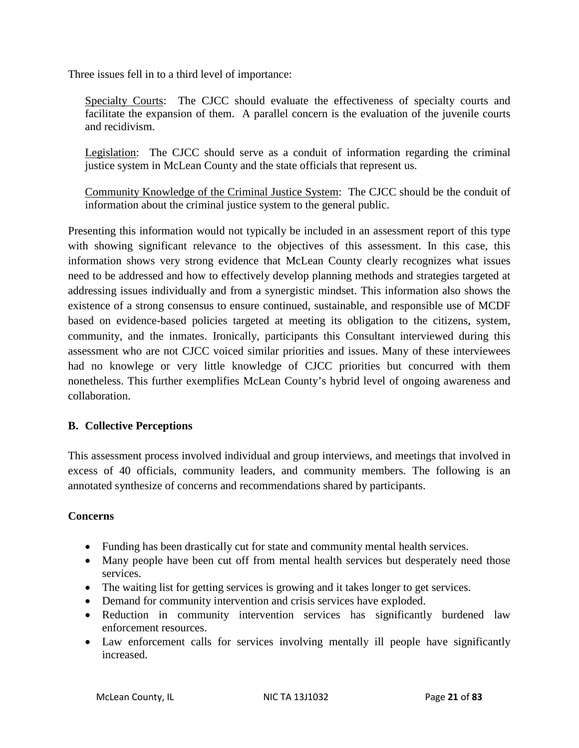Three issues fell in to a third level of importance:

> Specialty Courts: The CJCC should evaluate the effectiveness of specialty courts and facilitate the expansion of them. A parallel concern is the evaluation of the juvenile courts and recidivism.
>
> Legislation: The CJCC should serve as a conduit of information regarding the criminal justice system in McLean County and the state officials that represent us.
>
> Community Knowledge of the Criminal Justice System: The CJCC should be the conduit of information about the criminal justice system to the general public.

Presenting this information would not typically be included in an assessment report of this type with showing significant relevance to the objectives of this assessment. In this case, this information shows very strong evidence that McLean County clearly recognizes what issues need to be addressed and how to effectively develop planning methods and strategies targeted at addressing issues individually and from a synergistic mindset. This information also shows the existence of a strong consensus to ensure continued, sustainable, and responsible use of MCDF based on evidence-based policies targeted at meeting its obligation to the citizens, system, community, and the inmates. Ironically, participants this Consultant interviewed during this assessment who are not CJCC voiced similar priorities and issues. Many of these interviewees had no knowlege or very little knowledge of CJCC priorities but concurred with them nonetheless. This further exemplifies McLean County's hybrid level of ongoing awareness and collaboration.

### B. Collective Perceptions

This assessment process involved individual and group interviews, and meetings that involved in excess of 40 officials, community leaders, and community members. The following is an annotated synthesize of concerns and recommendations shared by participants.

#### Concerns

- Funding has been drastically cut for state and community mental health services.
- Many people have been cut off from mental health services but desperately need those services.
- The waiting list for getting services is growing and it takes longer to get services.
- Demand for community intervention and crisis services have exploded.
- Reduction in community intervention services has significantly burdened law enforcement resources.
- Law enforcement calls for services involving mentally ill people have significantly increased.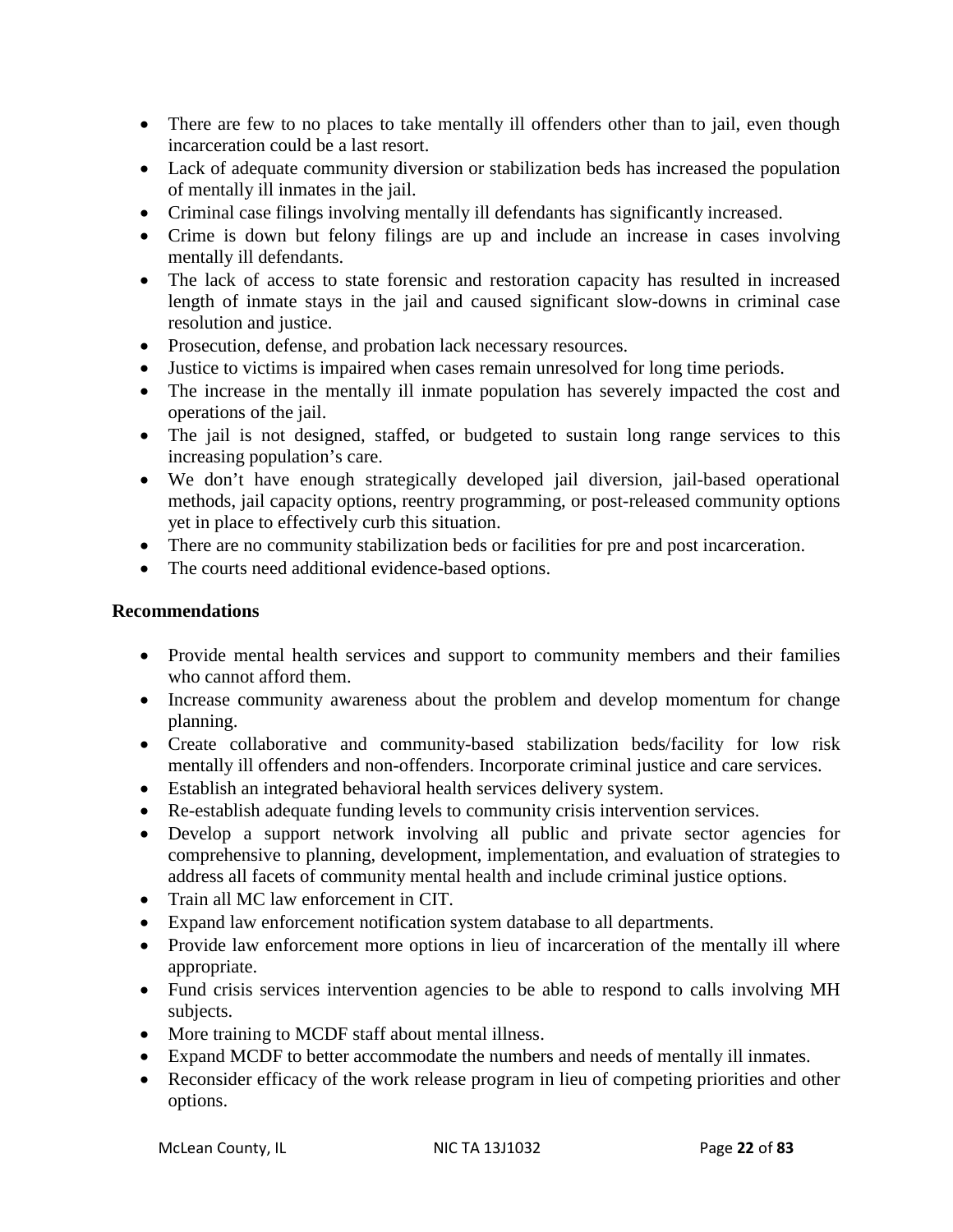- There are few to no places to take mentally ill offenders other than to jail, even though incarceration could be a last resort.
- Lack of adequate community diversion or stabilization beds has increased the population of mentally ill inmates in the jail.
- Criminal case filings involving mentally ill defendants has significantly increased.
- Crime is down but felony filings are up and include an increase in cases involving mentally ill defendants.
- The lack of access to state forensic and restoration capacity has resulted in increased length of inmate stays in the jail and caused significant slow-downs in criminal case resolution and justice.
- Prosecution, defense, and probation lack necessary resources.
- Justice to victims is impaired when cases remain unresolved for long time periods.
- The increase in the mentally ill inmate population has severely impacted the cost and operations of the jail.
- The jail is not designed, staffed, or budgeted to sustain long range services to this increasing population's care.
- We don't have enough strategically developed jail diversion, jail-based operational methods, jail capacity options, reentry programming, or post-released community options yet in place to effectively curb this situation.
- There are no community stabilization beds or facilities for pre and post incarceration.
- The courts need additional evidence-based options.

**Recommendations**

- Provide mental health services and support to community members and their families who cannot afford them.
- Increase community awareness about the problem and develop momentum for change planning.
- Create collaborative and community-based stabilization beds/facility for low risk mentally ill offenders and non-offenders. Incorporate criminal justice and care services.
- Establish an integrated behavioral health services delivery system.
- Re-establish adequate funding levels to community crisis intervention services.
- Develop a support network involving all public and private sector agencies for comprehensive to planning, development, implementation, and evaluation of strategies to address all facets of community mental health and include criminal justice options.
- Train all MC law enforcement in CIT.
- Expand law enforcement notification system database to all departments.
- Provide law enforcement more options in lieu of incarceration of the mentally ill where appropriate.
- Fund crisis services intervention agencies to be able to respond to calls involving MH subjects.
- More training to MCDF staff about mental illness.
- Expand MCDF to better accommodate the numbers and needs of mentally ill inmates.
- Reconsider efficacy of the work release program in lieu of competing priorities and other options.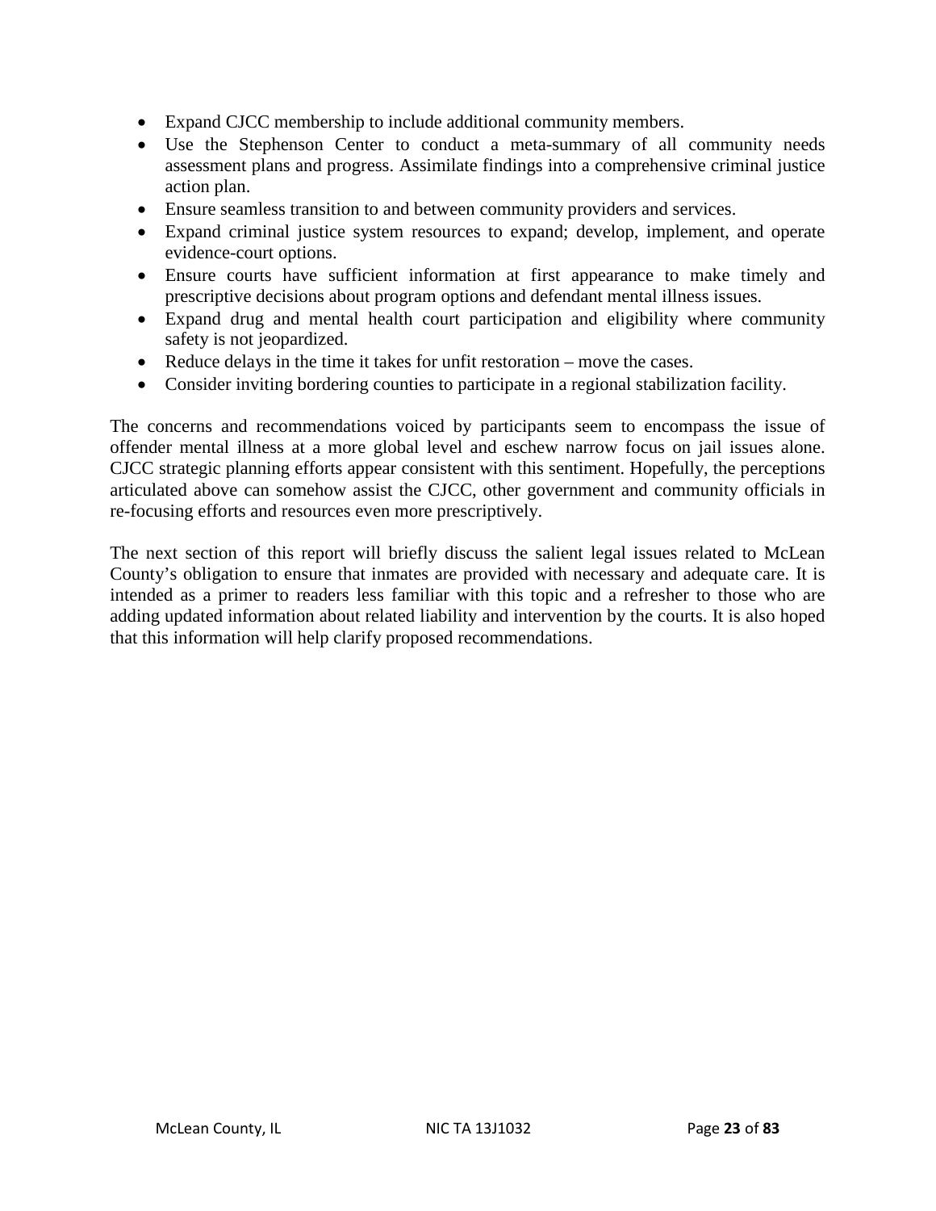- Expand CJCC membership to include additional community members.
- Use the Stephenson Center to conduct a meta-summary of all community needs assessment plans and progress. Assimilate findings into a comprehensive criminal justice action plan.
- Ensure seamless transition to and between community providers and services.
- Expand criminal justice system resources to expand; develop, implement, and operate evidence-court options.
- Ensure courts have sufficient information at first appearance to make timely and prescriptive decisions about program options and defendant mental illness issues.
- Expand drug and mental health court participation and eligibility where community safety is not jeopardized.
- Reduce delays in the time it takes for unfit restoration – move the cases.
- Consider inviting bordering counties to participate in a regional stabilization facility.

The concerns and recommendations voiced by participants seem to encompass the issue of offender mental illness at a more global level and eschew narrow focus on jail issues alone. CJCC strategic planning efforts appear consistent with this sentiment. Hopefully, the perceptions articulated above can somehow assist the CJCC, other government and community officials in re-focusing efforts and resources even more prescriptively.

The next section of this report will briefly discuss the salient legal issues related to McLean County's obligation to ensure that inmates are provided with necessary and adequate care. It is intended as a primer to readers less familiar with this topic and a refresher to those who are adding updated information about related liability and intervention by the courts. It is also hoped that this information will help clarify proposed recommendations.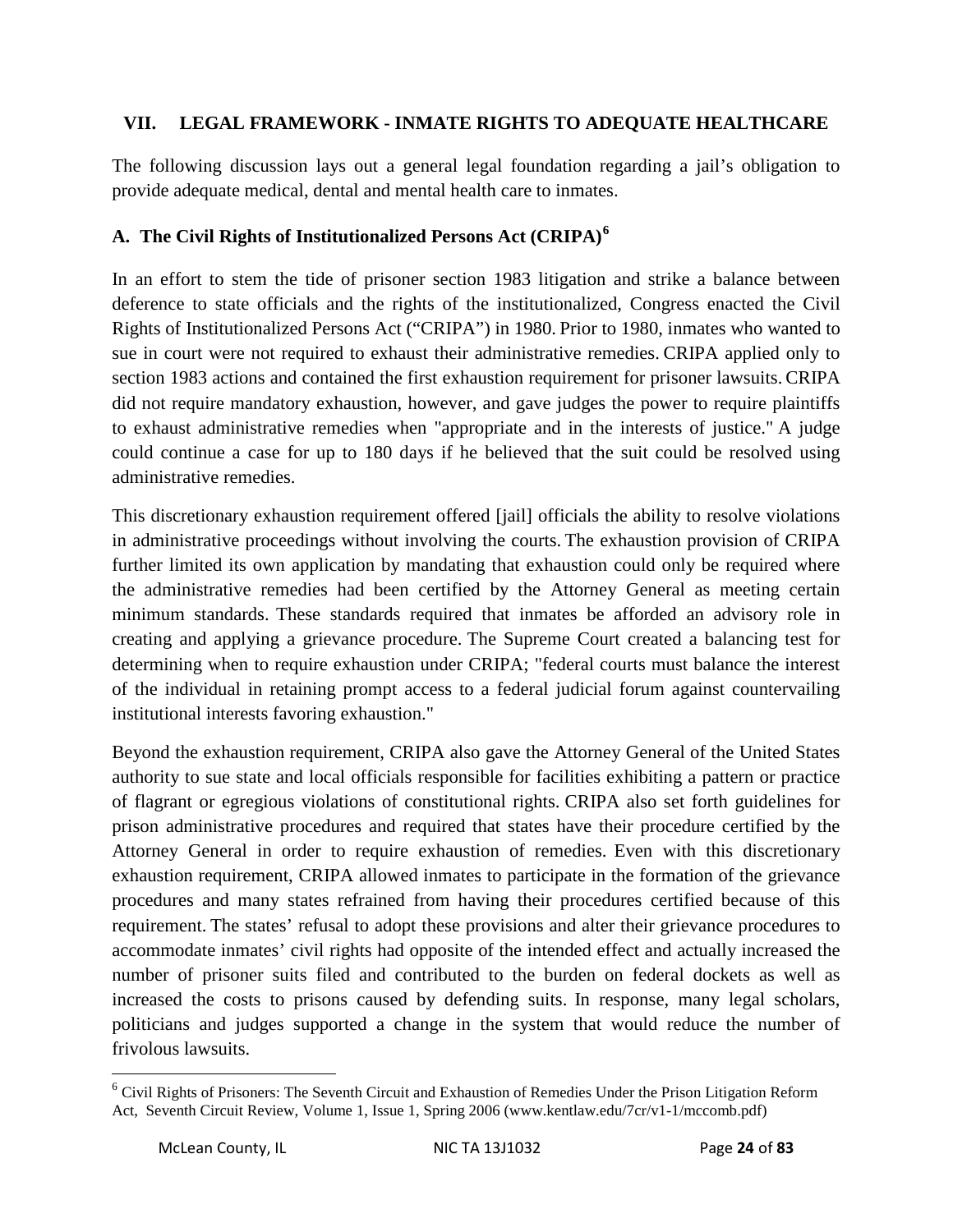## VII. LEGAL FRAMEWORK - INMATE RIGHTS TO ADEQUATE HEALTHCARE

The following discussion lays out a general legal foundation regarding a jail's obligation to provide adequate medical, dental and mental health care to inmates.

### A. The Civil Rights of Institutionalized Persons Act (CRIPA)[6]

In an effort to stem the tide of prisoner section 1983 litigation and strike a balance between deference to state officials and the rights of the institutionalized, Congress enacted the Civil Rights of Institutionalized Persons Act ("CRIPA") in 1980. Prior to 1980, inmates who wanted to sue in court were not required to exhaust their administrative remedies. CRIPA applied only to section 1983 actions and contained the first exhaustion requirement for prisoner lawsuits. CRIPA did not require mandatory exhaustion, however, and gave judges the power to require plaintiffs to exhaust administrative remedies when "appropriate and in the interests of justice." A judge could continue a case for up to 180 days if he believed that the suit could be resolved using administrative remedies.

This discretionary exhaustion requirement offered [jail] officials the ability to resolve violations in administrative proceedings without involving the courts. The exhaustion provision of CRIPA further limited its own application by mandating that exhaustion could only be required where the administrative remedies had been certified by the Attorney General as meeting certain minimum standards. These standards required that inmates be afforded an advisory role in creating and applying a grievance procedure. The Supreme Court created a balancing test for determining when to require exhaustion under CRIPA; "federal courts must balance the interest of the individual in retaining prompt access to a federal judicial forum against countervailing institutional interests favoring exhaustion."

Beyond the exhaustion requirement, CRIPA also gave the Attorney General of the United States authority to sue state and local officials responsible for facilities exhibiting a pattern or practice of flagrant or egregious violations of constitutional rights. CRIPA also set forth guidelines for prison administrative procedures and required that states have their procedure certified by the Attorney General in order to require exhaustion of remedies. Even with this discretionary exhaustion requirement, CRIPA allowed inmates to participate in the formation of the grievance procedures and many states refrained from having their procedures certified because of this requirement. The states' refusal to adopt these provisions and alter their grievance procedures to accommodate inmates' civil rights had opposite of the intended effect and actually increased the number of prisoner suits filed and contributed to the burden on federal dockets as well as increased the costs to prisons caused by defending suits. In response, many legal scholars, politicians and judges supported a change in the system that would reduce the number of frivolous lawsuits.

---

[6] Civil Rights of Prisoners: The Seventh Circuit and Exhaustion of Remedies Under the Prison Litigation Reform Act, Seventh Circuit Review, Volume 1, Issue 1, Spring 2006 (www.kentlaw.edu/7cr/v1-1/mccomb.pdf)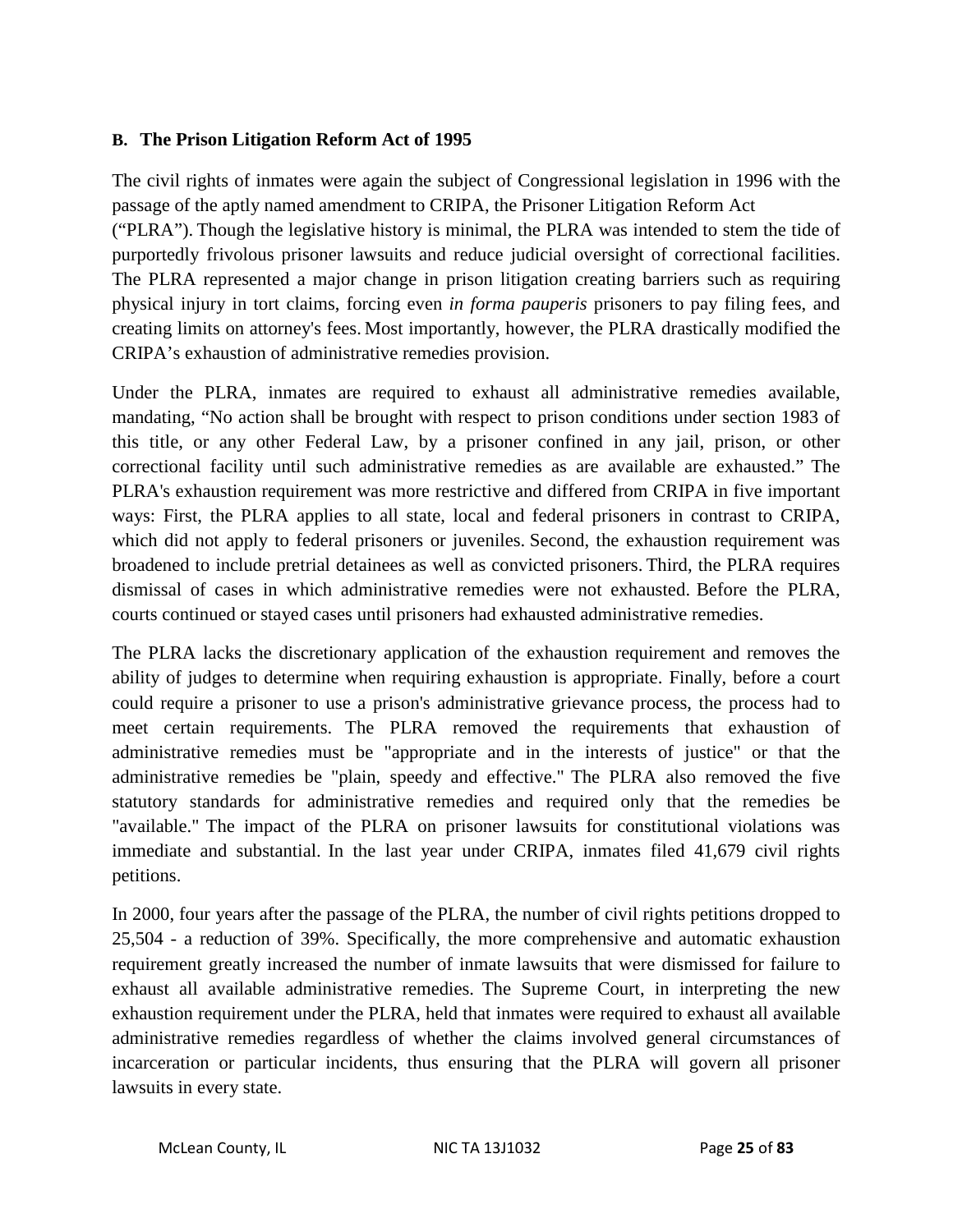### B. The Prison Litigation Reform Act of 1995

The civil rights of inmates were again the subject of Congressional legislation in 1996 with the passage of the aptly named amendment to CRIPA, the Prisoner Litigation Reform Act ("PLRA"). Though the legislative history is minimal, the PLRA was intended to stem the tide of purportedly frivolous prisoner lawsuits and reduce judicial oversight of correctional facilities. The PLRA represented a major change in prison litigation creating barriers such as requiring physical injury in tort claims, forcing even *in forma pauperis* prisoners to pay filing fees, and creating limits on attorney's fees. Most importantly, however, the PLRA drastically modified the CRIPA's exhaustion of administrative remedies provision.

Under the PLRA, inmates are required to exhaust all administrative remedies available, mandating, "No action shall be brought with respect to prison conditions under section 1983 of this title, or any other Federal Law, by a prisoner confined in any jail, prison, or other correctional facility until such administrative remedies as are available are exhausted." The PLRA's exhaustion requirement was more restrictive and differed from CRIPA in five important ways: First, the PLRA applies to all state, local and federal prisoners in contrast to CRIPA, which did not apply to federal prisoners or juveniles. Second, the exhaustion requirement was broadened to include pretrial detainees as well as convicted prisoners. Third, the PLRA requires dismissal of cases in which administrative remedies were not exhausted. Before the PLRA, courts continued or stayed cases until prisoners had exhausted administrative remedies.

The PLRA lacks the discretionary application of the exhaustion requirement and removes the ability of judges to determine when requiring exhaustion is appropriate. Finally, before a court could require a prisoner to use a prison's administrative grievance process, the process had to meet certain requirements. The PLRA removed the requirements that exhaustion of administrative remedies must be "appropriate and in the interests of justice" or that the administrative remedies be "plain, speedy and effective." The PLRA also removed the five statutory standards for administrative remedies and required only that the remedies be "available." The impact of the PLRA on prisoner lawsuits for constitutional violations was immediate and substantial. In the last year under CRIPA, inmates filed 41,679 civil rights petitions.

In 2000, four years after the passage of the PLRA, the number of civil rights petitions dropped to 25,504 - a reduction of 39%. Specifically, the more comprehensive and automatic exhaustion requirement greatly increased the number of inmate lawsuits that were dismissed for failure to exhaust all available administrative remedies. The Supreme Court, in interpreting the new exhaustion requirement under the PLRA, held that inmates were required to exhaust all available administrative remedies regardless of whether the claims involved general circumstances of incarceration or particular incidents, thus ensuring that the PLRA will govern all prisoner lawsuits in every state.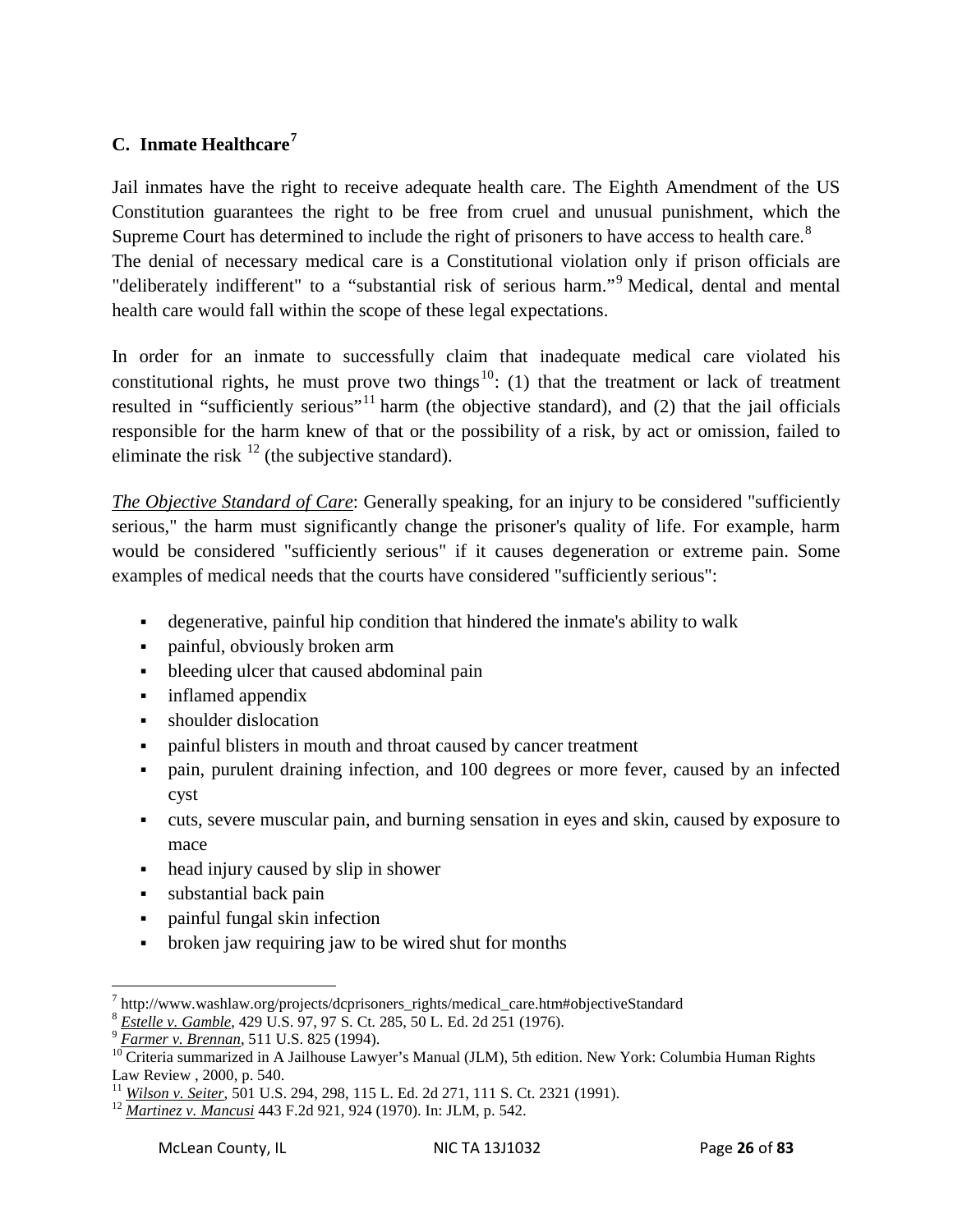## C. Inmate Healthcare[7]

Jail inmates have the right to receive adequate health care. The Eighth Amendment of the US Constitution guarantees the right to be free from cruel and unusual punishment, which the Supreme Court has determined to include the right of prisoners to have access to health care.[8]
The denial of necessary medical care is a Constitutional violation only if prison officials are "deliberately indifferent" to a "substantial risk of serious harm."[9] Medical, dental and mental health care would fall within the scope of these legal expectations.

In order for an inmate to successfully claim that inadequate medical care violated his constitutional rights, he must prove two things[10]: (1) that the treatment or lack of treatment resulted in "sufficiently serious"[11] harm (the objective standard), and (2) that the jail officials responsible for the harm knew of that or the possibility of a risk, by act or omission, failed to eliminate the risk [12] (the subjective standard).

*The Objective Standard of Care*: Generally speaking, for an injury to be considered "sufficiently serious," the harm must significantly change the prisoner's quality of life. For example, harm would be considered "sufficiently serious" if it causes degeneration or extreme pain. Some examples of medical needs that the courts have considered "sufficiently serious":

- degenerative, painful hip condition that hindered the inmate's ability to walk
- painful, obviously broken arm
- bleeding ulcer that caused abdominal pain
- inflamed appendix
- shoulder dislocation
- painful blisters in mouth and throat caused by cancer treatment
- pain, purulent draining infection, and 100 degrees or more fever, caused by an infected cyst
- cuts, severe muscular pain, and burning sensation in eyes and skin, caused by exposure to mace
- head injury caused by slip in shower
- substantial back pain
- painful fungal skin infection
- broken jaw requiring jaw to be wired shut for months

---

[7] http://www.washlaw.org/projects/dcprisoners_rights/medical_care.htm#objectiveStandard
[8] *Estelle v. Gamble*, 429 U.S. 97, 97 S. Ct. 285, 50 L. Ed. 2d 251 (1976).
[9] *Farmer v. Brennan*, 511 U.S. 825 (1994).
[10] Criteria summarized in A Jailhouse Lawyer's Manual (JLM), 5th edition. New York: Columbia Human Rights Law Review , 2000, p. 540.
[11] *Wilson v. Seiter*, 501 U.S. 294, 298, 115 L. Ed. 2d 271, 111 S. Ct. 2321 (1991).
[12] *Martinez v. Mancusi* 443 F.2d 921, 924 (1970). In: JLM, p. 542.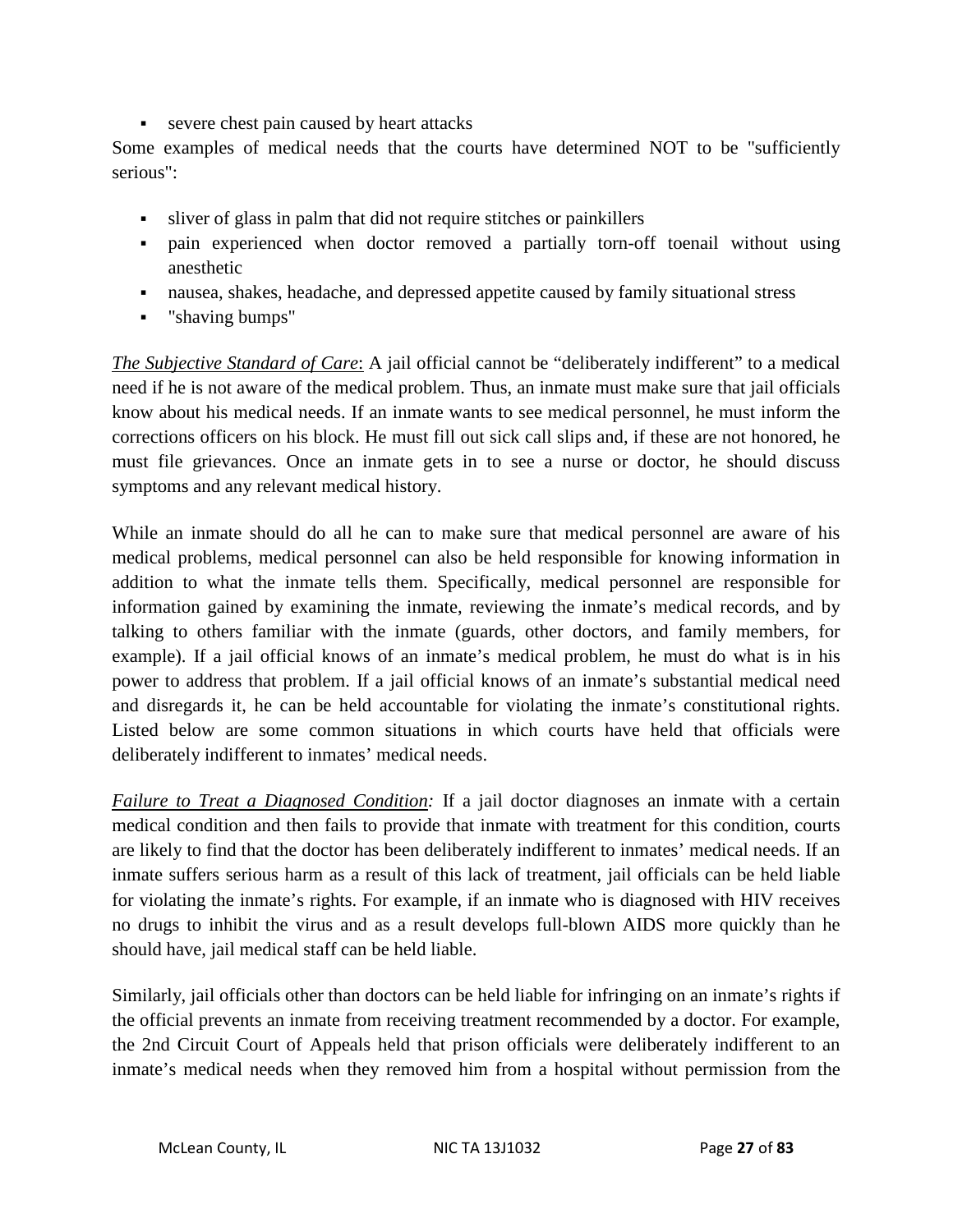- severe chest pain caused by heart attacks

Some examples of medical needs that the courts have determined NOT to be "sufficiently serious":

- sliver of glass in palm that did not require stitches or painkillers
- pain experienced when doctor removed a partially torn-off toenail without using anesthetic
- nausea, shakes, headache, and depressed appetite caused by family situational stress
- "shaving bumps"

*The Subjective Standard of Care*: A jail official cannot be "deliberately indifferent" to a medical need if he is not aware of the medical problem. Thus, an inmate must make sure that jail officials know about his medical needs. If an inmate wants to see medical personnel, he must inform the corrections officers on his block. He must fill out sick call slips and, if these are not honored, he must file grievances. Once an inmate gets in to see a nurse or doctor, he should discuss symptoms and any relevant medical history.

While an inmate should do all he can to make sure that medical personnel are aware of his medical problems, medical personnel can also be held responsible for knowing information in addition to what the inmate tells them. Specifically, medical personnel are responsible for information gained by examining the inmate, reviewing the inmate's medical records, and by talking to others familiar with the inmate (guards, other doctors, and family members, for example). If a jail official knows of an inmate's medical problem, he must do what is in his power to address that problem. If a jail official knows of an inmate's substantial medical need and disregards it, he can be held accountable for violating the inmate's constitutional rights. Listed below are some common situations in which courts have held that officials were deliberately indifferent to inmates' medical needs.

*Failure to Treat a Diagnosed Condition:* If a jail doctor diagnoses an inmate with a certain medical condition and then fails to provide that inmate with treatment for this condition, courts are likely to find that the doctor has been deliberately indifferent to inmates' medical needs. If an inmate suffers serious harm as a result of this lack of treatment, jail officials can be held liable for violating the inmate's rights. For example, if an inmate who is diagnosed with HIV receives no drugs to inhibit the virus and as a result develops full-blown AIDS more quickly than he should have, jail medical staff can be held liable.

Similarly, jail officials other than doctors can be held liable for infringing on an inmate's rights if the official prevents an inmate from receiving treatment recommended by a doctor. For example, the 2nd Circuit Court of Appeals held that prison officials were deliberately indifferent to an inmate's medical needs when they removed him from a hospital without permission from the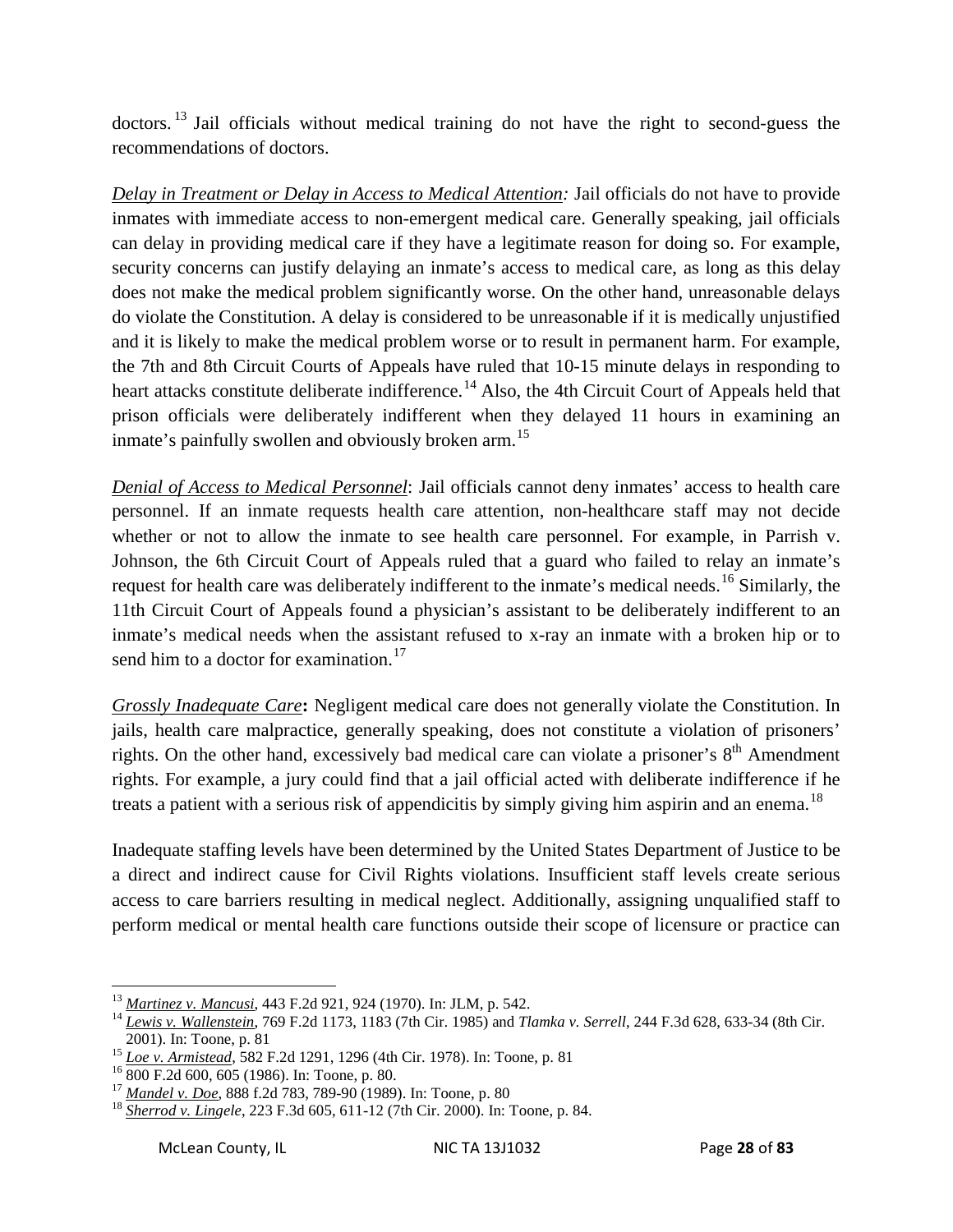doctors.[13] Jail officials without medical training do not have the right to second-guess the recommendations of doctors.

*Delay in Treatment or Delay in Access to Medical Attention:* Jail officials do not have to provide inmates with immediate access to non-emergent medical care. Generally speaking, jail officials can delay in providing medical care if they have a legitimate reason for doing so. For example, security concerns can justify delaying an inmate's access to medical care, as long as this delay does not make the medical problem significantly worse. On the other hand, unreasonable delays do violate the Constitution. A delay is considered to be unreasonable if it is medically unjustified and it is likely to make the medical problem worse or to result in permanent harm. For example, the 7th and 8th Circuit Courts of Appeals have ruled that 10-15 minute delays in responding to heart attacks constitute deliberate indifference.[14] Also, the 4th Circuit Court of Appeals held that prison officials were deliberately indifferent when they delayed 11 hours in examining an inmate's painfully swollen and obviously broken arm.[15]

*Denial of Access to Medical Personnel*: Jail officials cannot deny inmates' access to health care personnel. If an inmate requests health care attention, non-healthcare staff may not decide whether or not to allow the inmate to see health care personnel. For example, in Parrish v. Johnson, the 6th Circuit Court of Appeals ruled that a guard who failed to relay an inmate's request for health care was deliberately indifferent to the inmate's medical needs.[16] Similarly, the 11th Circuit Court of Appeals found a physician's assistant to be deliberately indifferent to an inmate's medical needs when the assistant refused to x-ray an inmate with a broken hip or to send him to a doctor for examination.[17]

*Grossly Inadequate Care***:** Negligent medical care does not generally violate the Constitution. In jails, health care malpractice, generally speaking, does not constitute a violation of prisoners' rights. On the other hand, excessively bad medical care can violate a prisoner's 8th Amendment rights. For example, a jury could find that a jail official acted with deliberate indifference if he treats a patient with a serious risk of appendicitis by simply giving him aspirin and an enema.[18]

Inadequate staffing levels have been determined by the United States Department of Justice to be a direct and indirect cause for Civil Rights violations. Insufficient staff levels create serious access to care barriers resulting in medical neglect. Additionally, assigning unqualified staff to perform medical or mental health care functions outside their scope of licensure or practice can

---

[13] *Martinez v. Mancusi*, 443 F.2d 921, 924 (1970). In: JLM, p. 542.

[14] *Lewis v. Wallenstein*, 769 F.2d 1173, 1183 (7th Cir. 1985) and *Tlamka v. Serrell*, 244 F.3d 628, 633-34 (8th Cir. 2001). In: Toone, p. 81

[15] *Loe v. Armistead*, 582 F.2d 1291, 1296 (4th Cir. 1978). In: Toone, p. 81

[16] 800 F.2d 600, 605 (1986). In: Toone, p. 80.

[17] *Mandel v. Doe*, 888 f.2d 783, 789-90 (1989). In: Toone, p. 80

[18] *Sherrod v. Lingele*, 223 F.3d 605, 611-12 (7th Cir. 2000). In: Toone, p. 84.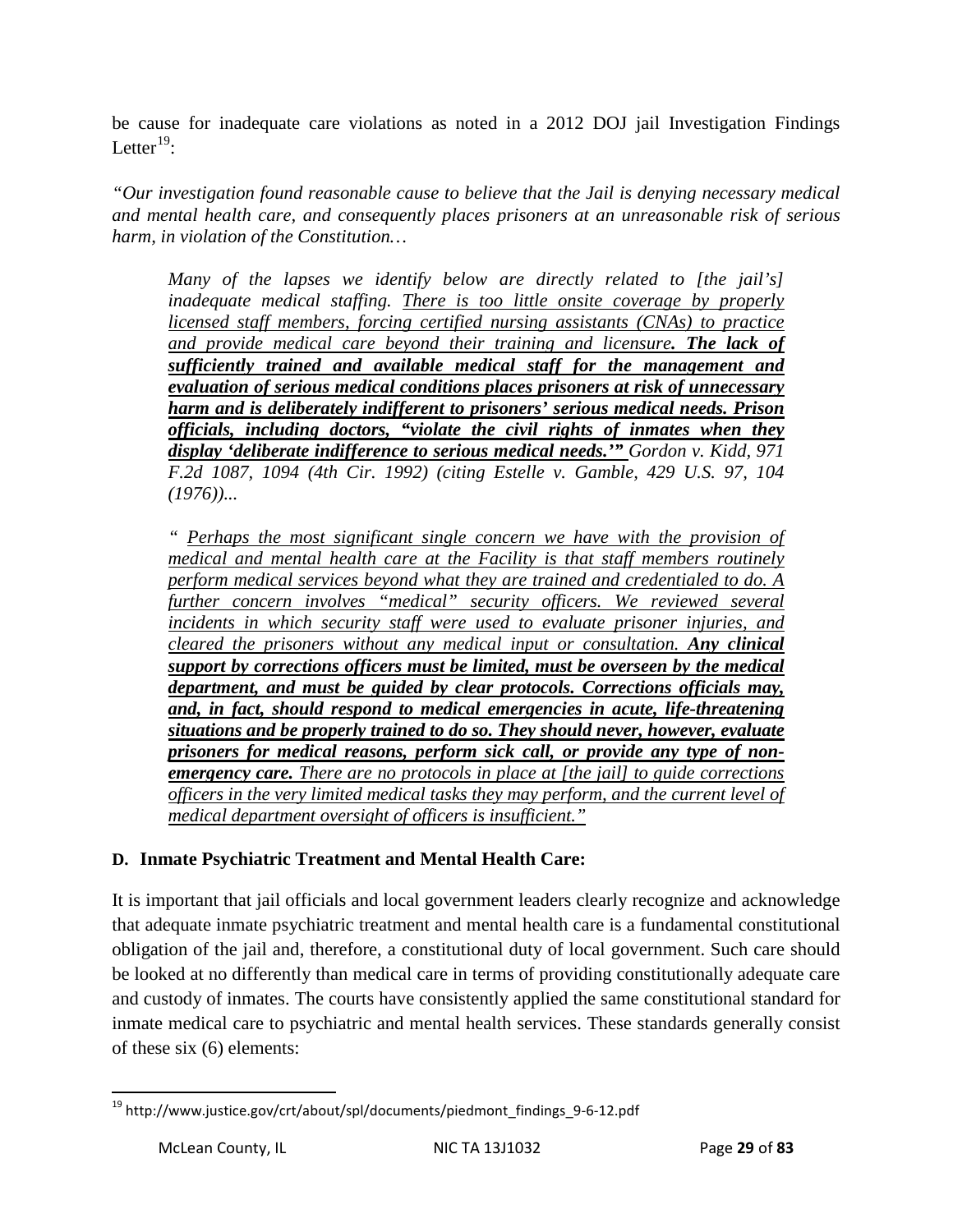be cause for inadequate care violations as noted in a 2012 DOJ jail Investigation Findings Letter[19]:

*"Our investigation found reasonable cause to believe that the Jail is denying necessary medical and mental health care, and consequently places prisoners at an unreasonable risk of serious harm, in violation of the Constitution…*

> *Many of the lapses we identify below are directly related to [the jail's] inadequate medical staffing. <u>There is too little onsite coverage by properly licensed staff members, forcing certified nursing assistants (CNAs) to practice and provide medical care beyond their training and licensure</u>**<u>. The lack of sufficiently trained and available medical staff for the management and evaluation of serious medical conditions places prisoners at risk of unnecessary harm and is deliberately indifferent to prisoners' serious medical needs. Prison officials, including doctors, "violate the civil rights of inmates when they display 'deliberate indifference to serious medical needs.'"</u>** Gordon v. Kidd, 971 F.2d 1087, 1094 (4th Cir. 1992) (citing Estelle v. Gamble, 429 U.S. 97, 104 (1976))...*
>
> *" <u>Perhaps the most significant single concern we have with the provision of medical and mental health care at the Facility is that staff members routinely perform medical services beyond what they are trained and credentialed to do. A further concern involves "medical" security officers. We reviewed several incidents in which security staff were used to evaluate prisoner injuries, and cleared the prisoners without any medical input or consultation.</u> **<u>Any clinical support by corrections officers must be limited, must be overseen by the medical department, and must be guided by clear protocols. Corrections officials may, and, in fact, should respond to medical emergencies in acute, life-threatening situations and be properly trained to do so. They should never, however, evaluate prisoners for medical reasons, perform sick call, or provide any type of non-emergency care.</u>** <u>There are no protocols in place at [the jail] to guide corrections officers in the very limited medical tasks they may perform, and the current level of medical department oversight of officers is insufficient."</u>*

### D. Inmate Psychiatric Treatment and Mental Health Care:

It is important that jail officials and local government leaders clearly recognize and acknowledge that adequate inmate psychiatric treatment and mental health care is a fundamental constitutional obligation of the jail and, therefore, a constitutional duty of local government. Such care should be looked at no differently than medical care in terms of providing constitutionally adequate care and custody of inmates. The courts have consistently applied the same constitutional standard for inmate medical care to psychiatric and mental health services. These standards generally consist of these six (6) elements:

---

[19] http://www.justice.gov/crt/about/spl/documents/piedmont_findings_9-6-12.pdf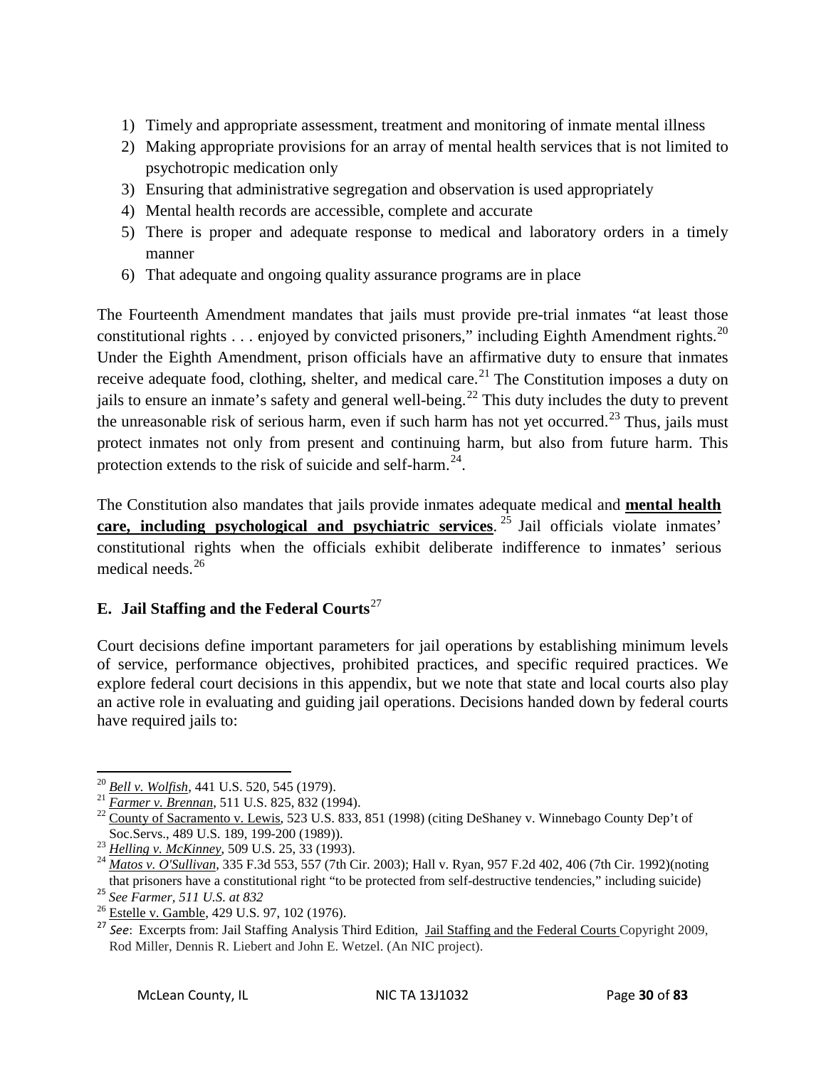1) Timely and appropriate assessment, treatment and monitoring of inmate mental illness
2) Making appropriate provisions for an array of mental health services that is not limited to psychotropic medication only
3) Ensuring that administrative segregation and observation is used appropriately
4) Mental health records are accessible, complete and accurate
5) There is proper and adequate response to medical and laboratory orders in a timely manner
6) That adequate and ongoing quality assurance programs are in place

The Fourteenth Amendment mandates that jails must provide pre-trial inmates "at least those constitutional rights . . . enjoyed by convicted prisoners," including Eighth Amendment rights.[20] Under the Eighth Amendment, prison officials have an affirmative duty to ensure that inmates receive adequate food, clothing, shelter, and medical care.[21] The Constitution imposes a duty on jails to ensure an inmate's safety and general well-being.[22] This duty includes the duty to prevent the unreasonable risk of serious harm, even if such harm has not yet occurred.[23] Thus, jails must protect inmates not only from present and continuing harm, but also from future harm. This protection extends to the risk of suicide and self-harm.[24].

The Constitution also mandates that jails provide inmates adequate medical and **mental health care, including psychological and psychiatric services**.[25] Jail officials violate inmates' constitutional rights when the officials exhibit deliberate indifference to inmates' serious medical needs.[26]

### E. Jail Staffing and the Federal Courts[27]

Court decisions define important parameters for jail operations by establishing minimum levels of service, performance objectives, prohibited practices, and specific required practices. We explore federal court decisions in this appendix, but we note that state and local courts also play an active role in evaluating and guiding jail operations. Decisions handed down by federal courts have required jails to:

---

[20] *Bell v. Wolfish*, 441 U.S. 520, 545 (1979).
[21] *Farmer v. Brennan*, 511 U.S. 825, 832 (1994).
[22] County of Sacramento v. Lewis, 523 U.S. 833, 851 (1998) (citing DeShaney v. Winnebago County Dep't of Soc.Servs., 489 U.S. 189, 199-200 (1989)).
[23] *Helling v. McKinney*, 509 U.S. 25, 33 (1993).
[24] *Matos v. O'Sullivan*, 335 F.3d 553, 557 (7th Cir. 2003); Hall v. Ryan, 957 F.2d 402, 406 (7th Cir. 1992)(noting that prisoners have a constitutional right "to be protected from self-destructive tendencies," including suicide)
[25] *See Farmer, 511 U.S. at 832*
[26] Estelle v. Gamble, 429 U.S. 97, 102 (1976).
[27] *See*: Excerpts from: Jail Staffing Analysis Third Edition, Jail Staffing and the Federal Courts Copyright 2009, Rod Miller, Dennis R. Liebert and John E. Wetzel. (An NIC project).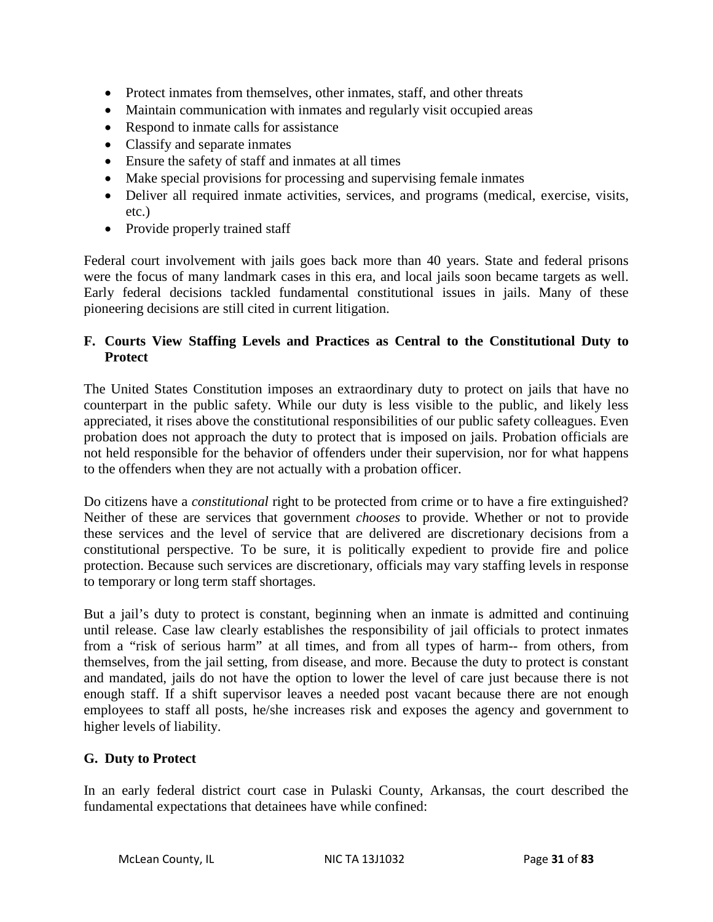- Protect inmates from themselves, other inmates, staff, and other threats
- Maintain communication with inmates and regularly visit occupied areas
- Respond to inmate calls for assistance
- Classify and separate inmates
- Ensure the safety of staff and inmates at all times
- Make special provisions for processing and supervising female inmates
- Deliver all required inmate activities, services, and programs (medical, exercise, visits, etc.)
- Provide properly trained staff

Federal court involvement with jails goes back more than 40 years. State and federal prisons were the focus of many landmark cases in this era, and local jails soon became targets as well. Early federal decisions tackled fundamental constitutional issues in jails. Many of these pioneering decisions are still cited in current litigation.

### F. Courts View Staffing Levels and Practices as Central to the Constitutional Duty to Protect

The United States Constitution imposes an extraordinary duty to protect on jails that have no counterpart in the public safety. While our duty is less visible to the public, and likely less appreciated, it rises above the constitutional responsibilities of our public safety colleagues. Even probation does not approach the duty to protect that is imposed on jails. Probation officials are not held responsible for the behavior of offenders under their supervision, nor for what happens to the offenders when they are not actually with a probation officer.

Do citizens have a *constitutional* right to be protected from crime or to have a fire extinguished? Neither of these are services that government *chooses* to provide. Whether or not to provide these services and the level of service that are delivered are discretionary decisions from a constitutional perspective. To be sure, it is politically expedient to provide fire and police protection. Because such services are discretionary, officials may vary staffing levels in response to temporary or long term staff shortages.

But a jail's duty to protect is constant, beginning when an inmate is admitted and continuing until release. Case law clearly establishes the responsibility of jail officials to protect inmates from a "risk of serious harm" at all times, and from all types of harm-- from others, from themselves, from the jail setting, from disease, and more. Because the duty to protect is constant and mandated, jails do not have the option to lower the level of care just because there is not enough staff. If a shift supervisor leaves a needed post vacant because there are not enough employees to staff all posts, he/she increases risk and exposes the agency and government to higher levels of liability.

### G. Duty to Protect

In an early federal district court case in Pulaski County, Arkansas, the court described the fundamental expectations that detainees have while confined: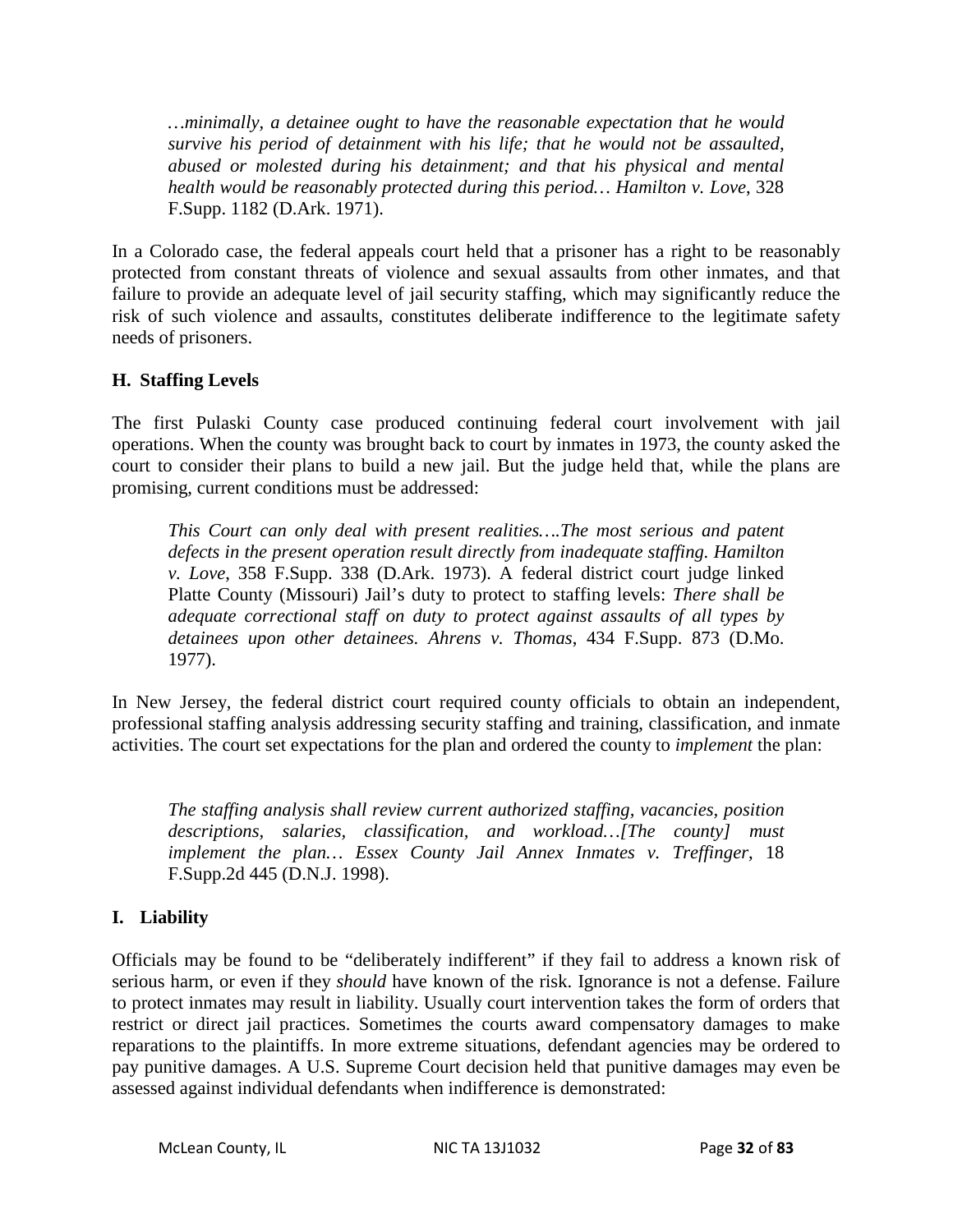> *…minimally, a detainee ought to have the reasonable expectation that he would survive his period of detainment with his life; that he would not be assaulted, abused or molested during his detainment; and that his physical and mental health would be reasonably protected during this period… Hamilton v. Love*, 328 F.Supp. 1182 (D.Ark. 1971).

In a Colorado case, the federal appeals court held that a prisoner has a right to be reasonably protected from constant threats of violence and sexual assaults from other inmates, and that failure to provide an adequate level of jail security staffing, which may significantly reduce the risk of such violence and assaults, constitutes deliberate indifference to the legitimate safety needs of prisoners.

### H. Staffing Levels

The first Pulaski County case produced continuing federal court involvement with jail operations. When the county was brought back to court by inmates in 1973, the county asked the court to consider their plans to build a new jail. But the judge held that, while the plans are promising, current conditions must be addressed:

> *This Court can only deal with present realities….The most serious and patent defects in the present operation result directly from inadequate staffing. Hamilton v. Love,* 358 F.Supp. 338 (D.Ark. 1973). A federal district court judge linked Platte County (Missouri) Jail's duty to protect to staffing levels: *There shall be adequate correctional staff on duty to protect against assaults of all types by detainees upon other detainees. Ahrens v. Thomas*, 434 F.Supp. 873 (D.Mo. 1977).

In New Jersey, the federal district court required county officials to obtain an independent, professional staffing analysis addressing security staffing and training, classification, and inmate activities. The court set expectations for the plan and ordered the county to *implement* the plan:

> *The staffing analysis shall review current authorized staffing, vacancies, position descriptions, salaries, classification, and workload…[The county] must implement the plan… Essex County Jail Annex Inmates v. Treffinger*, 18 F.Supp.2d 445 (D.N.J. 1998).

### I. Liability

Officials may be found to be "deliberately indifferent" if they fail to address a known risk of serious harm, or even if they *should* have known of the risk. Ignorance is not a defense. Failure to protect inmates may result in liability. Usually court intervention takes the form of orders that restrict or direct jail practices. Sometimes the courts award compensatory damages to make reparations to the plaintiffs. In more extreme situations, defendant agencies may be ordered to pay punitive damages. A U.S. Supreme Court decision held that punitive damages may even be assessed against individual defendants when indifference is demonstrated: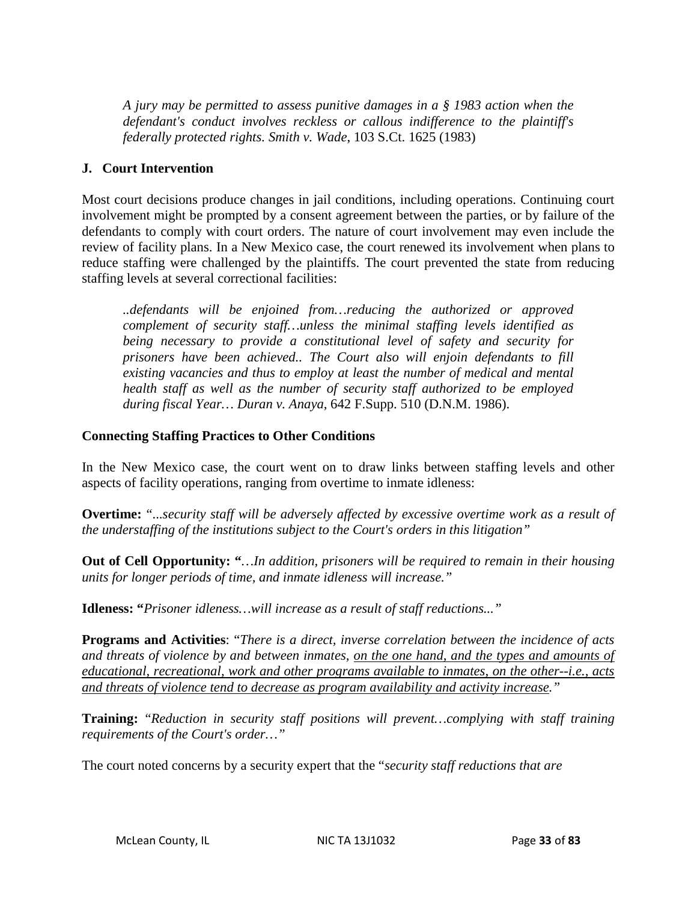*A jury may be permitted to assess punitive damages in a § 1983 action when the defendant's conduct involves reckless or callous indifference to the plaintiff's federally protected rights. Smith v. Wade*, 103 S.Ct. 1625 (1983)

### J. Court Intervention

Most court decisions produce changes in jail conditions, including operations. Continuing court involvement might be prompted by a consent agreement between the parties, or by failure of the defendants to comply with court orders. The nature of court involvement may even include the review of facility plans. In a New Mexico case, the court renewed its involvement when plans to reduce staffing were challenged by the plaintiffs. The court prevented the state from reducing staffing levels at several correctional facilities:

> *..defendants will be enjoined from…reducing the authorized or approved complement of security staff…unless the minimal staffing levels identified as being necessary to provide a constitutional level of safety and security for prisoners have been achieved.. The Court also will enjoin defendants to fill existing vacancies and thus to employ at least the number of medical and mental health staff as well as the number of security staff authorized to be employed during fiscal Year… Duran v. Anaya*, 642 F.Supp. 510 (D.N.M. 1986).

#### Connecting Staffing Practices to Other Conditions

In the New Mexico case, the court went on to draw links between staffing levels and other aspects of facility operations, ranging from overtime to inmate idleness:

**Overtime:** "*...security staff will be adversely affected by excessive overtime work as a result of the understaffing of the institutions subject to the Court's orders in this litigation"*

**Out of Cell Opportunity: "***…In addition, prisoners will be required to remain in their housing units for longer periods of time, and inmate idleness will increase."*

**Idleness: "***Prisoner idleness…will increase as a result of staff reductions..."*

**Programs and Activities**: "*There is a direct, inverse correlation between the incidence of acts and threats of violence by and between inmates, <u>on the one hand, and the types and amounts of educational, recreational, work and other programs available to inmates, on the other--i.e., acts and threats of violence tend to decrease as program availability and activity increase.</u>"*

**Training:** "*Reduction in security staff positions will prevent…complying with staff training requirements of the Court's order…"*

The court noted concerns by a security expert that the "*security staff reductions that are*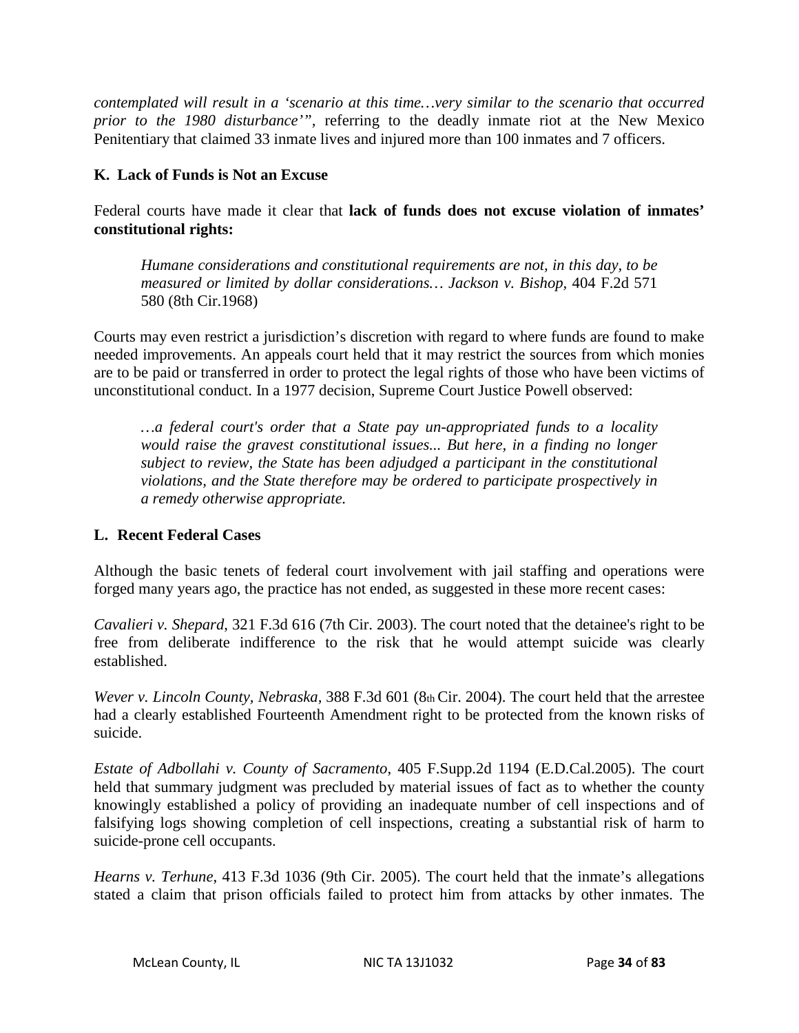*contemplated will result in a 'scenario at this time…very similar to the scenario that occurred prior to the 1980 disturbance'"*, referring to the deadly inmate riot at the New Mexico Penitentiary that claimed 33 inmate lives and injured more than 100 inmates and 7 officers.

### K. Lack of Funds is Not an Excuse

Federal courts have made it clear that **lack of funds does not excuse violation of inmates' constitutional rights:**

> *Humane considerations and constitutional requirements are not, in this day, to be measured or limited by dollar considerations… Jackson v. Bishop*, 404 F.2d 571 580 (8th Cir.1968)

Courts may even restrict a jurisdiction's discretion with regard to where funds are found to make needed improvements. An appeals court held that it may restrict the sources from which monies are to be paid or transferred in order to protect the legal rights of those who have been victims of unconstitutional conduct. In a 1977 decision, Supreme Court Justice Powell observed:

> *…a federal court's order that a State pay un-appropriated funds to a locality would raise the gravest constitutional issues... But here, in a finding no longer subject to review, the State has been adjudged a participant in the constitutional violations, and the State therefore may be ordered to participate prospectively in a remedy otherwise appropriate.*

### L. Recent Federal Cases

Although the basic tenets of federal court involvement with jail staffing and operations were forged many years ago, the practice has not ended, as suggested in these more recent cases:

*Cavalieri v. Shepard*, 321 F.3d 616 (7th Cir. 2003). The court noted that the detainee's right to be free from deliberate indifference to the risk that he would attempt suicide was clearly established.

*Wever v. Lincoln County, Nebraska*, 388 F.3d 601 (8th Cir. 2004). The court held that the arrestee had a clearly established Fourteenth Amendment right to be protected from the known risks of suicide.

*Estate of Adbollahi v. County of Sacramento*, 405 F.Supp.2d 1194 (E.D.Cal.2005). The court held that summary judgment was precluded by material issues of fact as to whether the county knowingly established a policy of providing an inadequate number of cell inspections and of falsifying logs showing completion of cell inspections, creating a substantial risk of harm to suicide-prone cell occupants.

*Hearns v. Terhune*, 413 F.3d 1036 (9th Cir. 2005). The court held that the inmate's allegations stated a claim that prison officials failed to protect him from attacks by other inmates. The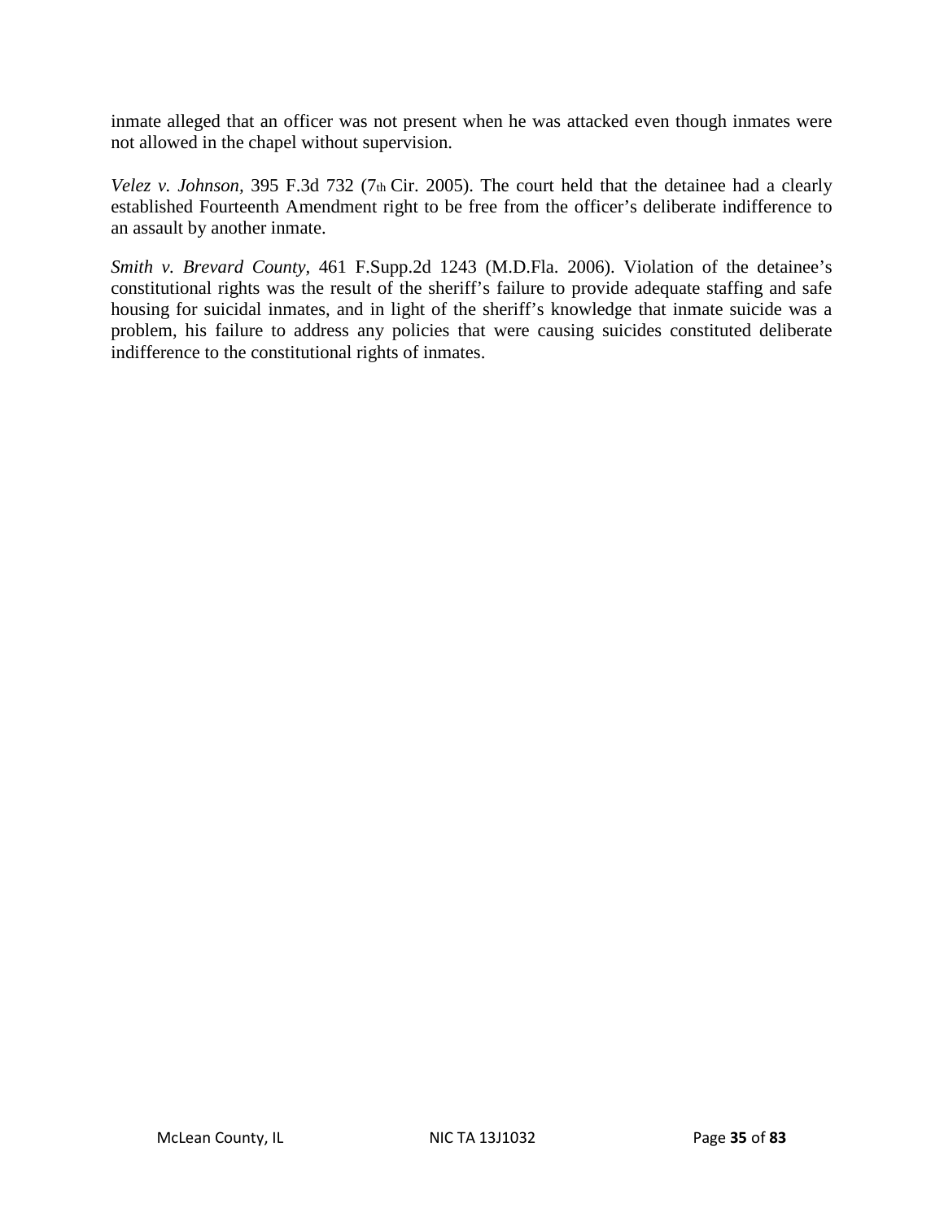inmate alleged that an officer was not present when he was attacked even though inmates were not allowed in the chapel without supervision.

*Velez v. Johnson*, 395 F.3d 732 (7th Cir. 2005). The court held that the detainee had a clearly established Fourteenth Amendment right to be free from the officer's deliberate indifference to an assault by another inmate.

*Smith v. Brevard County*, 461 F.Supp.2d 1243 (M.D.Fla. 2006). Violation of the detainee's constitutional rights was the result of the sheriff's failure to provide adequate staffing and safe housing for suicidal inmates, and in light of the sheriff's knowledge that inmate suicide was a problem, his failure to address any policies that were causing suicides constituted deliberate indifference to the constitutional rights of inmates.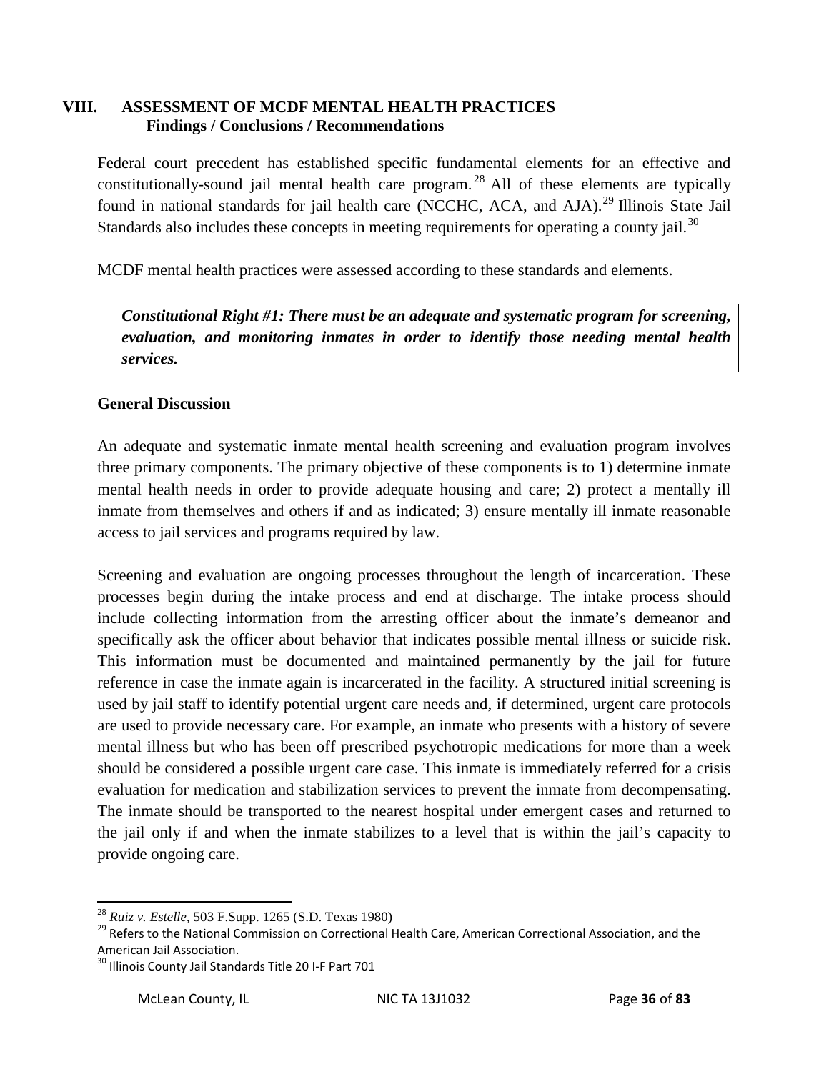## VIII. ASSESSMENT OF MCDF MENTAL HEALTH PRACTICES
### Findings / Conclusions / Recommendations

Federal court precedent has established specific fundamental elements for an effective and constitutionally-sound jail mental health care program.[28] All of these elements are typically found in national standards for jail health care (NCCHC, ACA, and AJA).[29] Illinois State Jail Standards also includes these concepts in meeting requirements for operating a county jail.[30]

MCDF mental health practices were assessed according to these standards and elements.

> ***Constitutional Right #1: There must be an adequate and systematic program for screening, evaluation, and monitoring inmates in order to identify those needing mental health services.***

**General Discussion**

An adequate and systematic inmate mental health screening and evaluation program involves three primary components. The primary objective of these components is to 1) determine inmate mental health needs in order to provide adequate housing and care; 2) protect a mentally ill inmate from themselves and others if and as indicated; 3) ensure mentally ill inmate reasonable access to jail services and programs required by law.

Screening and evaluation are ongoing processes throughout the length of incarceration. These processes begin during the intake process and end at discharge. The intake process should include collecting information from the arresting officer about the inmate's demeanor and specifically ask the officer about behavior that indicates possible mental illness or suicide risk. This information must be documented and maintained permanently by the jail for future reference in case the inmate again is incarcerated in the facility. A structured initial screening is used by jail staff to identify potential urgent care needs and, if determined, urgent care protocols are used to provide necessary care. For example, an inmate who presents with a history of severe mental illness but who has been off prescribed psychotropic medications for more than a week should be considered a possible urgent care case. This inmate is immediately referred for a crisis evaluation for medication and stabilization services to prevent the inmate from decompensating. The inmate should be transported to the nearest hospital under emergent cases and returned to the jail only if and when the inmate stabilizes to a level that is within the jail's capacity to provide ongoing care.

---

[28] *Ruiz v. Estelle*, 503 F.Supp. 1265 (S.D. Texas 1980)

[29] Refers to the National Commission on Correctional Health Care, American Correctional Association, and the American Jail Association.

[30] Illinois County Jail Standards Title 20 I-F Part 701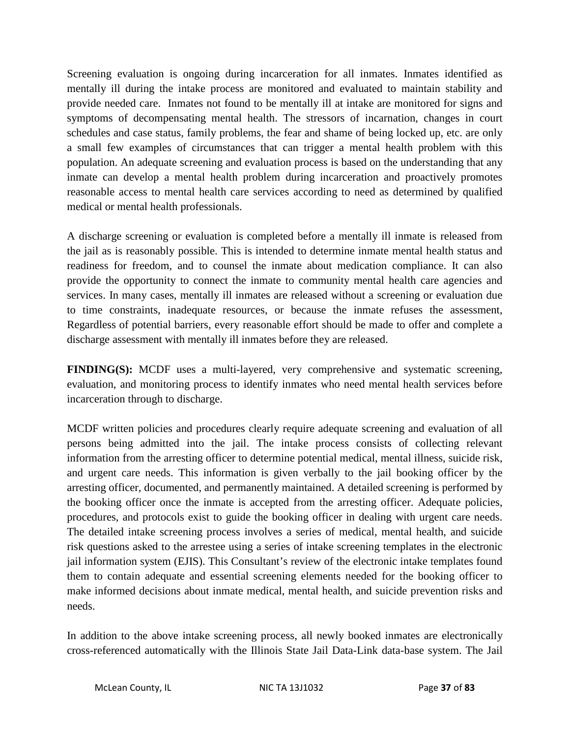Screening evaluation is ongoing during incarceration for all inmates. Inmates identified as mentally ill during the intake process are monitored and evaluated to maintain stability and provide needed care. Inmates not found to be mentally ill at intake are monitored for signs and symptoms of decompensating mental health. The stressors of incarnation, changes in court schedules and case status, family problems, the fear and shame of being locked up, etc. are only a small few examples of circumstances that can trigger a mental health problem with this population. An adequate screening and evaluation process is based on the understanding that any inmate can develop a mental health problem during incarceration and proactively promotes reasonable access to mental health care services according to need as determined by qualified medical or mental health professionals.

A discharge screening or evaluation is completed before a mentally ill inmate is released from the jail as is reasonably possible. This is intended to determine inmate mental health status and readiness for freedom, and to counsel the inmate about medication compliance. It can also provide the opportunity to connect the inmate to community mental health care agencies and services. In many cases, mentally ill inmates are released without a screening or evaluation due to time constraints, inadequate resources, or because the inmate refuses the assessment, Regardless of potential barriers, every reasonable effort should be made to offer and complete a discharge assessment with mentally ill inmates before they are released.

**FINDING(S):** MCDF uses a multi-layered, very comprehensive and systematic screening, evaluation, and monitoring process to identify inmates who need mental health services before incarceration through to discharge.

MCDF written policies and procedures clearly require adequate screening and evaluation of all persons being admitted into the jail. The intake process consists of collecting relevant information from the arresting officer to determine potential medical, mental illness, suicide risk, and urgent care needs. This information is given verbally to the jail booking officer by the arresting officer, documented, and permanently maintained. A detailed screening is performed by the booking officer once the inmate is accepted from the arresting officer. Adequate policies, procedures, and protocols exist to guide the booking officer in dealing with urgent care needs. The detailed intake screening process involves a series of medical, mental health, and suicide risk questions asked to the arrestee using a series of intake screening templates in the electronic jail information system (EJIS). This Consultant's review of the electronic intake templates found them to contain adequate and essential screening elements needed for the booking officer to make informed decisions about inmate medical, mental health, and suicide prevention risks and needs.

In addition to the above intake screening process, all newly booked inmates are electronically cross-referenced automatically with the Illinois State Jail Data-Link data-base system. The Jail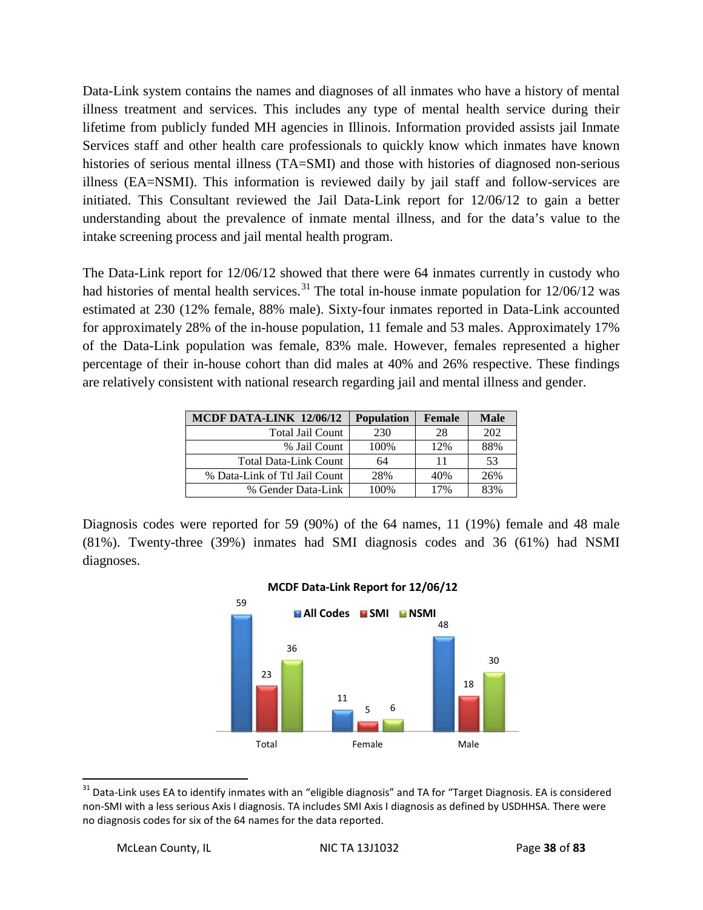Data-Link system contains the names and diagnoses of all inmates who have a history of mental illness treatment and services. This includes any type of mental health service during their lifetime from publicly funded MH agencies in Illinois. Information provided assists jail Inmate Services staff and other health care professionals to quickly know which inmates have known histories of serious mental illness (TA=SMI) and those with histories of diagnosed non-serious illness (EA=NSMI). This information is reviewed daily by jail staff and follow-services are initiated. This Consultant reviewed the Jail Data-Link report for 12/06/12 to gain a better understanding about the prevalence of inmate mental illness, and for the data's value to the intake screening process and jail mental health program.

The Data-Link report for 12/06/12 showed that there were 64 inmates currently in custody who had histories of mental health services.[31] The total in-house inmate population for 12/06/12 was estimated at 230 (12% female, 88% male). Sixty-four inmates reported in Data-Link accounted for approximately 28% of the in-house population, 11 female and 53 males. Approximately 17% of the Data-Link population was female, 83% male. However, females represented a higher percentage of their in-house cohort than did males at 40% and 26% respective. These findings are relatively consistent with national research regarding jail and mental illness and gender.

| MCDF DATA-LINK 12/06/12 | Population | Female | Male |
|---|---|---|---|
| Total Jail Count | 230 | 28 | 202 |
| % Jail Count | 100% | 12% | 88% |
| Total Data-Link Count | 64 | 11 | 53 |
| % Data-Link of Ttl Jail Count | 28% | 40% | 26% |
| % Gender Data-Link | 100% | 17% | 83% |

Diagnosis codes were reported for 59 (90%) of the 64 names, 11 (19%) female and 48 male (81%). Twenty-three (39%) inmates had SMI diagnosis codes and 36 (61%) had NSMI diagnoses.

**MCDF Data-Link Report for 12/06/12**

| | All Codes | SMI | NSMI |
|---|---|---|---|
| Total | 59 | 23 | 36 |
| Female | 11 | 5 | 6 |
| Male | 48 | 18 | 30 |

[31] Data-Link uses EA to identify inmates with an "eligible diagnosis" and TA for "Target Diagnosis. EA is considered non-SMI with a less serious Axis I diagnosis. TA includes SMI Axis I diagnosis as defined by USDHHSA. There were no diagnosis codes for six of the 64 names for the data reported.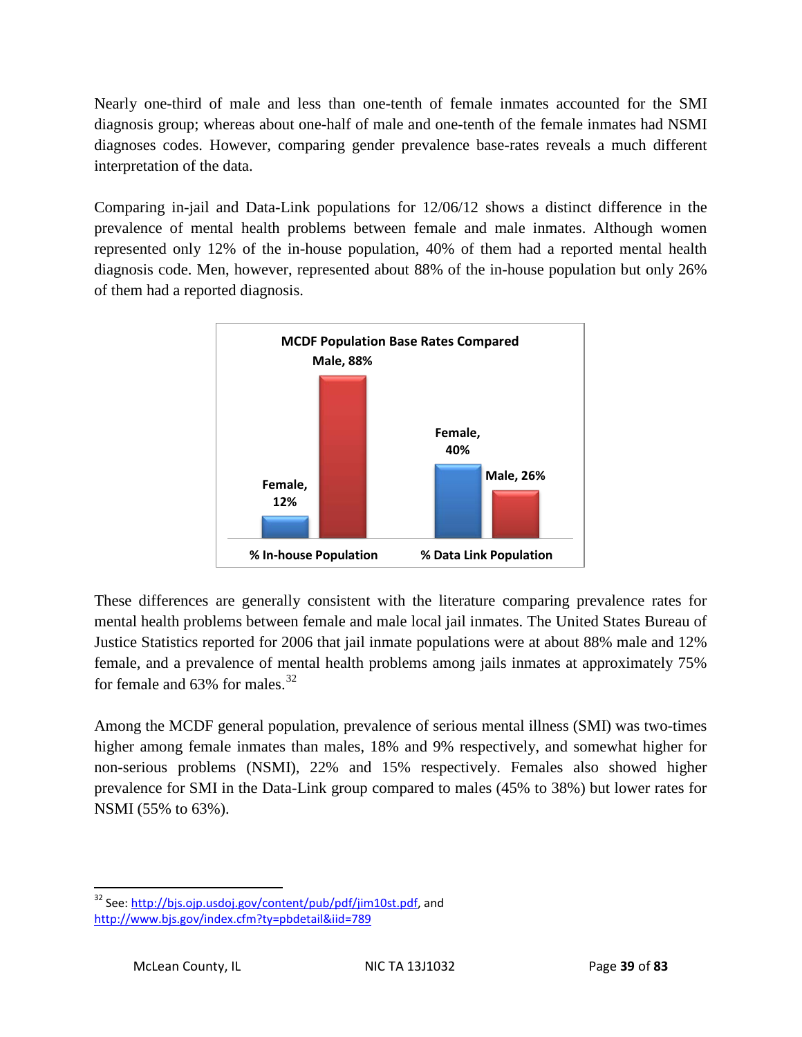Nearly one-third of male and less than one-tenth of female inmates accounted for the SMI diagnosis group; whereas about one-half of male and one-tenth of the female inmates had NSMI diagnoses codes. However, comparing gender prevalence base-rates reveals a much different interpretation of the data.

Comparing in-jail and Data-Link populations for 12/06/12 shows a distinct difference in the prevalence of mental health problems between female and male inmates. Although women represented only 12% of the in-house population, 40% of them had a reported mental health diagnosis code. Men, however, represented about 88% of the in-house population but only 26% of them had a reported diagnosis.

**MCDF Population Base Rates Compared**

| | Female | Male |
|---|---|---|
| % In-house Population | 12% | 88% |
| % Data Link Population | 40% | 26% |

These differences are generally consistent with the literature comparing prevalence rates for mental health problems between female and male local jail inmates. The United States Bureau of Justice Statistics reported for 2006 that jail inmate populations were at about 88% male and 12% female, and a prevalence of mental health problems among jails inmates at approximately 75% for female and 63% for males.[32]

Among the MCDF general population, prevalence of serious mental illness (SMI) was two-times higher among female inmates than males, 18% and 9% respectively, and somewhat higher for non-serious problems (NSMI), 22% and 15% respectively. Females also showed higher prevalence for SMI in the Data-Link group compared to males (45% to 38%) but lower rates for NSMI (55% to 63%).

---

[32] See: http://bjs.ojp.usdoj.gov/content/pub/pdf/jim10st.pdf, and http://www.bjs.gov/index.cfm?ty=pbdetail&iid=789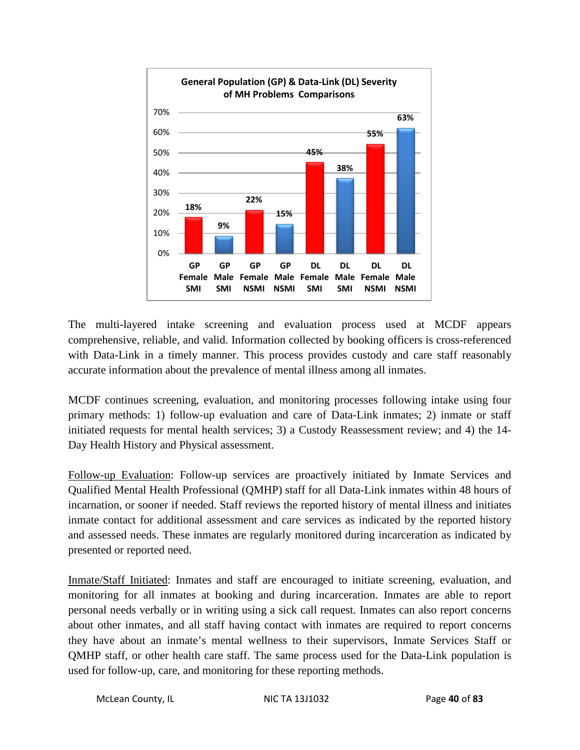**General Population (GP) & Data-Link (DL) Severity of MH Problems Comparisons**

| GP Female SMI | GP Male SMI | GP Female NSMI | GP Male NSMI | DL Female SMI | DL Male SMI | DL Female NSMI | DL Male NSMI |
|---|---|---|---|---|---|---|---|
| 18% | 9% | 22% | 15% | 45% | 38% | 55% | 63% |

The multi-layered intake screening and evaluation process used at MCDF appears comprehensive, reliable, and valid. Information collected by booking officers is cross-referenced with Data-Link in a timely manner. This process provides custody and care staff reasonably accurate information about the prevalence of mental illness among all inmates.

MCDF continues screening, evaluation, and monitoring processes following intake using four primary methods: 1) follow-up evaluation and care of Data-Link inmates; 2) inmate or staff initiated requests for mental health services; 3) a Custody Reassessment review; and 4) the 14-Day Health History and Physical assessment.

<u>Follow-up Evaluation</u>: Follow-up services are proactively initiated by Inmate Services and Qualified Mental Health Professional (QMHP) staff for all Data-Link inmates within 48 hours of incarnation, or sooner if needed. Staff reviews the reported history of mental illness and initiates inmate contact for additional assessment and care services as indicated by the reported history and assessed needs. These inmates are regularly monitored during incarceration as indicated by presented or reported need.

<u>Inmate/Staff Initiated</u>: Inmates and staff are encouraged to initiate screening, evaluation, and monitoring for all inmates at booking and during incarceration. Inmates are able to report personal needs verbally or in writing using a sick call request. Inmates can also report concerns about other inmates, and all staff having contact with inmates are required to report concerns they have about an inmate's mental wellness to their supervisors, Inmate Services Staff or QMHP staff, or other health care staff. The same process used for the Data-Link population is used for follow-up, care, and monitoring for these reporting methods.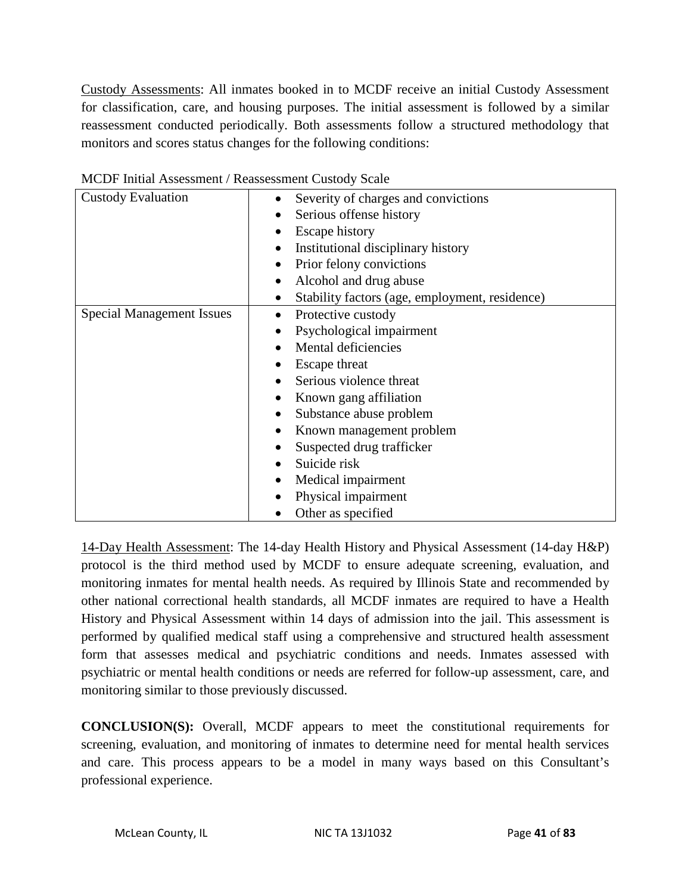Custody Assessments: All inmates booked in to MCDF receive an initial Custody Assessment for classification, care, and housing purposes. The initial assessment is followed by a similar reassessment conducted periodically. Both assessments follow a structured methodology that monitors and scores status changes for the following conditions:

MCDF Initial Assessment / Reassessment Custody Scale

| Custody Evaluation | • Severity of charges and convictions<br>• Serious offense history<br>• Escape history<br>• Institutional disciplinary history<br>• Prior felony convictions<br>• Alcohol and drug abuse<br>• Stability factors (age, employment, residence) |
|---|---|
| Special Management Issues | • Protective custody<br>• Psychological impairment<br>• Mental deficiencies<br>• Escape threat<br>• Serious violence threat<br>• Known gang affiliation<br>• Substance abuse problem<br>• Known management problem<br>• Suspected drug trafficker<br>• Suicide risk<br>• Medical impairment<br>• Physical impairment<br>• Other as specified |

14-Day Health Assessment: The 14-day Health History and Physical Assessment (14-day H&P) protocol is the third method used by MCDF to ensure adequate screening, evaluation, and monitoring inmates for mental health needs. As required by Illinois State and recommended by other national correctional health standards, all MCDF inmates are required to have a Health History and Physical Assessment within 14 days of admission into the jail. This assessment is performed by qualified medical staff using a comprehensive and structured health assessment form that assesses medical and psychiatric conditions and needs. Inmates assessed with psychiatric or mental health conditions or needs are referred for follow-up assessment, care, and monitoring similar to those previously discussed.

**CONCLUSION(S):** Overall, MCDF appears to meet the constitutional requirements for screening, evaluation, and monitoring of inmates to determine need for mental health services and care. This process appears to be a model in many ways based on this Consultant's professional experience.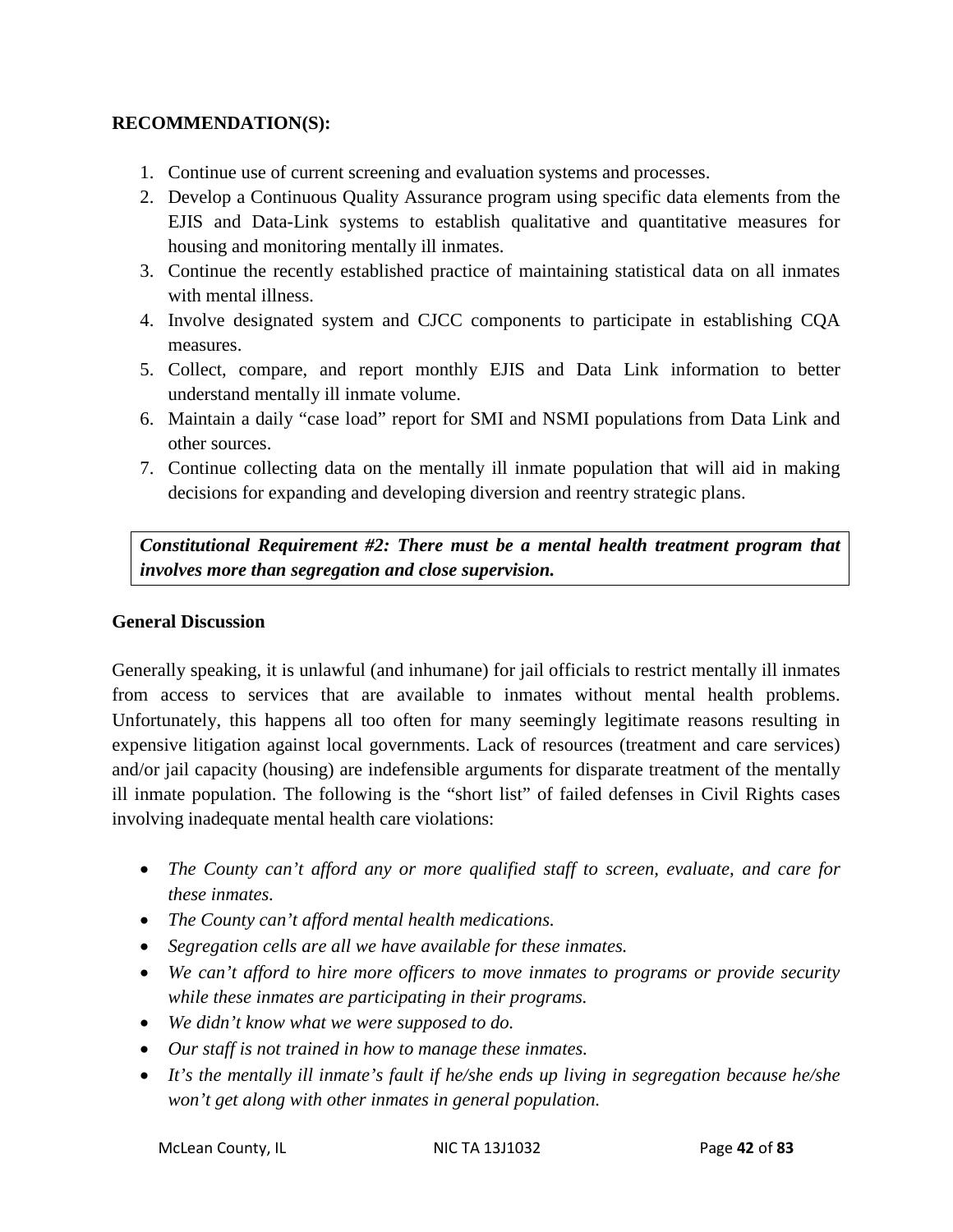**RECOMMENDATION(S):**

1. Continue use of current screening and evaluation systems and processes.
2. Develop a Continuous Quality Assurance program using specific data elements from the EJIS and Data-Link systems to establish qualitative and quantitative measures for housing and monitoring mentally ill inmates.
3. Continue the recently established practice of maintaining statistical data on all inmates with mental illness.
4. Involve designated system and CJCC components to participate in establishing CQA measures.
5. Collect, compare, and report monthly EJIS and Data Link information to better understand mentally ill inmate volume.
6. Maintain a daily "case load" report for SMI and NSMI populations from Data Link and other sources.
7. Continue collecting data on the mentally ill inmate population that will aid in making decisions for expanding and developing diversion and reentry strategic plans.

***Constitutional Requirement #2: There must be a mental health treatment program that involves more than segregation and close supervision.***

**General Discussion**

Generally speaking, it is unlawful (and inhumane) for jail officials to restrict mentally ill inmates from access to services that are available to inmates without mental health problems. Unfortunately, this happens all too often for many seemingly legitimate reasons resulting in expensive litigation against local governments. Lack of resources (treatment and care services) and/or jail capacity (housing) are indefensible arguments for disparate treatment of the mentally ill inmate population. The following is the "short list" of failed defenses in Civil Rights cases involving inadequate mental health care violations:

- *The County can't afford any or more qualified staff to screen, evaluate, and care for these inmates.*
- *The County can't afford mental health medications.*
- *Segregation cells are all we have available for these inmates.*
- *We can't afford to hire more officers to move inmates to programs or provide security while these inmates are participating in their programs.*
- *We didn't know what we were supposed to do.*
- *Our staff is not trained in how to manage these inmates.*
- *It's the mentally ill inmate's fault if he/she ends up living in segregation because he/she won't get along with other inmates in general population.*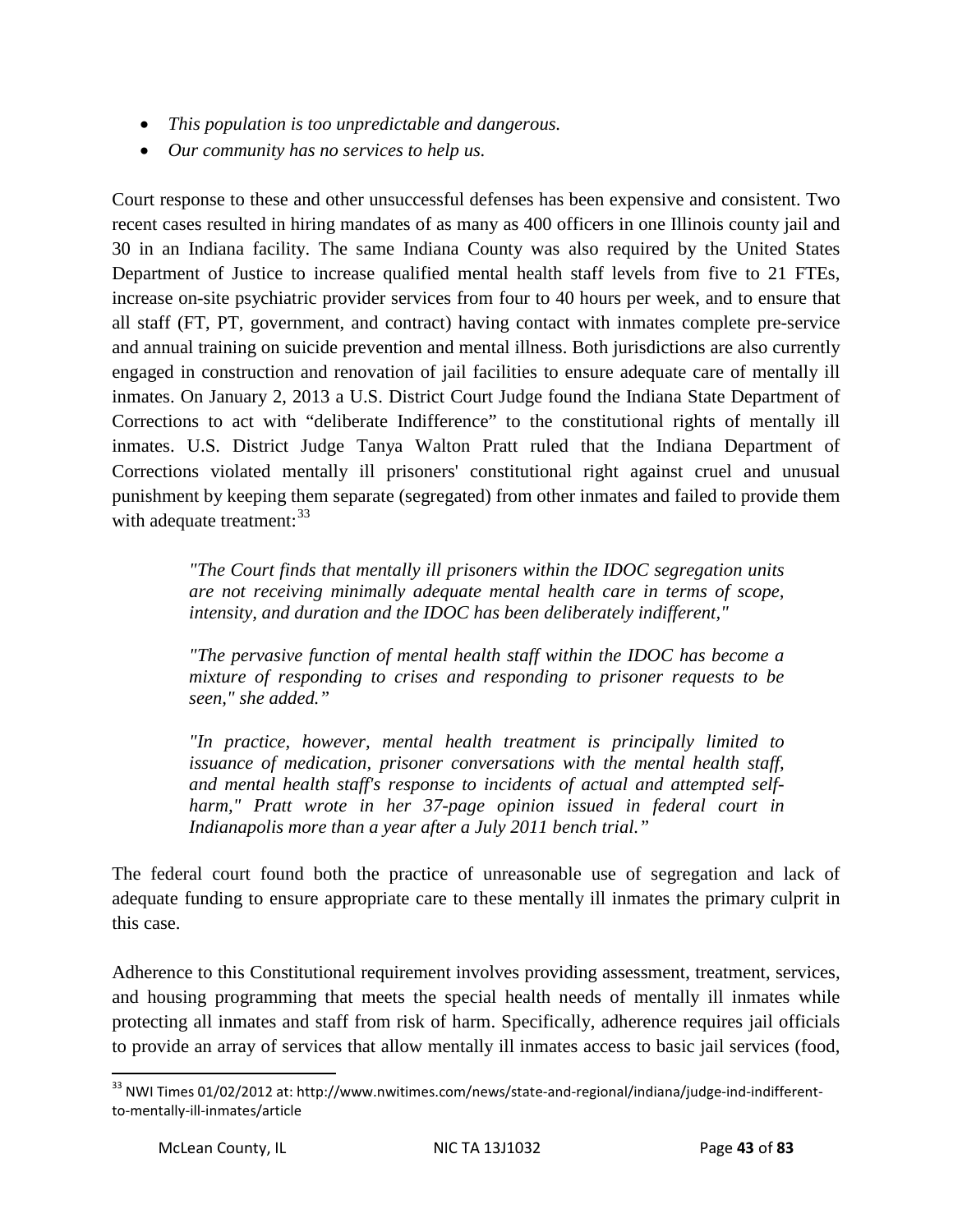- *This population is too unpredictable and dangerous.*
- *Our community has no services to help us.*

Court response to these and other unsuccessful defenses has been expensive and consistent. Two recent cases resulted in hiring mandates of as many as 400 officers in one Illinois county jail and 30 in an Indiana facility. The same Indiana County was also required by the United States Department of Justice to increase qualified mental health staff levels from five to 21 FTEs, increase on-site psychiatric provider services from four to 40 hours per week, and to ensure that all staff (FT, PT, government, and contract) having contact with inmates complete pre-service and annual training on suicide prevention and mental illness. Both jurisdictions are also currently engaged in construction and renovation of jail facilities to ensure adequate care of mentally ill inmates. On January 2, 2013 a U.S. District Court Judge found the Indiana State Department of Corrections to act with "deliberate Indifference" to the constitutional rights of mentally ill inmates. U.S. District Judge Tanya Walton Pratt ruled that the Indiana Department of Corrections violated mentally ill prisoners' constitutional right against cruel and unusual punishment by keeping them separate (segregated) from other inmates and failed to provide them with adequate treatment:[33]

> *"The Court finds that mentally ill prisoners within the IDOC segregation units are not receiving minimally adequate mental health care in terms of scope, intensity, and duration and the IDOC has been deliberately indifferent,"*
>
> *"The pervasive function of mental health staff within the IDOC has become a mixture of responding to crises and responding to prisoner requests to be seen," she added."*
>
> *"In practice, however, mental health treatment is principally limited to issuance of medication, prisoner conversations with the mental health staff, and mental health staff's response to incidents of actual and attempted self-harm," Pratt wrote in her 37-page opinion issued in federal court in Indianapolis more than a year after a July 2011 bench trial."*

The federal court found both the practice of unreasonable use of segregation and lack of adequate funding to ensure appropriate care to these mentally ill inmates the primary culprit in this case.

Adherence to this Constitutional requirement involves providing assessment, treatment, services, and housing programming that meets the special health needs of mentally ill inmates while protecting all inmates and staff from risk of harm. Specifically, adherence requires jail officials to provide an array of services that allow mentally ill inmates access to basic jail services (food,

---

[33] NWI Times 01/02/2012 at: http://www.nwitimes.com/news/state-and-regional/indiana/judge-ind-indifferent-to-mentally-ill-inmates/article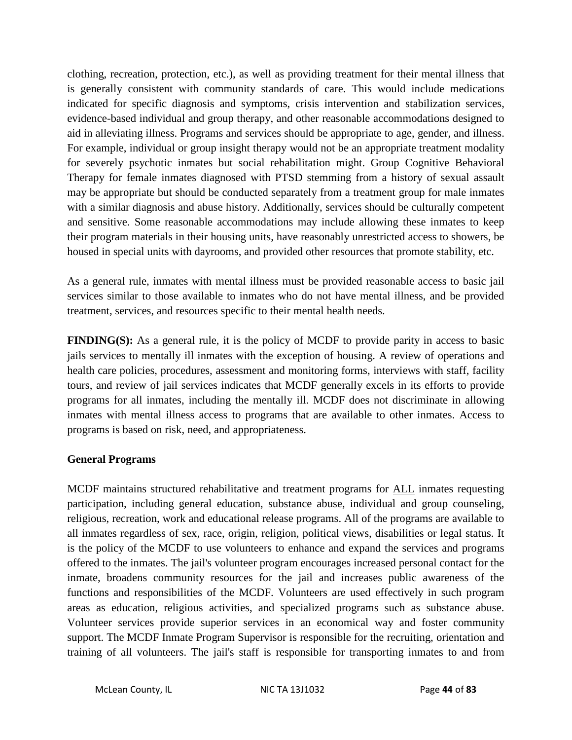clothing, recreation, protection, etc.), as well as providing treatment for their mental illness that is generally consistent with community standards of care. This would include medications indicated for specific diagnosis and symptoms, crisis intervention and stabilization services, evidence-based individual and group therapy, and other reasonable accommodations designed to aid in alleviating illness. Programs and services should be appropriate to age, gender, and illness. For example, individual or group insight therapy would not be an appropriate treatment modality for severely psychotic inmates but social rehabilitation might. Group Cognitive Behavioral Therapy for female inmates diagnosed with PTSD stemming from a history of sexual assault may be appropriate but should be conducted separately from a treatment group for male inmates with a similar diagnosis and abuse history. Additionally, services should be culturally competent and sensitive. Some reasonable accommodations may include allowing these inmates to keep their program materials in their housing units, have reasonably unrestricted access to showers, be housed in special units with dayrooms, and provided other resources that promote stability, etc.

As a general rule, inmates with mental illness must be provided reasonable access to basic jail services similar to those available to inmates who do not have mental illness, and be provided treatment, services, and resources specific to their mental health needs.

**FINDING(S):** As a general rule, it is the policy of MCDF to provide parity in access to basic jails services to mentally ill inmates with the exception of housing. A review of operations and health care policies, procedures, assessment and monitoring forms, interviews with staff, facility tours, and review of jail services indicates that MCDF generally excels in its efforts to provide programs for all inmates, including the mentally ill. MCDF does not discriminate in allowing inmates with mental illness access to programs that are available to other inmates. Access to programs is based on risk, need, and appropriateness.

**General Programs**

MCDF maintains structured rehabilitative and treatment programs for ALL inmates requesting participation, including general education, substance abuse, individual and group counseling, religious, recreation, work and educational release programs. All of the programs are available to all inmates regardless of sex, race, origin, religion, political views, disabilities or legal status. It is the policy of the MCDF to use volunteers to enhance and expand the services and programs offered to the inmates. The jail's volunteer program encourages increased personal contact for the inmate, broadens community resources for the jail and increases public awareness of the functions and responsibilities of the MCDF. Volunteers are used effectively in such program areas as education, religious activities, and specialized programs such as substance abuse. Volunteer services provide superior services in an economical way and foster community support. The MCDF Inmate Program Supervisor is responsible for the recruiting, orientation and training of all volunteers. The jail's staff is responsible for transporting inmates to and from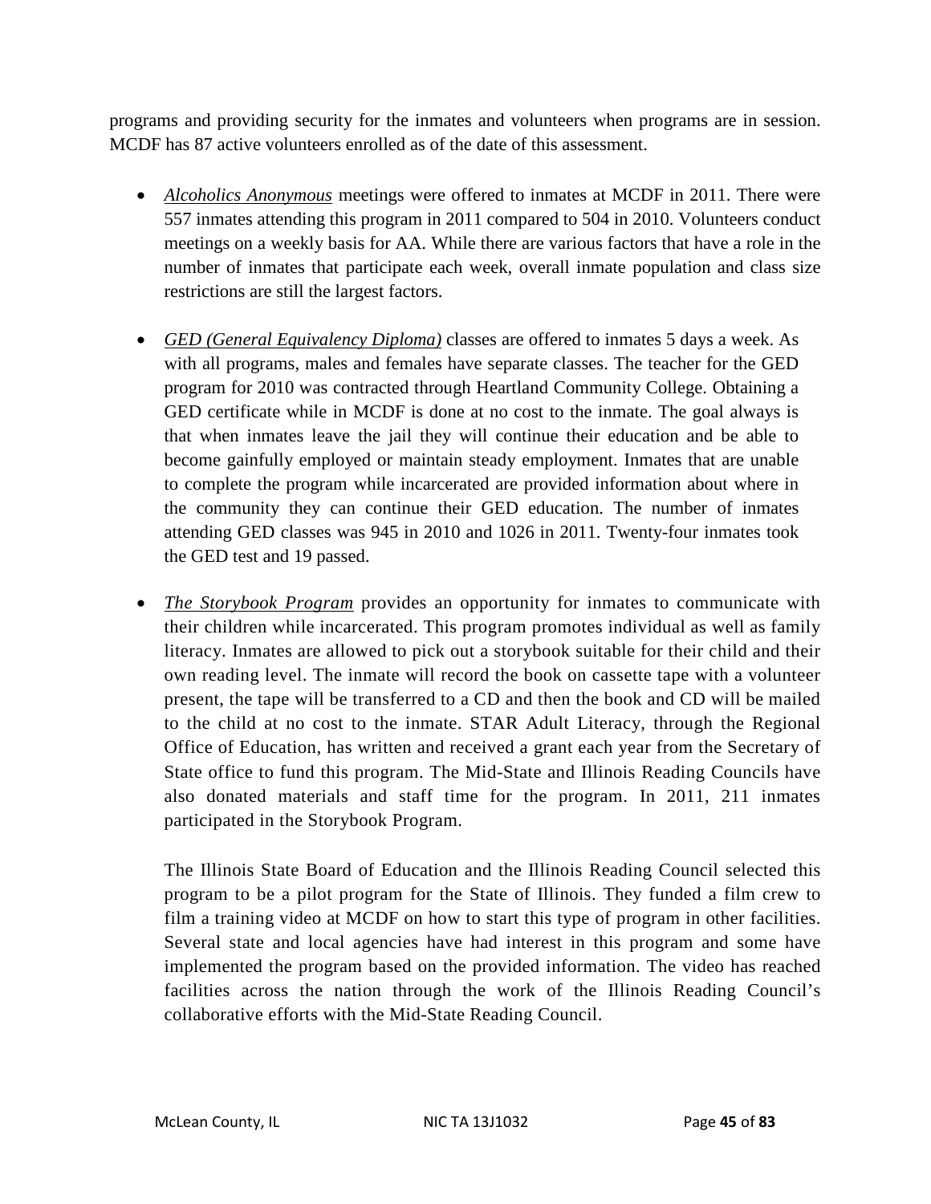programs and providing security for the inmates and volunteers when programs are in session. MCDF has 87 active volunteers enrolled as of the date of this assessment.

- *Alcoholics Anonymous* meetings were offered to inmates at MCDF in 2011. There were 557 inmates attending this program in 2011 compared to 504 in 2010. Volunteers conduct meetings on a weekly basis for AA. While there are various factors that have a role in the number of inmates that participate each week, overall inmate population and class size restrictions are still the largest factors.

- *GED (General Equivalency Diploma)* classes are offered to inmates 5 days a week. As with all programs, males and females have separate classes. The teacher for the GED program for 2010 was contracted through Heartland Community College. Obtaining a GED certificate while in MCDF is done at no cost to the inmate. The goal always is that when inmates leave the jail they will continue their education and be able to become gainfully employed or maintain steady employment. Inmates that are unable to complete the program while incarcerated are provided information about where in the community they can continue their GED education. The number of inmates attending GED classes was 945 in 2010 and 1026 in 2011. Twenty-four inmates took the GED test and 19 passed.

- *The Storybook Program* provides an opportunity for inmates to communicate with their children while incarcerated. This program promotes individual as well as family literacy. Inmates are allowed to pick out a storybook suitable for their child and their own reading level. The inmate will record the book on cassette tape with a volunteer present, the tape will be transferred to a CD and then the book and CD will be mailed to the child at no cost to the inmate. STAR Adult Literacy, through the Regional Office of Education, has written and received a grant each year from the Secretary of State office to fund this program. The Mid-State and Illinois Reading Councils have also donated materials and staff time for the program. In 2011, 211 inmates participated in the Storybook Program.

  The Illinois State Board of Education and the Illinois Reading Council selected this program to be a pilot program for the State of Illinois. They funded a film crew to film a training video at MCDF on how to start this type of program in other facilities. Several state and local agencies have had interest in this program and some have implemented the program based on the provided information. The video has reached facilities across the nation through the work of the Illinois Reading Council's collaborative efforts with the Mid-State Reading Council.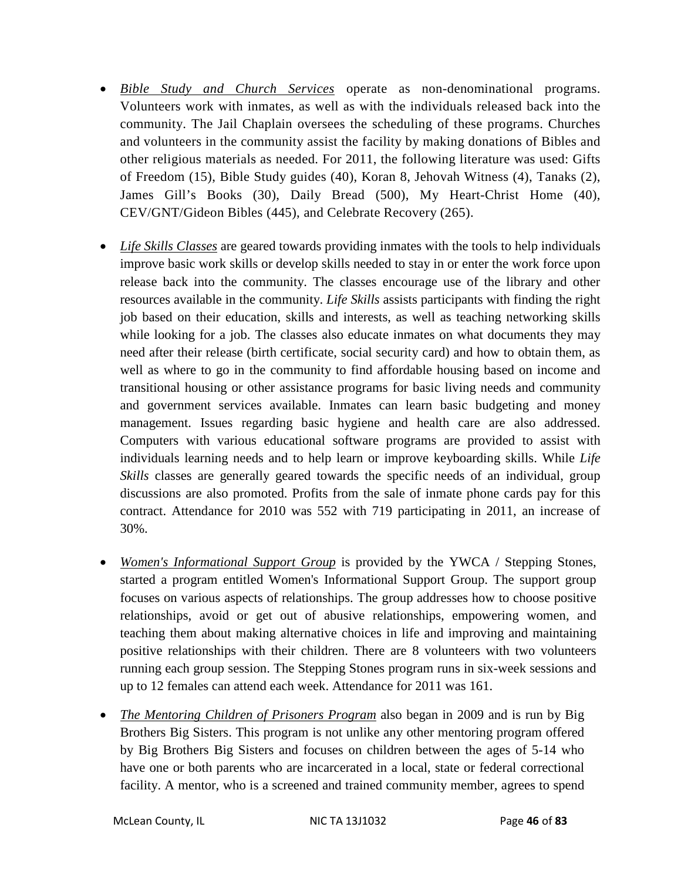- *Bible Study and Church Services* operate as non-denominational programs. Volunteers work with inmates, as well as with the individuals released back into the community. The Jail Chaplain oversees the scheduling of these programs. Churches and volunteers in the community assist the facility by making donations of Bibles and other religious materials as needed. For 2011, the following literature was used: Gifts of Freedom (15), Bible Study guides (40), Koran 8, Jehovah Witness (4), Tanaks (2), James Gill's Books (30), Daily Bread (500), My Heart-Christ Home (40), CEV/GNT/Gideon Bibles (445), and Celebrate Recovery (265).

- *Life Skills Classes* are geared towards providing inmates with the tools to help individuals improve basic work skills or develop skills needed to stay in or enter the work force upon release back into the community. The classes encourage use of the library and other resources available in the community. *Life Skills* assists participants with finding the right job based on their education, skills and interests, as well as teaching networking skills while looking for a job. The classes also educate inmates on what documents they may need after their release (birth certificate, social security card) and how to obtain them, as well as where to go in the community to find affordable housing based on income and transitional housing or other assistance programs for basic living needs and community and government services available. Inmates can learn basic budgeting and money management. Issues regarding basic hygiene and health care are also addressed. Computers with various educational software programs are provided to assist with individuals learning needs and to help learn or improve keyboarding skills. While *Life Skills* classes are generally geared towards the specific needs of an individual, group discussions are also promoted. Profits from the sale of inmate phone cards pay for this contract. Attendance for 2010 was 552 with 719 participating in 2011, an increase of 30%.

- *Women's Informational Support Group* is provided by the YWCA / Stepping Stones, started a program entitled Women's Informational Support Group. The support group focuses on various aspects of relationships. The group addresses how to choose positive relationships, avoid or get out of abusive relationships, empowering women, and teaching them about making alternative choices in life and improving and maintaining positive relationships with their children. There are 8 volunteers with two volunteers running each group session. The Stepping Stones program runs in six-week sessions and up to 12 females can attend each week. Attendance for 2011 was 161.

- *The Mentoring Children of Prisoners Program* also began in 2009 and is run by Big Brothers Big Sisters. This program is not unlike any other mentoring program offered by Big Brothers Big Sisters and focuses on children between the ages of 5-14 who have one or both parents who are incarcerated in a local, state or federal correctional facility. A mentor, who is a screened and trained community member, agrees to spend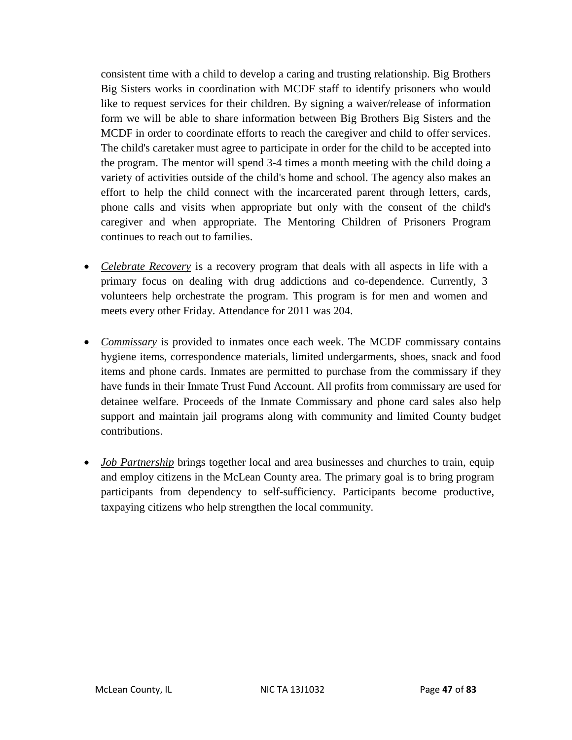consistent time with a child to develop a caring and trusting relationship. Big Brothers Big Sisters works in coordination with MCDF staff to identify prisoners who would like to request services for their children. By signing a waiver/release of information form we will be able to share information between Big Brothers Big Sisters and the MCDF in order to coordinate efforts to reach the caregiver and child to offer services. The child's caretaker must agree to participate in order for the child to be accepted into the program. The mentor will spend 3-4 times a month meeting with the child doing a variety of activities outside of the child's home and school. The agency also makes an effort to help the child connect with the incarcerated parent through letters, cards, phone calls and visits when appropriate but only with the consent of the child's caregiver and when appropriate. The Mentoring Children of Prisoners Program continues to reach out to families.

- *Celebrate Recovery* is a recovery program that deals with all aspects in life with a primary focus on dealing with drug addictions and co-dependence. Currently, 3 volunteers help orchestrate the program. This program is for men and women and meets every other Friday. Attendance for 2011 was 204.

- *Commissary* is provided to inmates once each week. The MCDF commissary contains hygiene items, correspondence materials, limited undergarments, shoes, snack and food items and phone cards. Inmates are permitted to purchase from the commissary if they have funds in their Inmate Trust Fund Account. All profits from commissary are used for detainee welfare. Proceeds of the Inmate Commissary and phone card sales also help support and maintain jail programs along with community and limited County budget contributions.

- *Job Partnership* brings together local and area businesses and churches to train, equip and employ citizens in the McLean County area. The primary goal is to bring program participants from dependency to self-sufficiency. Participants become productive, taxpaying citizens who help strengthen the local community.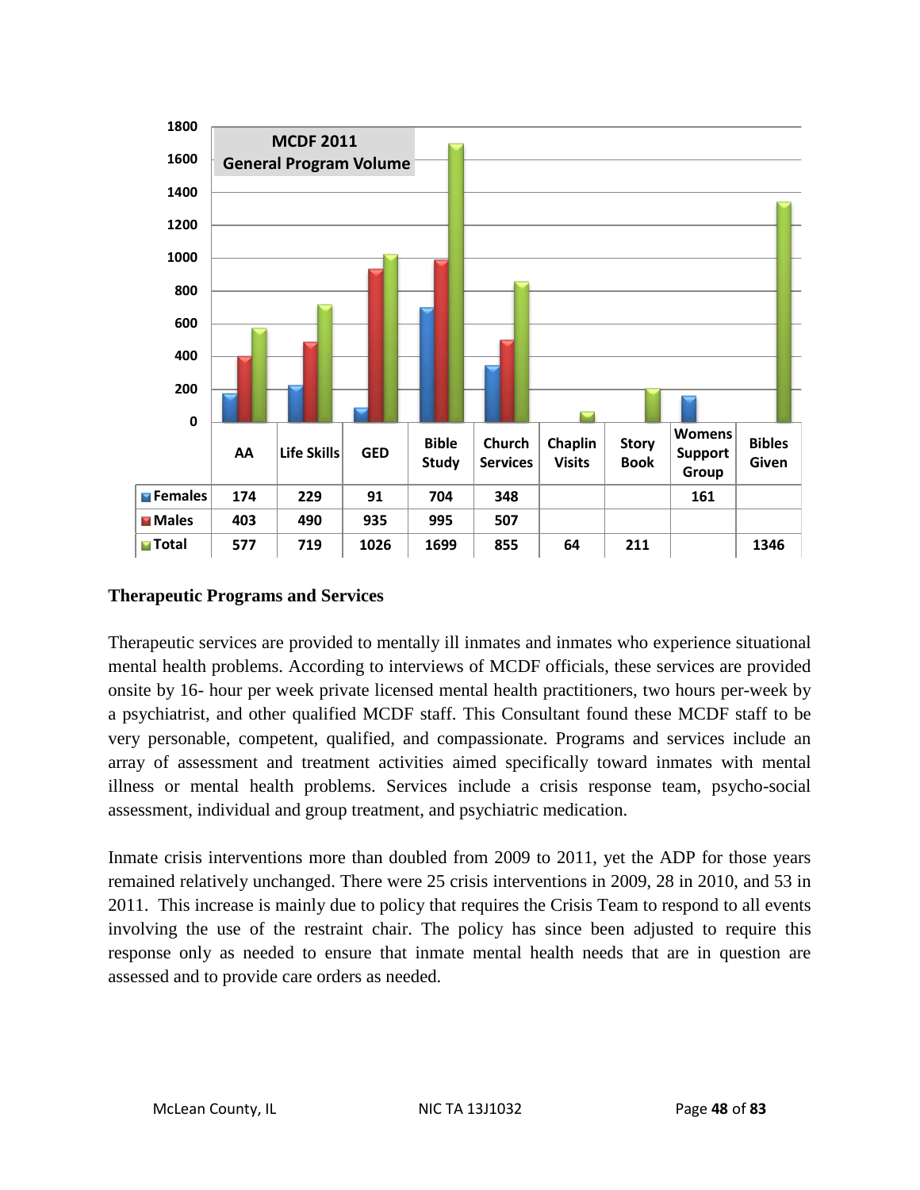**MCDF 2011 General Program Volume**

| | AA | Life Skills | GED | Bible Study | Church Services | Chaplin Visits | Story Book | Womens Support Group | Bibles Given |
|---|---|---|---|---|---|---|---|---|---|
| Females | 174 | 229 | 91 | 704 | 348 | | | 161 | |
| Males | 403 | 490 | 935 | 995 | 507 | | | | |
| Total | 577 | 719 | 1026 | 1699 | 855 | 64 | 211 | | 1346 |

### Therapeutic Programs and Services

Therapeutic services are provided to mentally ill inmates and inmates who experience situational mental health problems. According to interviews of MCDF officials, these services are provided onsite by 16- hour per week private licensed mental health practitioners, two hours per-week by a psychiatrist, and other qualified MCDF staff. This Consultant found these MCDF staff to be very personable, competent, qualified, and compassionate. Programs and services include an array of assessment and treatment activities aimed specifically toward inmates with mental illness or mental health problems. Services include a crisis response team, psycho-social assessment, individual and group treatment, and psychiatric medication.

Inmate crisis interventions more than doubled from 2009 to 2011, yet the ADP for those years remained relatively unchanged. There were 25 crisis interventions in 2009, 28 in 2010, and 53 in 2011. This increase is mainly due to policy that requires the Crisis Team to respond to all events involving the use of the restraint chair. The policy has since been adjusted to require this response only as needed to ensure that inmate mental health needs that are in question are assessed and to provide care orders as needed.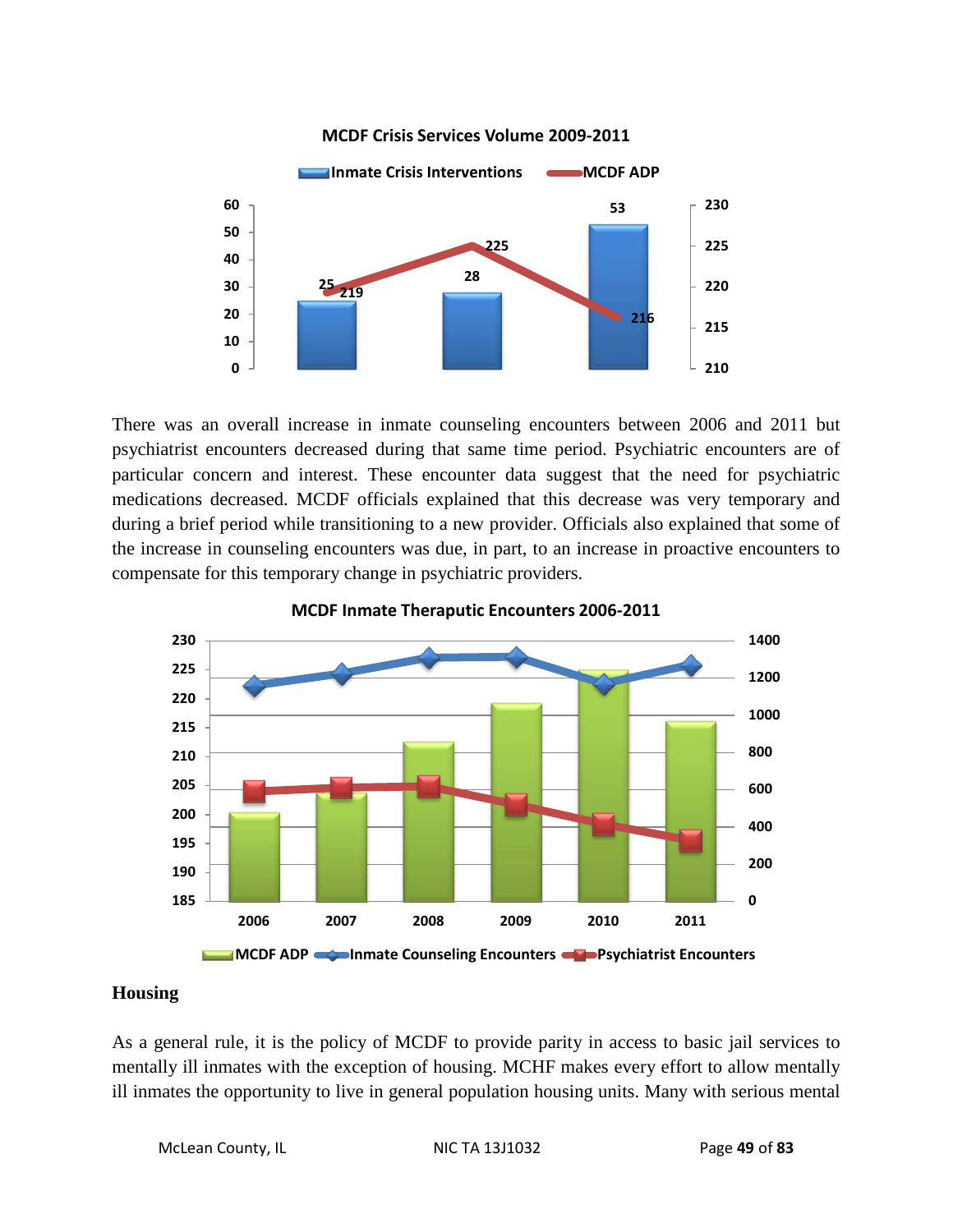**MCDF Crisis Services Volume 2009-2011**

| Year | Inmate Crisis Interventions | MCDF ADP |
|---|---|---|
| 2009 | 25 | 219 |
| 2010 | 28 | 225 |
| 2011 | 53 | 216 |

There was an overall increase in inmate counseling encounters between 2006 and 2011 but psychiatrist encounters decreased during that same time period. Psychiatric encounters are of particular concern and interest. These encounter data suggest that the need for psychiatric medications decreased. MCDF officials explained that this decrease was very temporary and during a brief period while transitioning to a new provider. Officials also explained that some of the increase in counseling encounters was due, in part, to an increase in proactive encounters to compensate for this temporary change in psychiatric providers.

**MCDF Inmate Theraputic Encounters 2006-2011**

Legend: MCDF ADP, Inmate Counseling Encounters, Psychiatrist Encounters

## Housing

As a general rule, it is the policy of MCDF to provide parity in access to basic jail services to mentally ill inmates with the exception of housing. MCHF makes every effort to allow mentally ill inmates the opportunity to live in general population housing units. Many with serious mental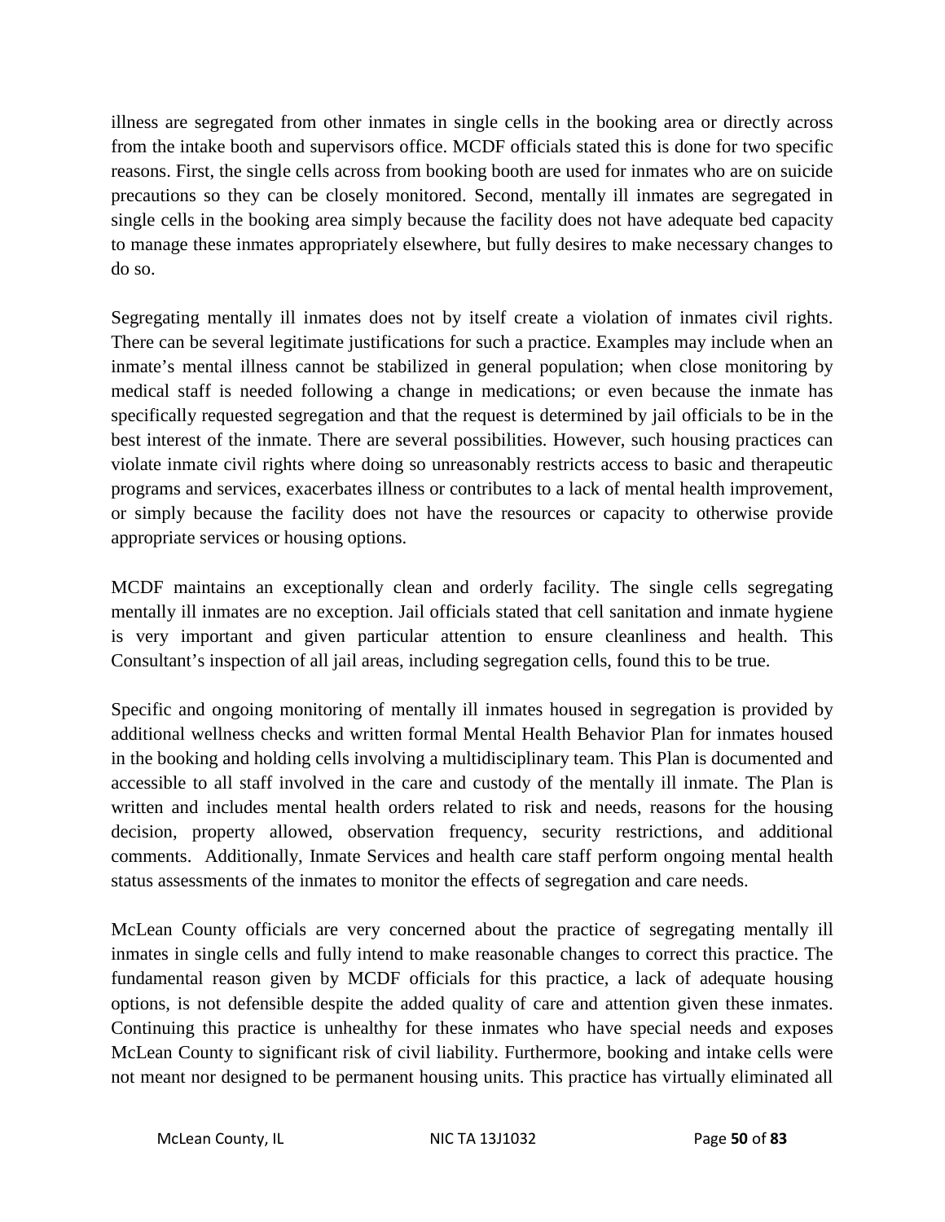illness are segregated from other inmates in single cells in the booking area or directly across from the intake booth and supervisors office. MCDF officials stated this is done for two specific reasons. First, the single cells across from booking booth are used for inmates who are on suicide precautions so they can be closely monitored. Second, mentally ill inmates are segregated in single cells in the booking area simply because the facility does not have adequate bed capacity to manage these inmates appropriately elsewhere, but fully desires to make necessary changes to do so.

Segregating mentally ill inmates does not by itself create a violation of inmates civil rights. There can be several legitimate justifications for such a practice. Examples may include when an inmate's mental illness cannot be stabilized in general population; when close monitoring by medical staff is needed following a change in medications; or even because the inmate has specifically requested segregation and that the request is determined by jail officials to be in the best interest of the inmate. There are several possibilities. However, such housing practices can violate inmate civil rights where doing so unreasonably restricts access to basic and therapeutic programs and services, exacerbates illness or contributes to a lack of mental health improvement, or simply because the facility does not have the resources or capacity to otherwise provide appropriate services or housing options.

MCDF maintains an exceptionally clean and orderly facility. The single cells segregating mentally ill inmates are no exception. Jail officials stated that cell sanitation and inmate hygiene is very important and given particular attention to ensure cleanliness and health. This Consultant's inspection of all jail areas, including segregation cells, found this to be true.

Specific and ongoing monitoring of mentally ill inmates housed in segregation is provided by additional wellness checks and written formal Mental Health Behavior Plan for inmates housed in the booking and holding cells involving a multidisciplinary team. This Plan is documented and accessible to all staff involved in the care and custody of the mentally ill inmate. The Plan is written and includes mental health orders related to risk and needs, reasons for the housing decision, property allowed, observation frequency, security restrictions, and additional comments. Additionally, Inmate Services and health care staff perform ongoing mental health status assessments of the inmates to monitor the effects of segregation and care needs.

McLean County officials are very concerned about the practice of segregating mentally ill inmates in single cells and fully intend to make reasonable changes to correct this practice. The fundamental reason given by MCDF officials for this practice, a lack of adequate housing options, is not defensible despite the added quality of care and attention given these inmates. Continuing this practice is unhealthy for these inmates who have special needs and exposes McLean County to significant risk of civil liability. Furthermore, booking and intake cells were not meant nor designed to be permanent housing units. This practice has virtually eliminated all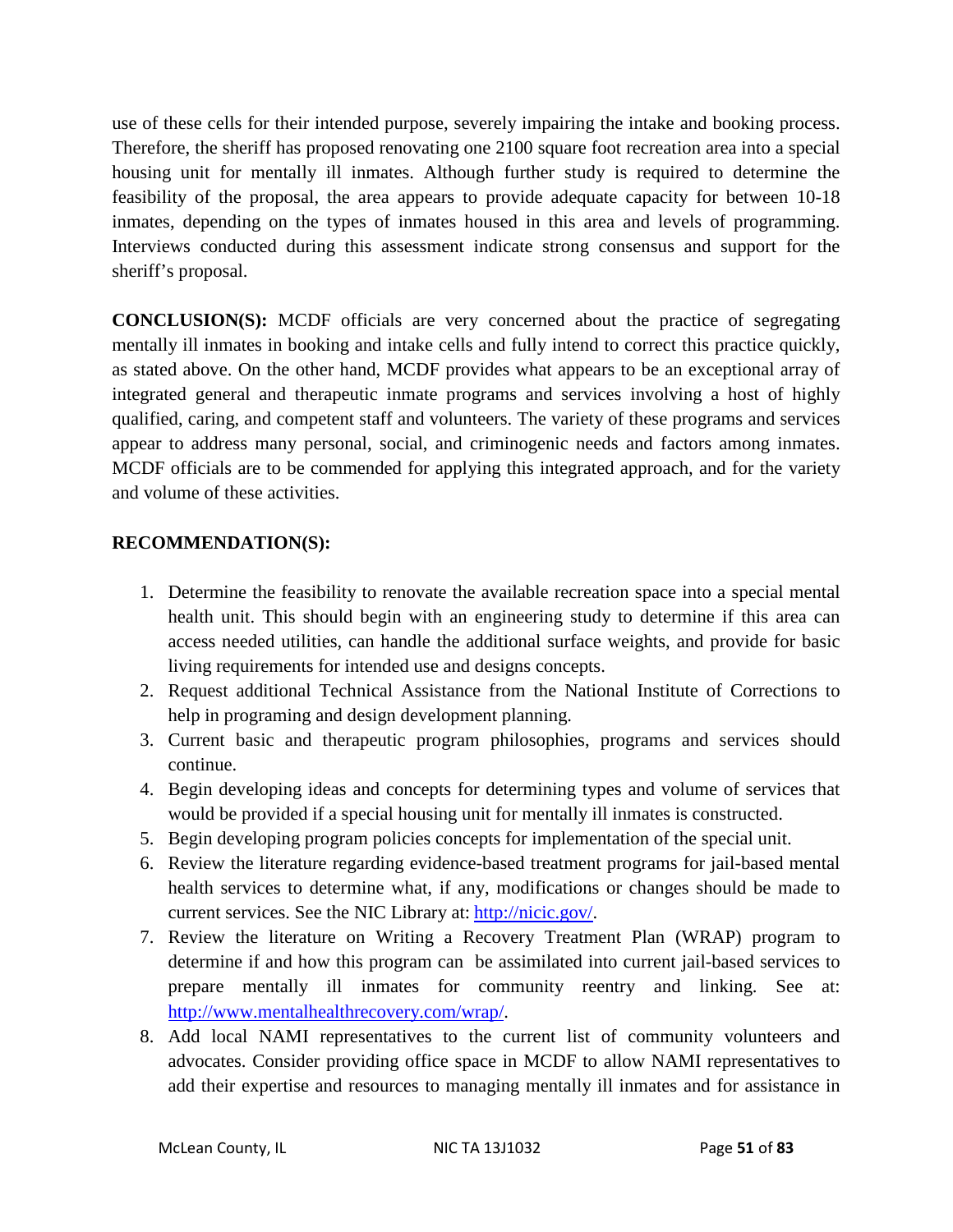use of these cells for their intended purpose, severely impairing the intake and booking process. Therefore, the sheriff has proposed renovating one 2100 square foot recreation area into a special housing unit for mentally ill inmates. Although further study is required to determine the feasibility of the proposal, the area appears to provide adequate capacity for between 10-18 inmates, depending on the types of inmates housed in this area and levels of programming. Interviews conducted during this assessment indicate strong consensus and support for the sheriff's proposal.

**CONCLUSION(S):** MCDF officials are very concerned about the practice of segregating mentally ill inmates in booking and intake cells and fully intend to correct this practice quickly, as stated above. On the other hand, MCDF provides what appears to be an exceptional array of integrated general and therapeutic inmate programs and services involving a host of highly qualified, caring, and competent staff and volunteers. The variety of these programs and services appear to address many personal, social, and criminogenic needs and factors among inmates. MCDF officials are to be commended for applying this integrated approach, and for the variety and volume of these activities.

**RECOMMENDATION(S):**

1. Determine the feasibility to renovate the available recreation space into a special mental health unit. This should begin with an engineering study to determine if this area can access needed utilities, can handle the additional surface weights, and provide for basic living requirements for intended use and designs concepts.
2. Request additional Technical Assistance from the National Institute of Corrections to help in programing and design development planning.
3. Current basic and therapeutic program philosophies, programs and services should continue.
4. Begin developing ideas and concepts for determining types and volume of services that would be provided if a special housing unit for mentally ill inmates is constructed.
5. Begin developing program policies concepts for implementation of the special unit.
6. Review the literature regarding evidence-based treatment programs for jail-based mental health services to determine what, if any, modifications or changes should be made to current services. See the NIC Library at: http://nicic.gov/.
7. Review the literature on Writing a Recovery Treatment Plan (WRAP) program to determine if and how this program can be assimilated into current jail-based services to prepare mentally ill inmates for community reentry and linking. See at: http://www.mentalhealthrecovery.com/wrap/.
8. Add local NAMI representatives to the current list of community volunteers and advocates. Consider providing office space in MCDF to allow NAMI representatives to add their expertise and resources to managing mentally ill inmates and for assistance in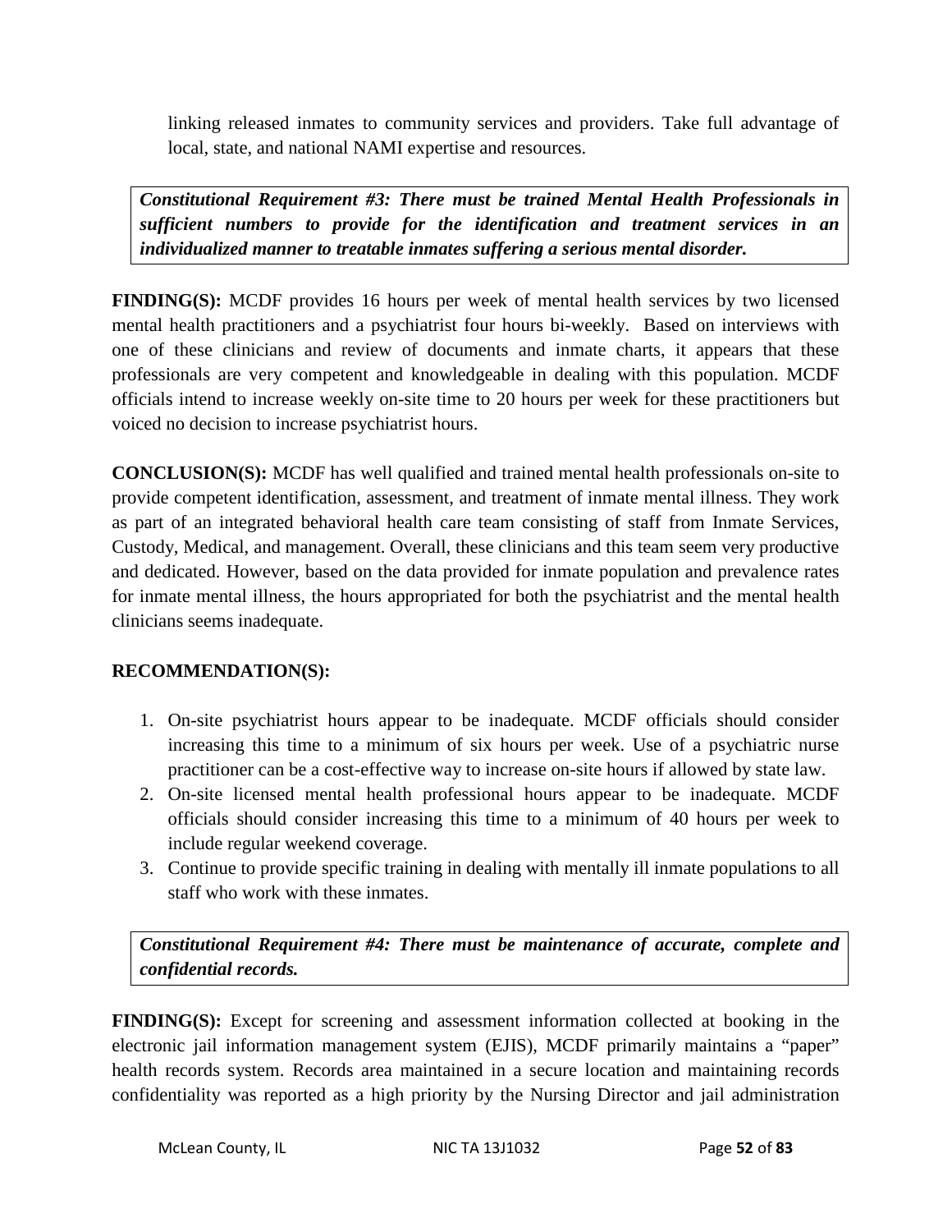linking released inmates to community services and providers. Take full advantage of local, state, and national NAMI expertise and resources.

***Constitutional Requirement #3: There must be trained Mental Health Professionals in sufficient numbers to provide for the identification and treatment services in an individualized manner to treatable inmates suffering a serious mental disorder.***

**FINDING(S):** MCDF provides 16 hours per week of mental health services by two licensed mental health practitioners and a psychiatrist four hours bi-weekly. Based on interviews with one of these clinicians and review of documents and inmate charts, it appears that these professionals are very competent and knowledgeable in dealing with this population. MCDF officials intend to increase weekly on-site time to 20 hours per week for these practitioners but voiced no decision to increase psychiatrist hours.

**CONCLUSION(S):** MCDF has well qualified and trained mental health professionals on-site to provide competent identification, assessment, and treatment of inmate mental illness. They work as part of an integrated behavioral health care team consisting of staff from Inmate Services, Custody, Medical, and management. Overall, these clinicians and this team seem very productive and dedicated. However, based on the data provided for inmate population and prevalence rates for inmate mental illness, the hours appropriated for both the psychiatrist and the mental health clinicians seems inadequate.

**RECOMMENDATION(S):**

1. On-site psychiatrist hours appear to be inadequate. MCDF officials should consider increasing this time to a minimum of six hours per week. Use of a psychiatric nurse practitioner can be a cost-effective way to increase on-site hours if allowed by state law.
2. On-site licensed mental health professional hours appear to be inadequate. MCDF officials should consider increasing this time to a minimum of 40 hours per week to include regular weekend coverage.
3. Continue to provide specific training in dealing with mentally ill inmate populations to all staff who work with these inmates.

***Constitutional Requirement #4: There must be maintenance of accurate, complete and confidential records.***

**FINDING(S):** Except for screening and assessment information collected at booking in the electronic jail information management system (EJIS), MCDF primarily maintains a "paper" health records system. Records area maintained in a secure location and maintaining records confidentiality was reported as a high priority by the Nursing Director and jail administration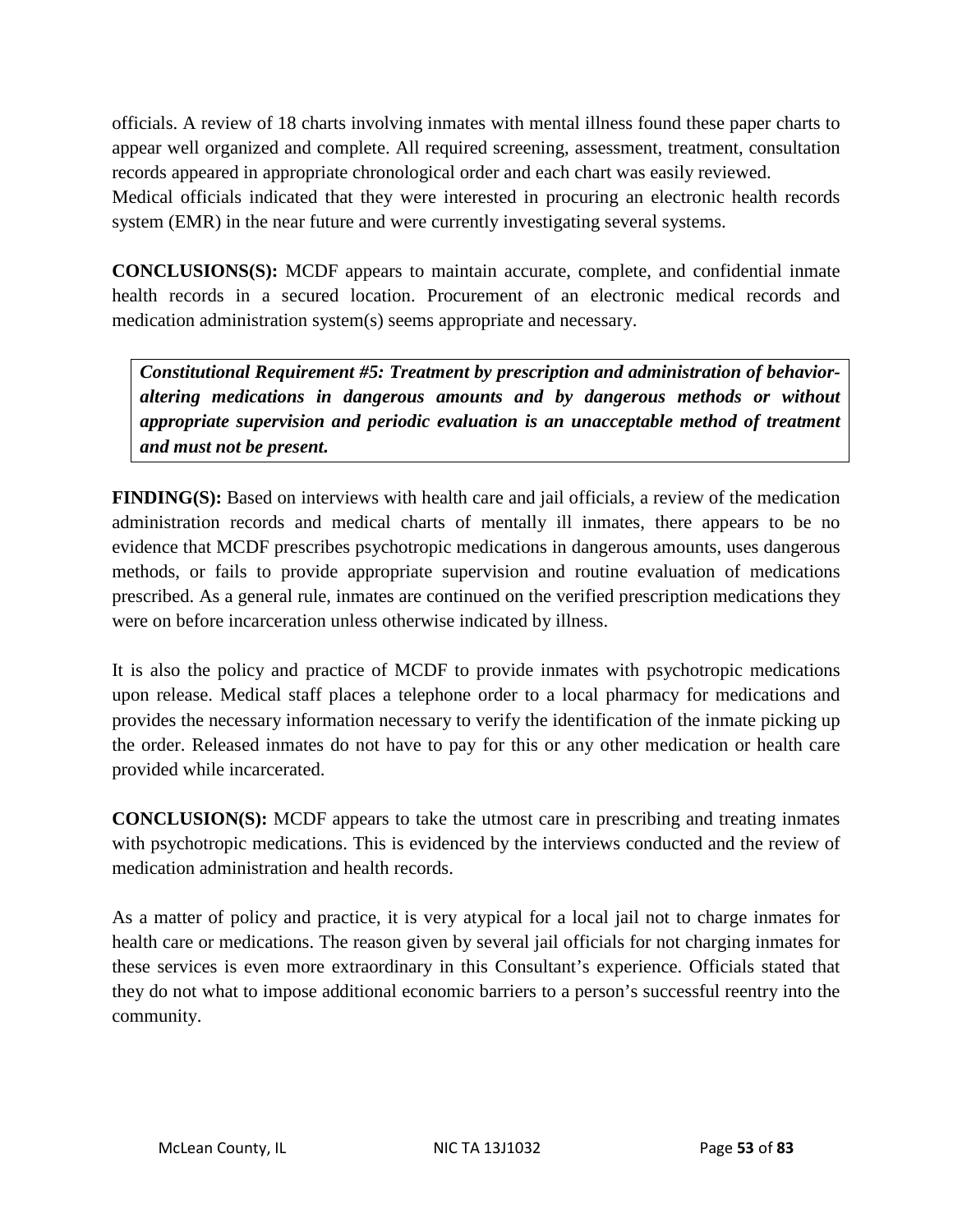officials. A review of 18 charts involving inmates with mental illness found these paper charts to appear well organized and complete. All required screening, assessment, treatment, consultation records appeared in appropriate chronological order and each chart was easily reviewed.
Medical officials indicated that they were interested in procuring an electronic health records system (EMR) in the near future and were currently investigating several systems.

**CONCLUSIONS(S):** MCDF appears to maintain accurate, complete, and confidential inmate health records in a secured location. Procurement of an electronic medical records and medication administration system(s) seems appropriate and necessary.

***Constitutional Requirement #5: Treatment by prescription and administration of behavior-altering medications in dangerous amounts and by dangerous methods or without appropriate supervision and periodic evaluation is an unacceptable method of treatment and must not be present.***

**FINDING(S):** Based on interviews with health care and jail officials, a review of the medication administration records and medical charts of mentally ill inmates, there appears to be no evidence that MCDF prescribes psychotropic medications in dangerous amounts, uses dangerous methods, or fails to provide appropriate supervision and routine evaluation of medications prescribed. As a general rule, inmates are continued on the verified prescription medications they were on before incarceration unless otherwise indicated by illness.

It is also the policy and practice of MCDF to provide inmates with psychotropic medications upon release. Medical staff places a telephone order to a local pharmacy for medications and provides the necessary information necessary to verify the identification of the inmate picking up the order. Released inmates do not have to pay for this or any other medication or health care provided while incarcerated.

**CONCLUSION(S):** MCDF appears to take the utmost care in prescribing and treating inmates with psychotropic medications. This is evidenced by the interviews conducted and the review of medication administration and health records.

As a matter of policy and practice, it is very atypical for a local jail not to charge inmates for health care or medications. The reason given by several jail officials for not charging inmates for these services is even more extraordinary in this Consultant's experience. Officials stated that they do not what to impose additional economic barriers to a person's successful reentry into the community.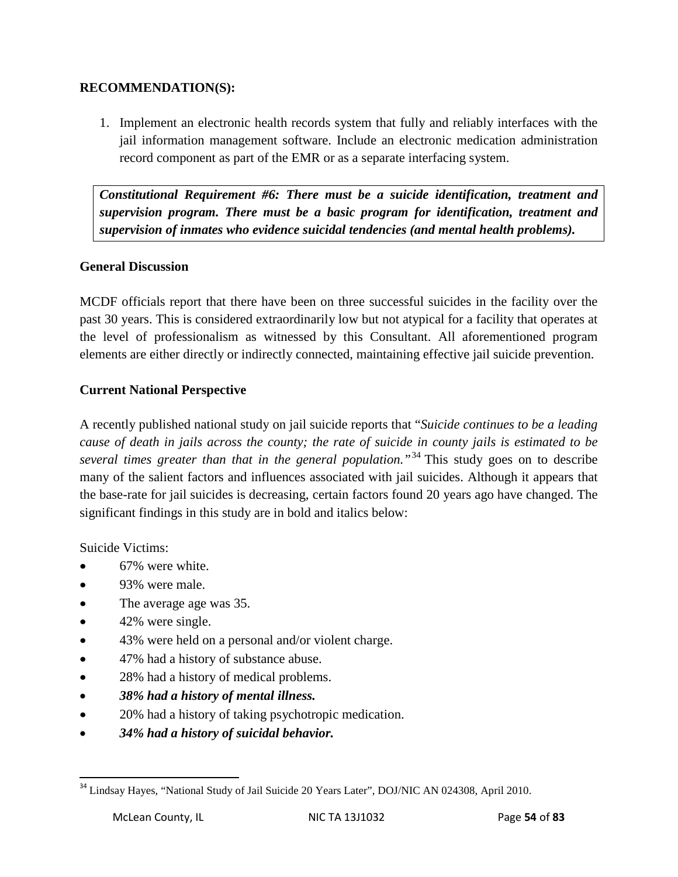**RECOMMENDATION(S):**

1. Implement an electronic health records system that fully and reliably interfaces with the jail information management software. Include an electronic medication administration record component as part of the EMR or as a separate interfacing system.

***Constitutional Requirement #6: There must be a suicide identification, treatment and supervision program. There must be a basic program for identification, treatment and supervision of inmates who evidence suicidal tendencies (and mental health problems).***

**General Discussion**

MCDF officials report that there have been on three successful suicides in the facility over the past 30 years. This is considered extraordinarily low but not atypical for a facility that operates at the level of professionalism as witnessed by this Consultant. All aforementioned program elements are either directly or indirectly connected, maintaining effective jail suicide prevention.

**Current National Perspective**

A recently published national study on jail suicide reports that "*Suicide continues to be a leading cause of death in jails across the county; the rate of suicide in county jails is estimated to be several times greater than that in the general population.*"[34] This study goes on to describe many of the salient factors and influences associated with jail suicides. Although it appears that the base-rate for jail suicides is decreasing, certain factors found 20 years ago have changed. The significant findings in this study are in bold and italics below:

Suicide Victims:

- 67% were white.
- 93% were male.
- The average age was 35.
- 42% were single.
- 43% were held on a personal and/or violent charge.
- 47% had a history of substance abuse.
- 28% had a history of medical problems.
- ***38% had a history of mental illness.***
- 20% had a history of taking psychotropic medication.
- ***34% had a history of suicidal behavior.***

[34] Lindsay Hayes, "National Study of Jail Suicide 20 Years Later", DOJ/NIC AN 024308, April 2010.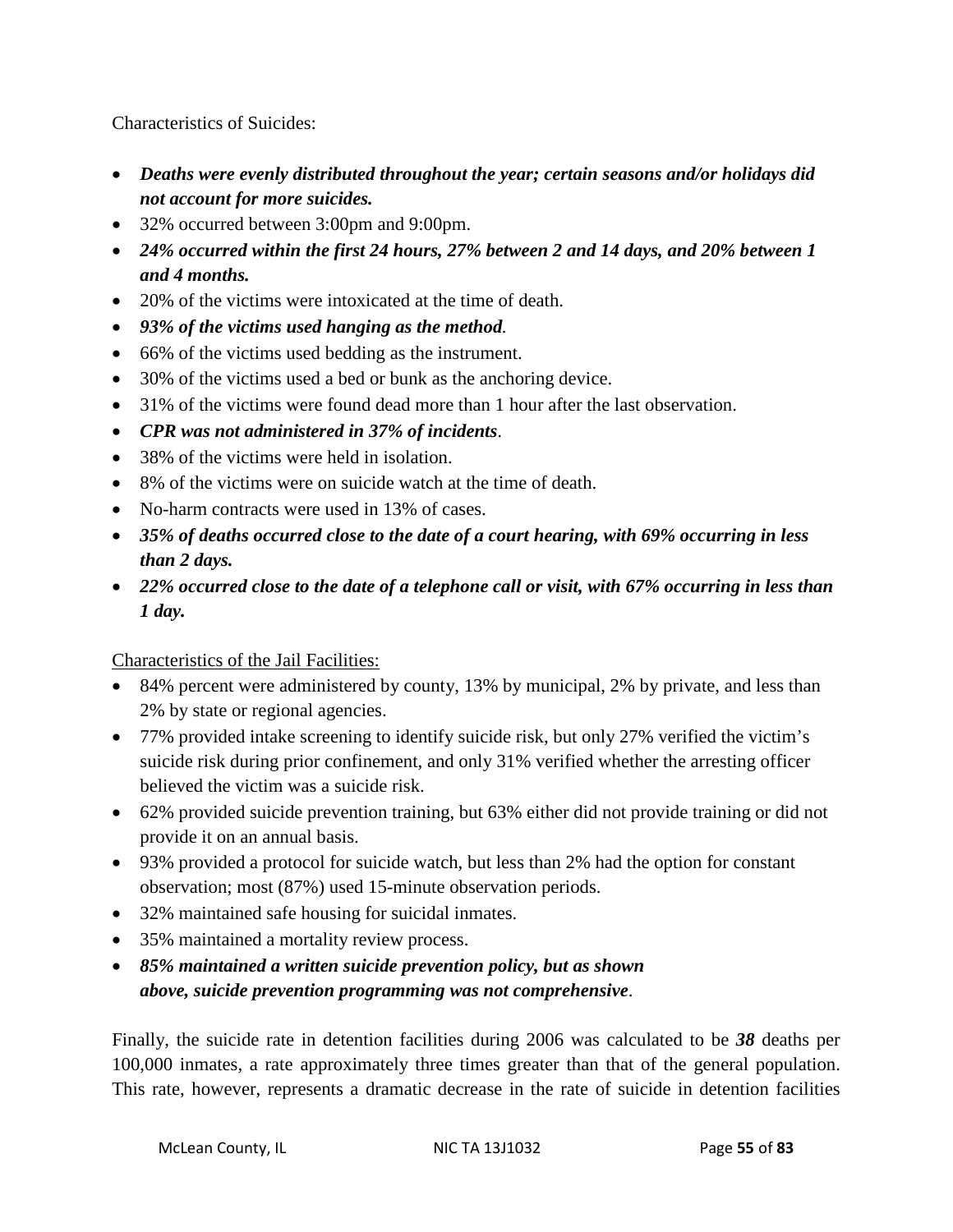Characteristics of Suicides:

- ***Deaths were evenly distributed throughout the year; certain seasons and/or holidays did not account for more suicides.***
- 32% occurred between 3:00pm and 9:00pm.
- ***24% occurred within the first 24 hours, 27% between 2 and 14 days, and 20% between 1 and 4 months.***
- 20% of the victims were intoxicated at the time of death.
- ***93% of the victims used hanging as the method***.
- 66% of the victims used bedding as the instrument.
- 30% of the victims used a bed or bunk as the anchoring device.
- 31% of the victims were found dead more than 1 hour after the last observation.
- ***CPR was not administered in 37% of incidents***.
- 38% of the victims were held in isolation.
- 8% of the victims were on suicide watch at the time of death.
- No-harm contracts were used in 13% of cases.
- ***35% of deaths occurred close to the date of a court hearing, with 69% occurring in less than 2 days.***
- ***22% occurred close to the date of a telephone call or visit, with 67% occurring in less than 1 day.***

Characteristics of the Jail Facilities:

- 84% percent were administered by county, 13% by municipal, 2% by private, and less than 2% by state or regional agencies.
- 77% provided intake screening to identify suicide risk, but only 27% verified the victim's suicide risk during prior confinement, and only 31% verified whether the arresting officer believed the victim was a suicide risk.
- 62% provided suicide prevention training, but 63% either did not provide training or did not provide it on an annual basis.
- 93% provided a protocol for suicide watch, but less than 2% had the option for constant observation; most (87%) used 15-minute observation periods.
- 32% maintained safe housing for suicidal inmates.
- 35% maintained a mortality review process.
- ***85% maintained a written suicide prevention policy, but as shown above, suicide prevention programming was not comprehensive***.

Finally, the suicide rate in detention facilities during 2006 was calculated to be ***38*** deaths per 100,000 inmates, a rate approximately three times greater than that of the general population. This rate, however, represents a dramatic decrease in the rate of suicide in detention facilities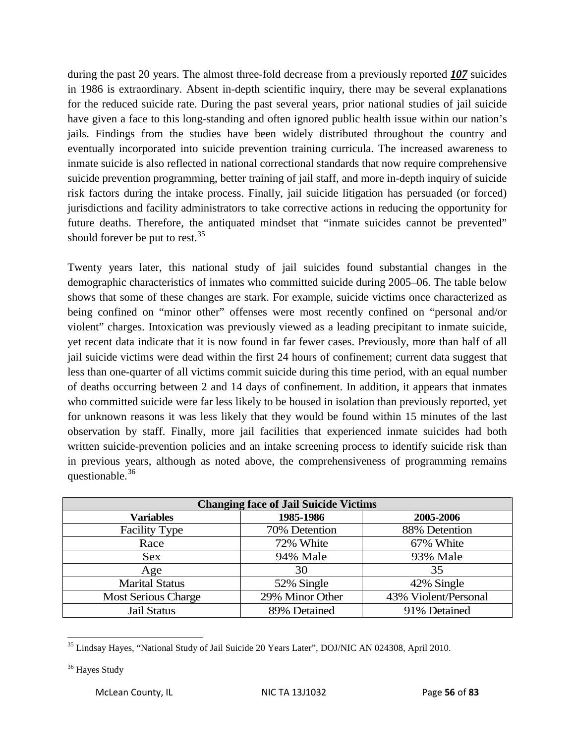during the past 20 years. The almost three-fold decrease from a previously reported ***107*** suicides in 1986 is extraordinary. Absent in-depth scientific inquiry, there may be several explanations for the reduced suicide rate. During the past several years, prior national studies of jail suicide have given a face to this long-standing and often ignored public health issue within our nation's jails. Findings from the studies have been widely distributed throughout the country and eventually incorporated into suicide prevention training curricula. The increased awareness to inmate suicide is also reflected in national correctional standards that now require comprehensive suicide prevention programming, better training of jail staff, and more in-depth inquiry of suicide risk factors during the intake process. Finally, jail suicide litigation has persuaded (or forced) jurisdictions and facility administrators to take corrective actions in reducing the opportunity for future deaths. Therefore, the antiquated mindset that "inmate suicides cannot be prevented" should forever be put to rest.[35]

Twenty years later, this national study of jail suicides found substantial changes in the demographic characteristics of inmates who committed suicide during 2005–06. The table below shows that some of these changes are stark. For example, suicide victims once characterized as being confined on "minor other" offenses were most recently confined on "personal and/or violent" charges. Intoxication was previously viewed as a leading precipitant to inmate suicide, yet recent data indicate that it is now found in far fewer cases. Previously, more than half of all jail suicide victims were dead within the first 24 hours of confinement; current data suggest that less than one-quarter of all victims commit suicide during this time period, with an equal number of deaths occurring between 2 and 14 days of confinement. In addition, it appears that inmates who committed suicide were far less likely to be housed in isolation than previously reported, yet for unknown reasons it was less likely that they would be found within 15 minutes of the last observation by staff. Finally, more jail facilities that experienced inmate suicides had both written suicide-prevention policies and an intake screening process to identify suicide risk than in previous years, although as noted above, the comprehensiveness of programming remains questionable.[36]

| Changing face of Jail Suicide Victims | | |
|---|---|---|
| **Variables** | **1985-1986** | **2005-2006** |
| Facility Type | 70% Detention | 88% Detention |
| Race | 72% White | 67% White |
| Sex | 94% Male | 93% Male |
| Age | 30 | 35 |
| Marital Status | 52% Single | 42% Single |
| Most Serious Charge | 29% Minor Other | 43% Violent/Personal |
| Jail Status | 89% Detained | 91% Detained |

[35] Lindsay Hayes, "National Study of Jail Suicide 20 Years Later", DOJ/NIC AN 024308, April 2010.

[36] Hayes Study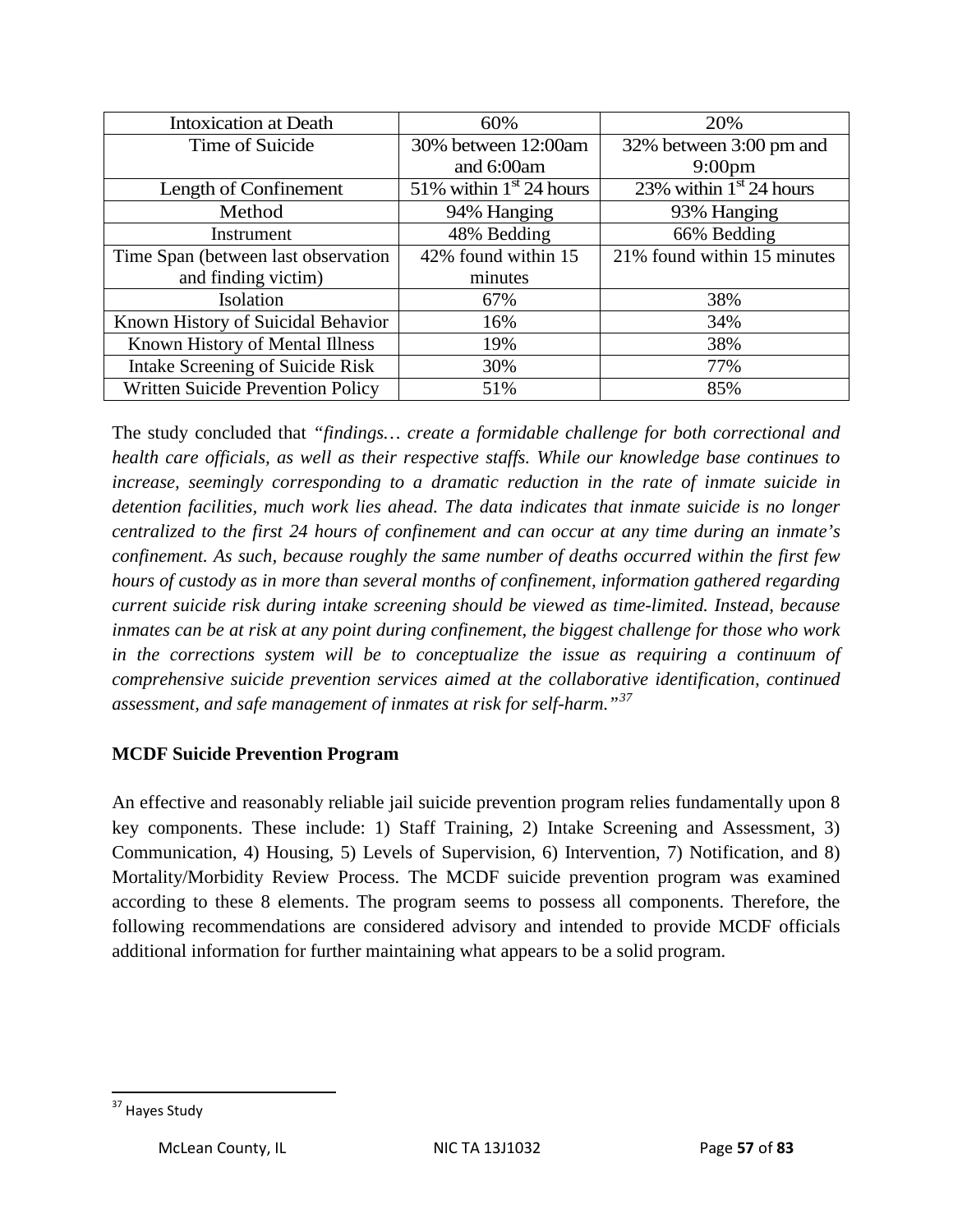| Intoxication at Death | 60% | 20% |
|---|---|---|
| Time of Suicide | 30% between 12:00am and 6:00am | 32% between 3:00 pm and 9:00pm |
| Length of Confinement | 51% within 1st 24 hours | 23% within 1st 24 hours |
| Method | 94% Hanging | 93% Hanging |
| Instrument | 48% Bedding | 66% Bedding |
| Time Span (between last observation and finding victim) | 42% found within 15 minutes | 21% found within 15 minutes |
| Isolation | 67% | 38% |
| Known History of Suicidal Behavior | 16% | 34% |
| Known History of Mental Illness | 19% | 38% |
| Intake Screening of Suicide Risk | 30% | 77% |
| Written Suicide Prevention Policy | 51% | 85% |

The study concluded that *"findings… create a formidable challenge for both correctional and health care officials, as well as their respective staffs. While our knowledge base continues to increase, seemingly corresponding to a dramatic reduction in the rate of inmate suicide in detention facilities, much work lies ahead. The data indicates that inmate suicide is no longer centralized to the first 24 hours of confinement and can occur at any time during an inmate's confinement. As such, because roughly the same number of deaths occurred within the first few hours of custody as in more than several months of confinement, information gathered regarding current suicide risk during intake screening should be viewed as time-limited. Instead, because inmates can be at risk at any point during confinement, the biggest challenge for those who work in the corrections system will be to conceptualize the issue as requiring a continuum of comprehensive suicide prevention services aimed at the collaborative identification, continued assessment, and safe management of inmates at risk for self-harm."*[37]

**MCDF Suicide Prevention Program**

An effective and reasonably reliable jail suicide prevention program relies fundamentally upon 8 key components. These include: 1) Staff Training, 2) Intake Screening and Assessment, 3) Communication, 4) Housing, 5) Levels of Supervision, 6) Intervention, 7) Notification, and 8) Mortality/Morbidity Review Process. The MCDF suicide prevention program was examined according to these 8 elements. The program seems to possess all components. Therefore, the following recommendations are considered advisory and intended to provide MCDF officials additional information for further maintaining what appears to be a solid program.

[37] Hayes Study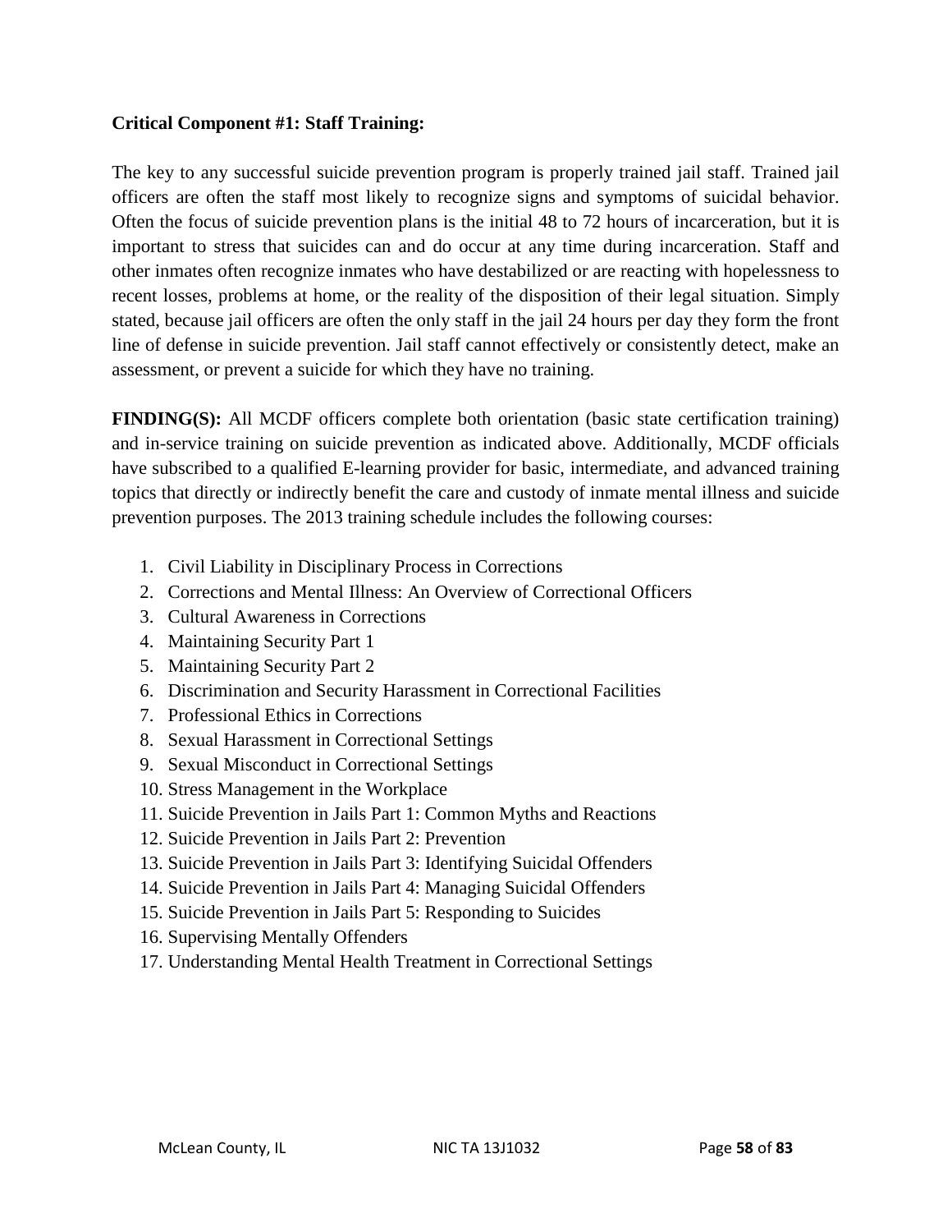**Critical Component #1: Staff Training:**

The key to any successful suicide prevention program is properly trained jail staff. Trained jail officers are often the staff most likely to recognize signs and symptoms of suicidal behavior. Often the focus of suicide prevention plans is the initial 48 to 72 hours of incarceration, but it is important to stress that suicides can and do occur at any time during incarceration. Staff and other inmates often recognize inmates who have destabilized or are reacting with hopelessness to recent losses, problems at home, or the reality of the disposition of their legal situation. Simply stated, because jail officers are often the only staff in the jail 24 hours per day they form the front line of defense in suicide prevention. Jail staff cannot effectively or consistently detect, make an assessment, or prevent a suicide for which they have no training.

**FINDING(S):** All MCDF officers complete both orientation (basic state certification training) and in-service training on suicide prevention as indicated above. Additionally, MCDF officials have subscribed to a qualified E-learning provider for basic, intermediate, and advanced training topics that directly or indirectly benefit the care and custody of inmate mental illness and suicide prevention purposes. The 2013 training schedule includes the following courses:

1. Civil Liability in Disciplinary Process in Corrections
2. Corrections and Mental Illness: An Overview of Correctional Officers
3. Cultural Awareness in Corrections
4. Maintaining Security Part 1
5. Maintaining Security Part 2
6. Discrimination and Security Harassment in Correctional Facilities
7. Professional Ethics in Corrections
8. Sexual Harassment in Correctional Settings
9. Sexual Misconduct in Correctional Settings
10. Stress Management in the Workplace
11. Suicide Prevention in Jails Part 1: Common Myths and Reactions
12. Suicide Prevention in Jails Part 2: Prevention
13. Suicide Prevention in Jails Part 3: Identifying Suicidal Offenders
14. Suicide Prevention in Jails Part 4: Managing Suicidal Offenders
15. Suicide Prevention in Jails Part 5: Responding to Suicides
16. Supervising Mentally Offenders
17. Understanding Mental Health Treatment in Correctional Settings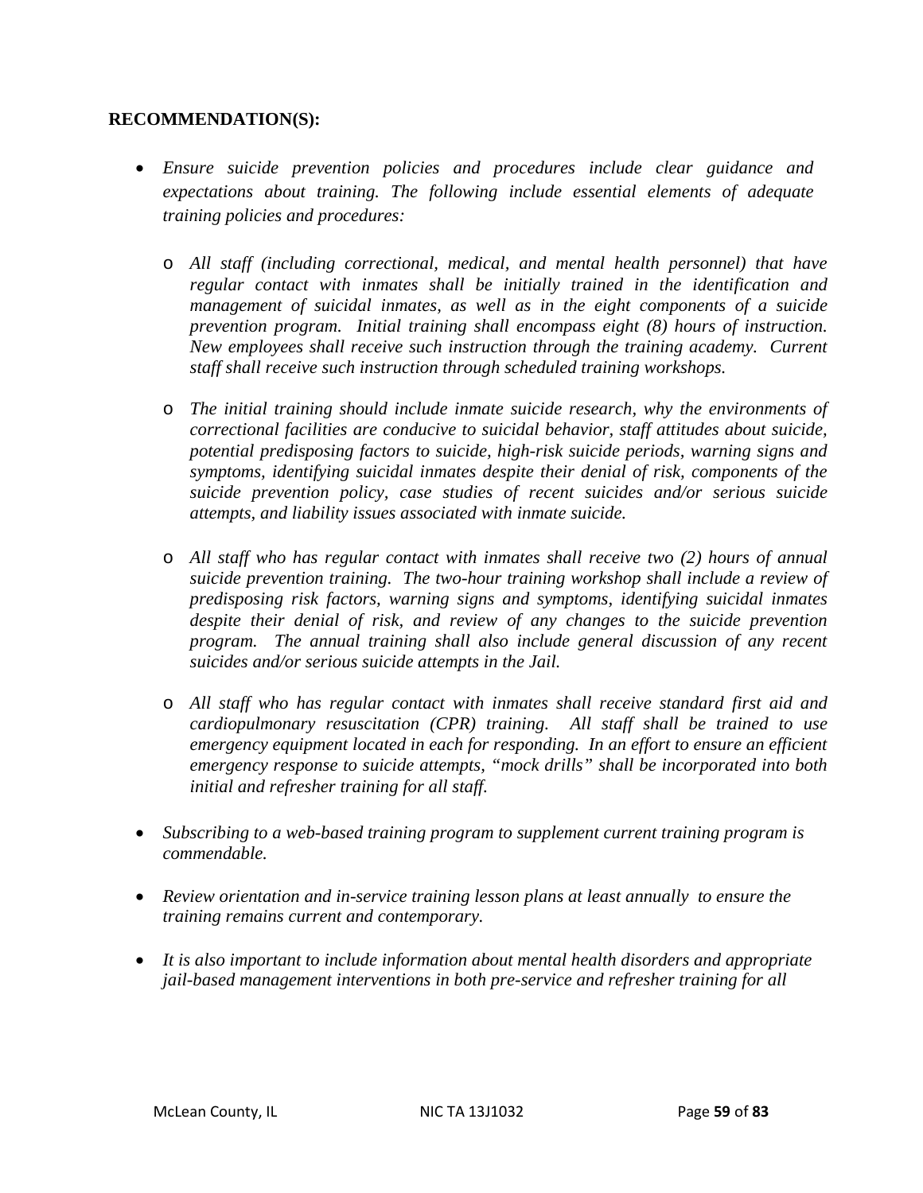**RECOMMENDATION(S):**

- *Ensure suicide prevention policies and procedures include clear guidance and expectations about training. The following include essential elements of adequate training policies and procedures:*
    - *All staff (including correctional, medical, and mental health personnel) that have regular contact with inmates shall be initially trained in the identification and management of suicidal inmates, as well as in the eight components of a suicide prevention program. Initial training shall encompass eight (8) hours of instruction. New employees shall receive such instruction through the training academy. Current staff shall receive such instruction through scheduled training workshops.*
    - *The initial training should include inmate suicide research, why the environments of correctional facilities are conducive to suicidal behavior, staff attitudes about suicide, potential predisposing factors to suicide, high-risk suicide periods, warning signs and symptoms, identifying suicidal inmates despite their denial of risk, components of the suicide prevention policy, case studies of recent suicides and/or serious suicide attempts, and liability issues associated with inmate suicide.*
    - *All staff who has regular contact with inmates shall receive two (2) hours of annual suicide prevention training. The two-hour training workshop shall include a review of predisposing risk factors, warning signs and symptoms, identifying suicidal inmates despite their denial of risk, and review of any changes to the suicide prevention program. The annual training shall also include general discussion of any recent suicides and/or serious suicide attempts in the Jail.*
    - *All staff who has regular contact with inmates shall receive standard first aid and cardiopulmonary resuscitation (CPR) training. All staff shall be trained to use emergency equipment located in each for responding. In an effort to ensure an efficient emergency response to suicide attempts, "mock drills" shall be incorporated into both initial and refresher training for all staff.*
- *Subscribing to a web-based training program to supplement current training program is commendable.*
- *Review orientation and in-service training lesson plans at least annually to ensure the training remains current and contemporary.*
- *It is also important to include information about mental health disorders and appropriate jail-based management interventions in both pre-service and refresher training for all*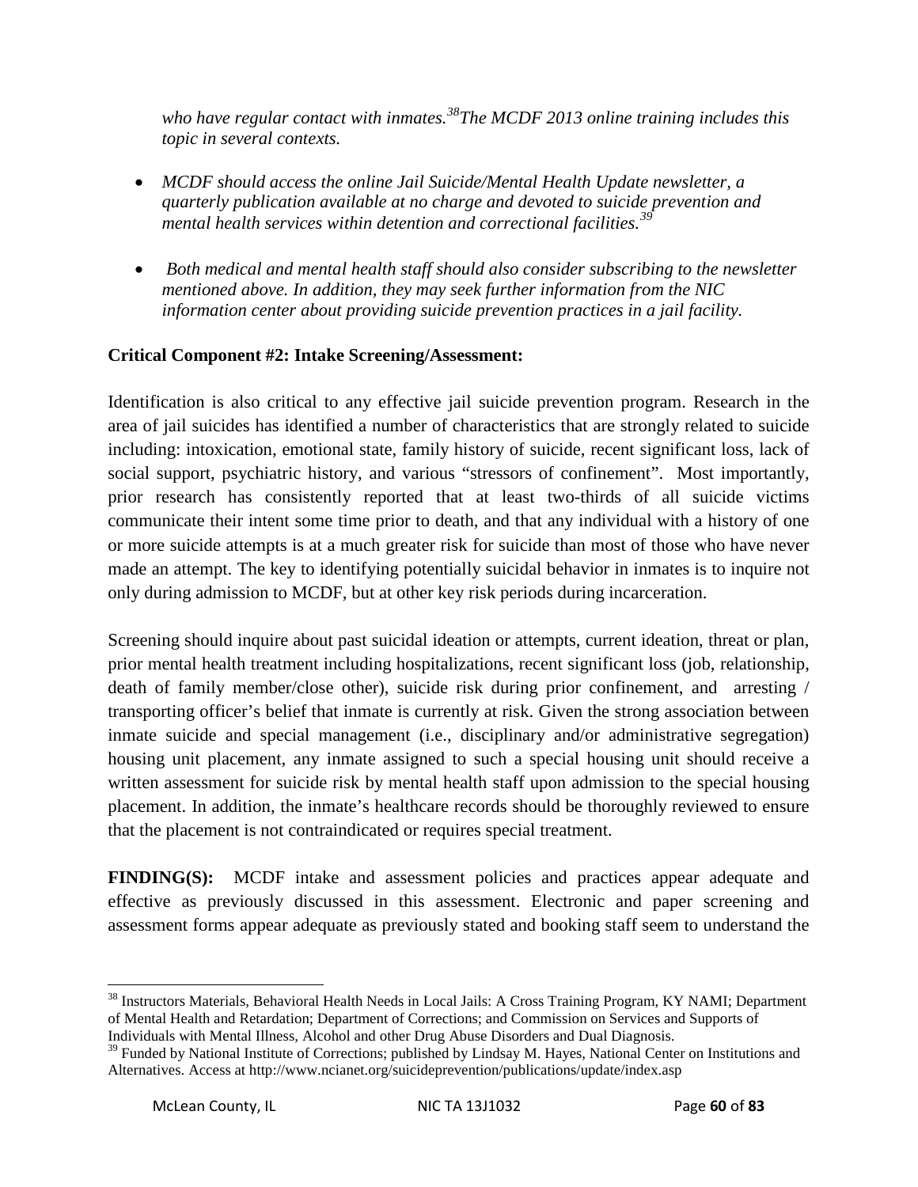*who have regular contact with inmates.[38]The MCDF 2013 online training includes this topic in several contexts.*

- *MCDF should access the online Jail Suicide/Mental Health Update newsletter, a quarterly publication available at no charge and devoted to suicide prevention and mental health services within detention and correctional facilities.[39]*

- *Both medical and mental health staff should also consider subscribing to the newsletter mentioned above. In addition, they may seek further information from the NIC information center about providing suicide prevention practices in a jail facility.*

**Critical Component #2: Intake Screening/Assessment:**

Identification is also critical to any effective jail suicide prevention program. Research in the area of jail suicides has identified a number of characteristics that are strongly related to suicide including: intoxication, emotional state, family history of suicide, recent significant loss, lack of social support, psychiatric history, and various "stressors of confinement". Most importantly, prior research has consistently reported that at least two-thirds of all suicide victims communicate their intent some time prior to death, and that any individual with a history of one or more suicide attempts is at a much greater risk for suicide than most of those who have never made an attempt. The key to identifying potentially suicidal behavior in inmates is to inquire not only during admission to MCDF, but at other key risk periods during incarceration.

Screening should inquire about past suicidal ideation or attempts, current ideation, threat or plan, prior mental health treatment including hospitalizations, recent significant loss (job, relationship, death of family member/close other), suicide risk during prior confinement, and arresting / transporting officer's belief that inmate is currently at risk. Given the strong association between inmate suicide and special management (i.e., disciplinary and/or administrative segregation) housing unit placement, any inmate assigned to such a special housing unit should receive a written assessment for suicide risk by mental health staff upon admission to the special housing placement. In addition, the inmate's healthcare records should be thoroughly reviewed to ensure that the placement is not contraindicated or requires special treatment.

**FINDING(S):** MCDF intake and assessment policies and practices appear adequate and effective as previously discussed in this assessment. Electronic and paper screening and assessment forms appear adequate as previously stated and booking staff seem to understand the

---

[38] Instructors Materials, Behavioral Health Needs in Local Jails: A Cross Training Program, KY NAMI; Department of Mental Health and Retardation; Department of Corrections; and Commission on Services and Supports of Individuals with Mental Illness, Alcohol and other Drug Abuse Disorders and Dual Diagnosis.

[39] Funded by National Institute of Corrections; published by Lindsay M. Hayes, National Center on Institutions and Alternatives. Access at http://www.ncianet.org/suicideprevention/publications/update/index.asp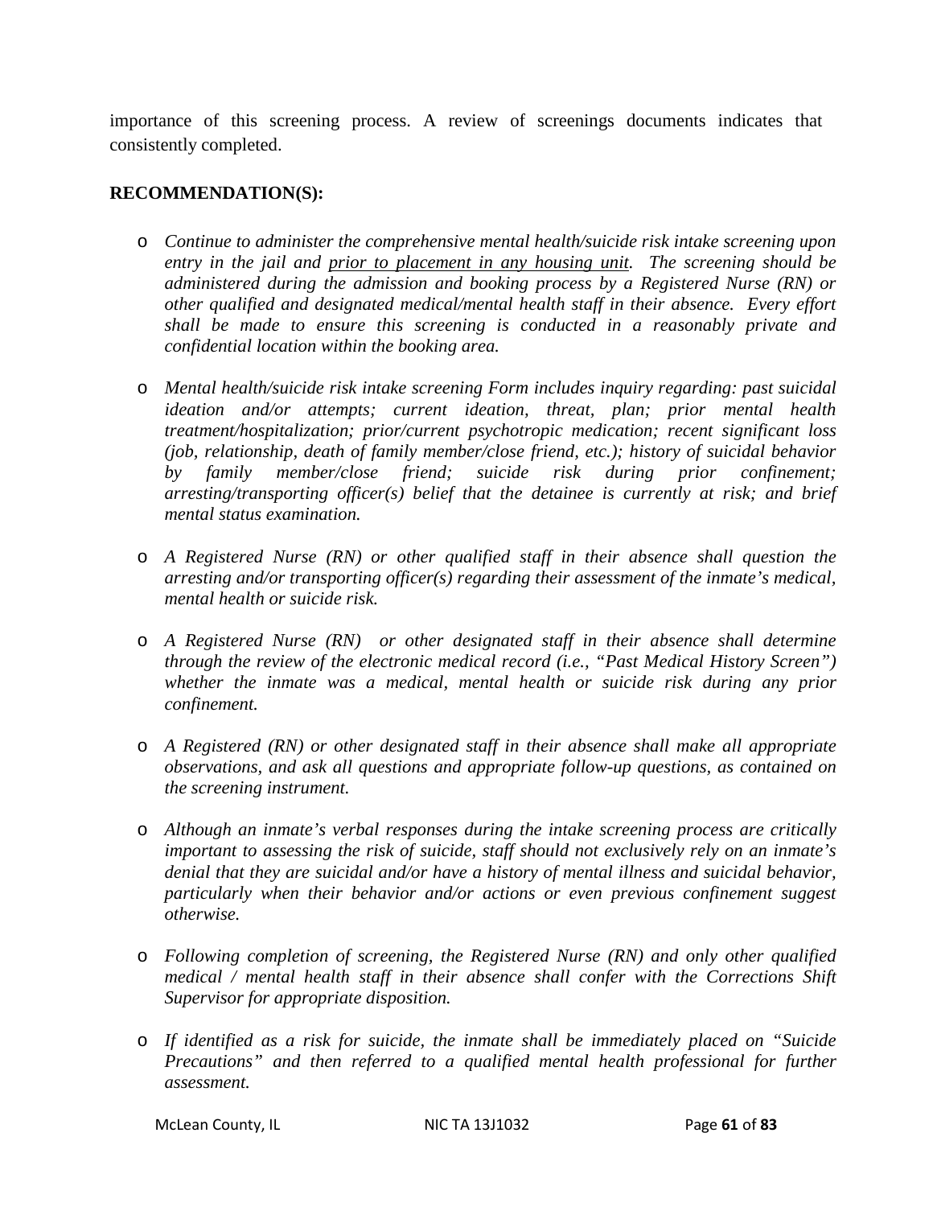importance of this screening process. A review of screenings documents indicates that consistently completed.

**RECOMMENDATION(S):**

- *Continue to administer the comprehensive mental health/suicide risk intake screening upon entry in the jail and <u>prior to placement in any housing unit</u>. The screening should be administered during the admission and booking process by a Registered Nurse (RN) or other qualified and designated medical/mental health staff in their absence. Every effort shall be made to ensure this screening is conducted in a reasonably private and confidential location within the booking area.*

- *Mental health/suicide risk intake screening Form includes inquiry regarding: past suicidal ideation and/or attempts; current ideation, threat, plan; prior mental health treatment/hospitalization; prior/current psychotropic medication; recent significant loss (job, relationship, death of family member/close friend, etc.); history of suicidal behavior by family member/close friend; suicide risk during prior confinement; arresting/transporting officer(s) belief that the detainee is currently at risk; and brief mental status examination.*

- *A Registered Nurse (RN) or other qualified staff in their absence shall question the arresting and/or transporting officer(s) regarding their assessment of the inmate's medical, mental health or suicide risk.*

- *A Registered Nurse (RN) or other designated staff in their absence shall determine through the review of the electronic medical record (i.e., "Past Medical History Screen") whether the inmate was a medical, mental health or suicide risk during any prior confinement.*

- *A Registered (RN) or other designated staff in their absence shall make all appropriate observations, and ask all questions and appropriate follow-up questions, as contained on the screening instrument.*

- *Although an inmate's verbal responses during the intake screening process are critically important to assessing the risk of suicide, staff should not exclusively rely on an inmate's denial that they are suicidal and/or have a history of mental illness and suicidal behavior, particularly when their behavior and/or actions or even previous confinement suggest otherwise.*

- *Following completion of screening, the Registered Nurse (RN) and only other qualified medical / mental health staff in their absence shall confer with the Corrections Shift Supervisor for appropriate disposition.*

- *If identified as a risk for suicide, the inmate shall be immediately placed on "Suicide Precautions" and then referred to a qualified mental health professional for further assessment.*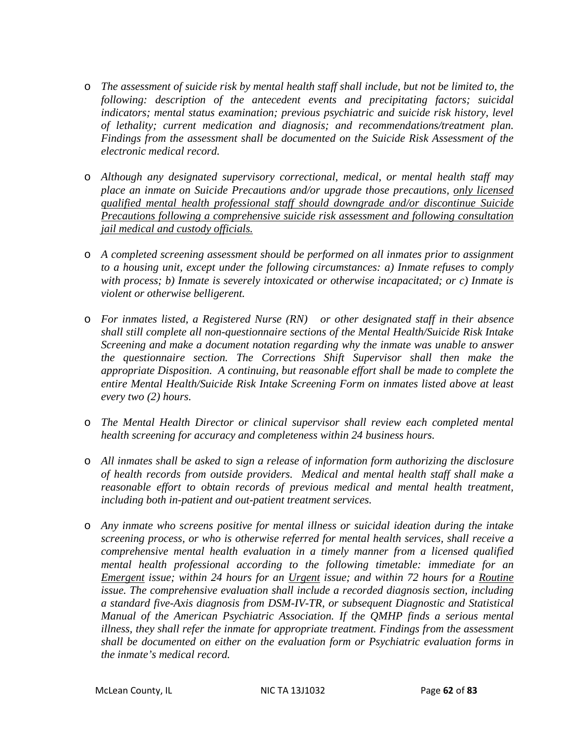- *The assessment of suicide risk by mental health staff shall include, but not be limited to, the following: description of the antecedent events and precipitating factors; suicidal indicators; mental status examination; previous psychiatric and suicide risk history, level of lethality; current medication and diagnosis; and recommendations/treatment plan. Findings from the assessment shall be documented on the Suicide Risk Assessment of the electronic medical record.*

- *Although any designated supervisory correctional, medical, or mental health staff may place an inmate on Suicide Precautions and/or upgrade those precautions, <u>only licensed qualified mental health professional staff should downgrade and/or discontinue Suicide Precautions following a comprehensive suicide risk assessment and following consultation jail medical and custody officials.</u>*

- *A completed screening assessment should be performed on all inmates prior to assignment to a housing unit, except under the following circumstances: a) Inmate refuses to comply with process; b) Inmate is severely intoxicated or otherwise incapacitated; or c) Inmate is violent or otherwise belligerent.*

- *For inmates listed, a Registered Nurse (RN) or other designated staff in their absence shall still complete all non-questionnaire sections of the Mental Health/Suicide Risk Intake Screening and make a document notation regarding why the inmate was unable to answer the questionnaire section. The Corrections Shift Supervisor shall then make the appropriate Disposition. A continuing, but reasonable effort shall be made to complete the entire Mental Health/Suicide Risk Intake Screening Form on inmates listed above at least every two (2) hours.*

- *The Mental Health Director or clinical supervisor shall review each completed mental health screening for accuracy and completeness within 24 business hours.*

- *All inmates shall be asked to sign a release of information form authorizing the disclosure of health records from outside providers. Medical and mental health staff shall make a reasonable effort to obtain records of previous medical and mental health treatment, including both in-patient and out-patient treatment services.*

- *Any inmate who screens positive for mental illness or suicidal ideation during the intake screening process, or who is otherwise referred for mental health services, shall receive a comprehensive mental health evaluation in a timely manner from a licensed qualified mental health professional according to the following timetable: immediate for an <u>Emergent</u> issue; within 24 hours for an <u>Urgent</u> issue; and within 72 hours for a <u>Routine</u> issue. The comprehensive evaluation shall include a recorded diagnosis section, including a standard five-Axis diagnosis from DSM-IV-TR, or subsequent Diagnostic and Statistical Manual of the American Psychiatric Association. If the QMHP finds a serious mental illness, they shall refer the inmate for appropriate treatment. Findings from the assessment shall be documented on either on the evaluation form or Psychiatric evaluation forms in the inmate's medical record.*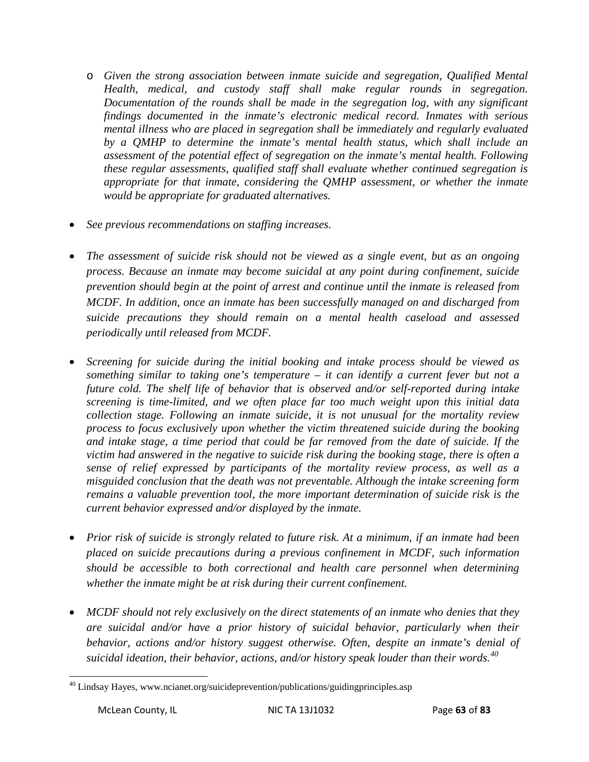- *Given the strong association between inmate suicide and segregation, Qualified Mental Health, medical, and custody staff shall make regular rounds in segregation. Documentation of the rounds shall be made in the segregation log, with any significant findings documented in the inmate's electronic medical record. Inmates with serious mental illness who are placed in segregation shall be immediately and regularly evaluated by a QMHP to determine the inmate's mental health status, which shall include an assessment of the potential effect of segregation on the inmate's mental health. Following these regular assessments, qualified staff shall evaluate whether continued segregation is appropriate for that inmate, considering the QMHP assessment, or whether the inmate would be appropriate for graduated alternatives.*

- *See previous recommendations on staffing increases.*

- *The assessment of suicide risk should not be viewed as a single event, but as an ongoing process. Because an inmate may become suicidal at any point during confinement, suicide prevention should begin at the point of arrest and continue until the inmate is released from MCDF. In addition, once an inmate has been successfully managed on and discharged from suicide precautions they should remain on a mental health caseload and assessed periodically until released from MCDF.*

- *Screening for suicide during the initial booking and intake process should be viewed as something similar to taking one's temperature – it can identify a current fever but not a future cold. The shelf life of behavior that is observed and/or self-reported during intake screening is time-limited, and we often place far too much weight upon this initial data collection stage. Following an inmate suicide, it is not unusual for the mortality review process to focus exclusively upon whether the victim threatened suicide during the booking and intake stage, a time period that could be far removed from the date of suicide. If the victim had answered in the negative to suicide risk during the booking stage, there is often a sense of relief expressed by participants of the mortality review process, as well as a misguided conclusion that the death was not preventable. Although the intake screening form remains a valuable prevention tool, the more important determination of suicide risk is the current behavior expressed and/or displayed by the inmate.*

- *Prior risk of suicide is strongly related to future risk. At a minimum, if an inmate had been placed on suicide precautions during a previous confinement in MCDF, such information should be accessible to both correctional and health care personnel when determining whether the inmate might be at risk during their current confinement.*

- *MCDF should not rely exclusively on the direct statements of an inmate who denies that they are suicidal and/or have a prior history of suicidal behavior, particularly when their behavior, actions and/or history suggest otherwise. Often, despite an inmate's denial of suicidal ideation, their behavior, actions, and/or history speak louder than their words.*[40]

[40] Lindsay Hayes, www.ncianet.org/suicideprevention/publications/guidingprinciples.asp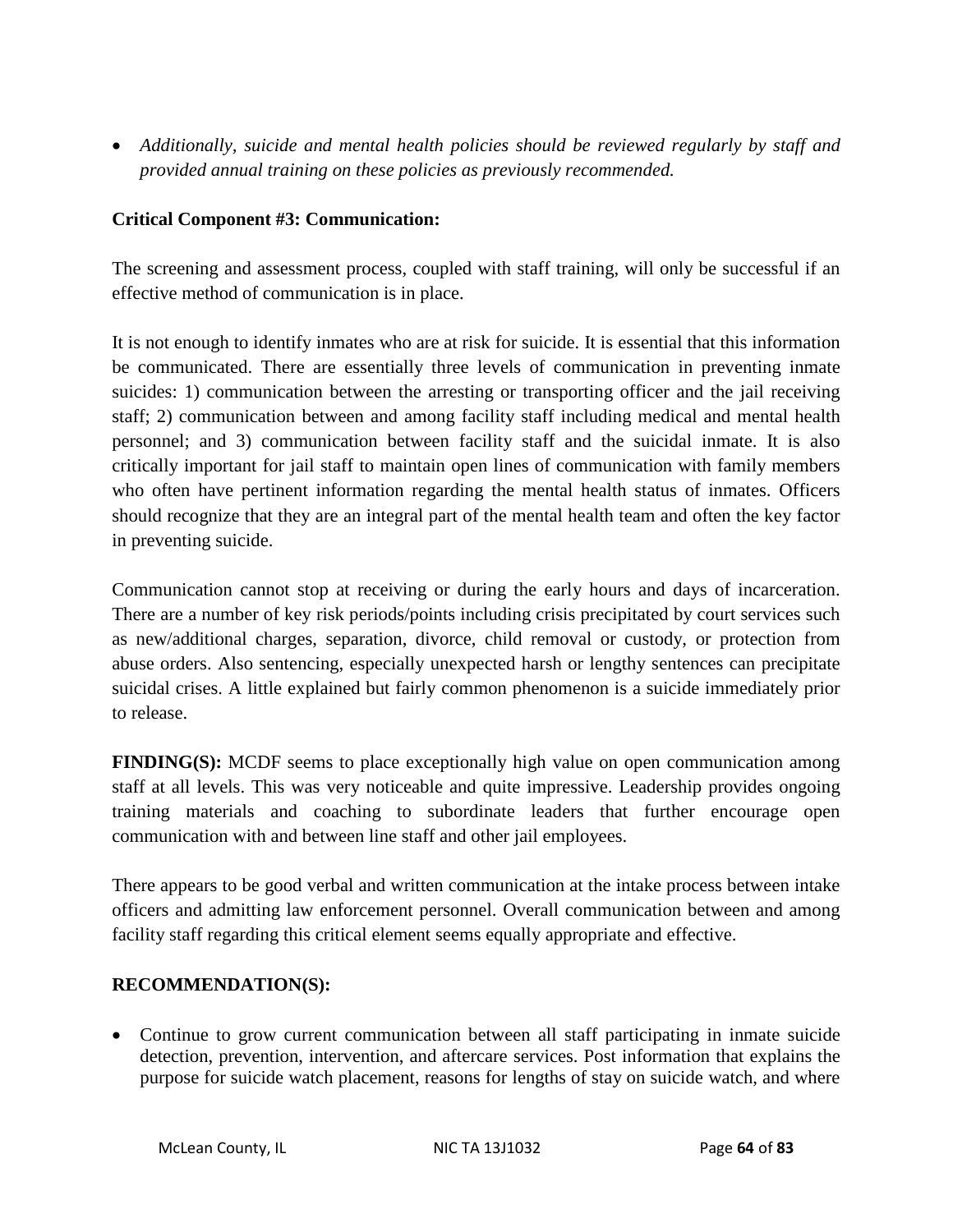- *Additionally, suicide and mental health policies should be reviewed regularly by staff and provided annual training on these policies as previously recommended.*

**Critical Component #3: Communication:**

The screening and assessment process, coupled with staff training, will only be successful if an effective method of communication is in place.

It is not enough to identify inmates who are at risk for suicide. It is essential that this information be communicated. There are essentially three levels of communication in preventing inmate suicides: 1) communication between the arresting or transporting officer and the jail receiving staff; 2) communication between and among facility staff including medical and mental health personnel; and 3) communication between facility staff and the suicidal inmate. It is also critically important for jail staff to maintain open lines of communication with family members who often have pertinent information regarding the mental health status of inmates. Officers should recognize that they are an integral part of the mental health team and often the key factor in preventing suicide.

Communication cannot stop at receiving or during the early hours and days of incarceration. There are a number of key risk periods/points including crisis precipitated by court services such as new/additional charges, separation, divorce, child removal or custody, or protection from abuse orders. Also sentencing, especially unexpected harsh or lengthy sentences can precipitate suicidal crises. A little explained but fairly common phenomenon is a suicide immediately prior to release.

**FINDING(S):** MCDF seems to place exceptionally high value on open communication among staff at all levels. This was very noticeable and quite impressive. Leadership provides ongoing training materials and coaching to subordinate leaders that further encourage open communication with and between line staff and other jail employees.

There appears to be good verbal and written communication at the intake process between intake officers and admitting law enforcement personnel. Overall communication between and among facility staff regarding this critical element seems equally appropriate and effective.

**RECOMMENDATION(S):**

- Continue to grow current communication between all staff participating in inmate suicide detection, prevention, intervention, and aftercare services. Post information that explains the purpose for suicide watch placement, reasons for lengths of stay on suicide watch, and where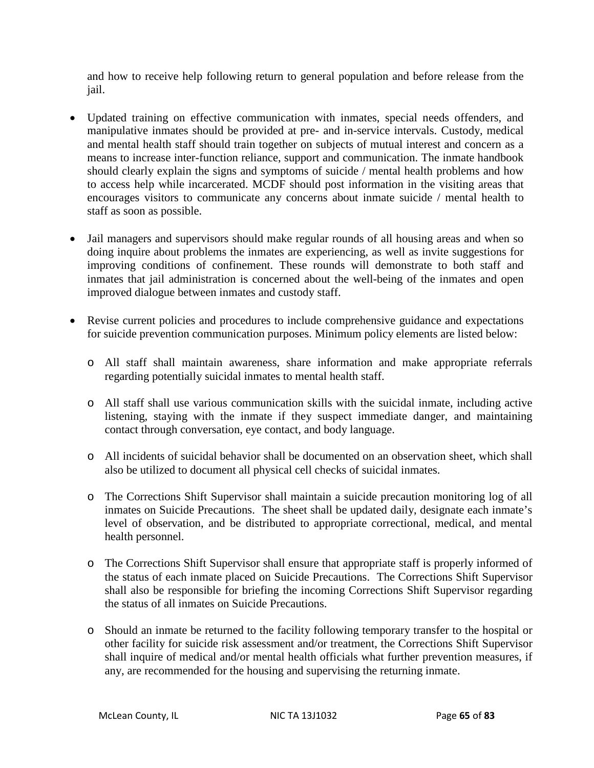and how to receive help following return to general population and before release from the jail.

- Updated training on effective communication with inmates, special needs offenders, and manipulative inmates should be provided at pre- and in-service intervals. Custody, medical and mental health staff should train together on subjects of mutual interest and concern as a means to increase inter-function reliance, support and communication. The inmate handbook should clearly explain the signs and symptoms of suicide / mental health problems and how to access help while incarcerated. MCDF should post information in the visiting areas that encourages visitors to communicate any concerns about inmate suicide / mental health to staff as soon as possible.

- Jail managers and supervisors should make regular rounds of all housing areas and when so doing inquire about problems the inmates are experiencing, as well as invite suggestions for improving conditions of confinement. These rounds will demonstrate to both staff and inmates that jail administration is concerned about the well-being of the inmates and open improved dialogue between inmates and custody staff.

- Revise current policies and procedures to include comprehensive guidance and expectations for suicide prevention communication purposes. Minimum policy elements are listed below:

  - All staff shall maintain awareness, share information and make appropriate referrals regarding potentially suicidal inmates to mental health staff.

  - All staff shall use various communication skills with the suicidal inmate, including active listening, staying with the inmate if they suspect immediate danger, and maintaining contact through conversation, eye contact, and body language.

  - All incidents of suicidal behavior shall be documented on an observation sheet, which shall also be utilized to document all physical cell checks of suicidal inmates.

  - The Corrections Shift Supervisor shall maintain a suicide precaution monitoring log of all inmates on Suicide Precautions. The sheet shall be updated daily, designate each inmate's level of observation, and be distributed to appropriate correctional, medical, and mental health personnel.

  - The Corrections Shift Supervisor shall ensure that appropriate staff is properly informed of the status of each inmate placed on Suicide Precautions. The Corrections Shift Supervisor shall also be responsible for briefing the incoming Corrections Shift Supervisor regarding the status of all inmates on Suicide Precautions.

  - Should an inmate be returned to the facility following temporary transfer to the hospital or other facility for suicide risk assessment and/or treatment, the Corrections Shift Supervisor shall inquire of medical and/or mental health officials what further prevention measures, if any, are recommended for the housing and supervising the returning inmate.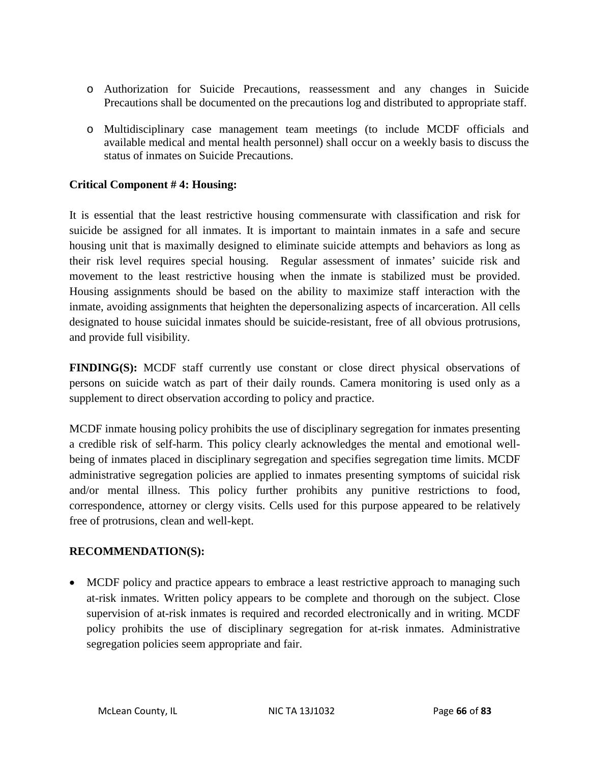- Authorization for Suicide Precautions, reassessment and any changes in Suicide Precautions shall be documented on the precautions log and distributed to appropriate staff.
- Multidisciplinary case management team meetings (to include MCDF officials and available medical and mental health personnel) shall occur on a weekly basis to discuss the status of inmates on Suicide Precautions.

**Critical Component # 4: Housing:**

It is essential that the least restrictive housing commensurate with classification and risk for suicide be assigned for all inmates. It is important to maintain inmates in a safe and secure housing unit that is maximally designed to eliminate suicide attempts and behaviors as long as their risk level requires special housing. Regular assessment of inmates' suicide risk and movement to the least restrictive housing when the inmate is stabilized must be provided. Housing assignments should be based on the ability to maximize staff interaction with the inmate, avoiding assignments that heighten the depersonalizing aspects of incarceration. All cells designated to house suicidal inmates should be suicide-resistant, free of all obvious protrusions, and provide full visibility.

**FINDING(S):** MCDF staff currently use constant or close direct physical observations of persons on suicide watch as part of their daily rounds. Camera monitoring is used only as a supplement to direct observation according to policy and practice.

MCDF inmate housing policy prohibits the use of disciplinary segregation for inmates presenting a credible risk of self-harm. This policy clearly acknowledges the mental and emotional well-being of inmates placed in disciplinary segregation and specifies segregation time limits. MCDF administrative segregation policies are applied to inmates presenting symptoms of suicidal risk and/or mental illness. This policy further prohibits any punitive restrictions to food, correspondence, attorney or clergy visits. Cells used for this purpose appeared to be relatively free of protrusions, clean and well-kept.

**RECOMMENDATION(S):**

- MCDF policy and practice appears to embrace a least restrictive approach to managing such at-risk inmates. Written policy appears to be complete and thorough on the subject. Close supervision of at-risk inmates is required and recorded electronically and in writing. MCDF policy prohibits the use of disciplinary segregation for at-risk inmates. Administrative segregation policies seem appropriate and fair.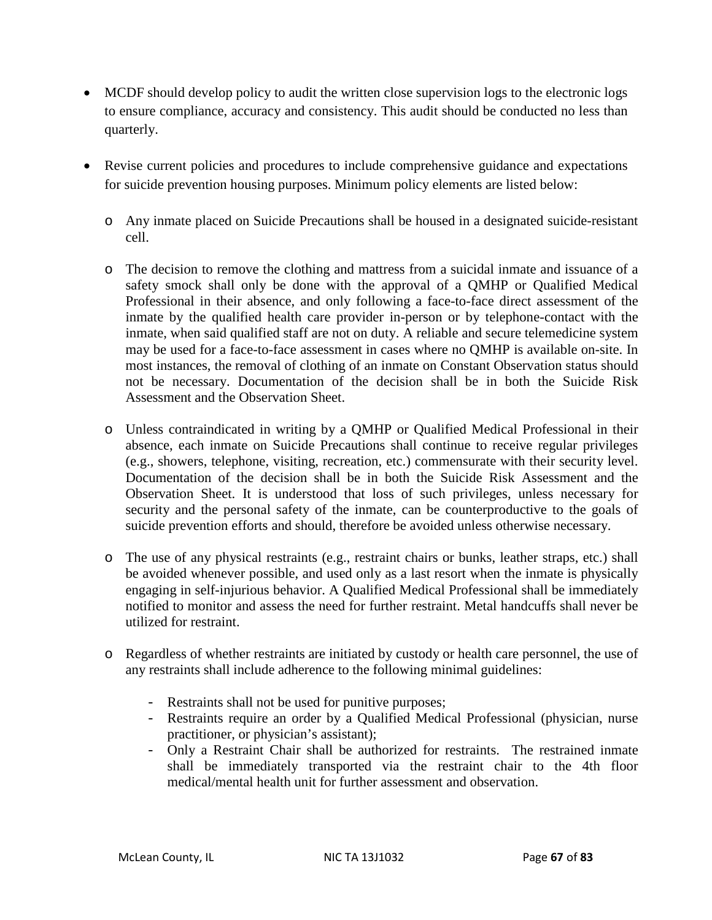- MCDF should develop policy to audit the written close supervision logs to the electronic logs to ensure compliance, accuracy and consistency. This audit should be conducted no less than quarterly.

- Revise current policies and procedures to include comprehensive guidance and expectations for suicide prevention housing purposes. Minimum policy elements are listed below:

  - Any inmate placed on Suicide Precautions shall be housed in a designated suicide-resistant cell.

  - The decision to remove the clothing and mattress from a suicidal inmate and issuance of a safety smock shall only be done with the approval of a QMHP or Qualified Medical Professional in their absence, and only following a face-to-face direct assessment of the inmate by the qualified health care provider in-person or by telephone-contact with the inmate, when said qualified staff are not on duty. A reliable and secure telemedicine system may be used for a face-to-face assessment in cases where no QMHP is available on-site. In most instances, the removal of clothing of an inmate on Constant Observation status should not be necessary. Documentation of the decision shall be in both the Suicide Risk Assessment and the Observation Sheet.

  - Unless contraindicated in writing by a QMHP or Qualified Medical Professional in their absence, each inmate on Suicide Precautions shall continue to receive regular privileges (e.g., showers, telephone, visiting, recreation, etc.) commensurate with their security level. Documentation of the decision shall be in both the Suicide Risk Assessment and the Observation Sheet. It is understood that loss of such privileges, unless necessary for security and the personal safety of the inmate, can be counterproductive to the goals of suicide prevention efforts and should, therefore be avoided unless otherwise necessary.

  - The use of any physical restraints (e.g., restraint chairs or bunks, leather straps, etc.) shall be avoided whenever possible, and used only as a last resort when the inmate is physically engaging in self-injurious behavior. A Qualified Medical Professional shall be immediately notified to monitor and assess the need for further restraint. Metal handcuffs shall never be utilized for restraint.

  - Regardless of whether restraints are initiated by custody or health care personnel, the use of any restraints shall include adherence to the following minimal guidelines:

    - Restraints shall not be used for punitive purposes;
    - Restraints require an order by a Qualified Medical Professional (physician, nurse practitioner, or physician's assistant);
    - Only a Restraint Chair shall be authorized for restraints. The restrained inmate shall be immediately transported via the restraint chair to the 4th floor medical/mental health unit for further assessment and observation.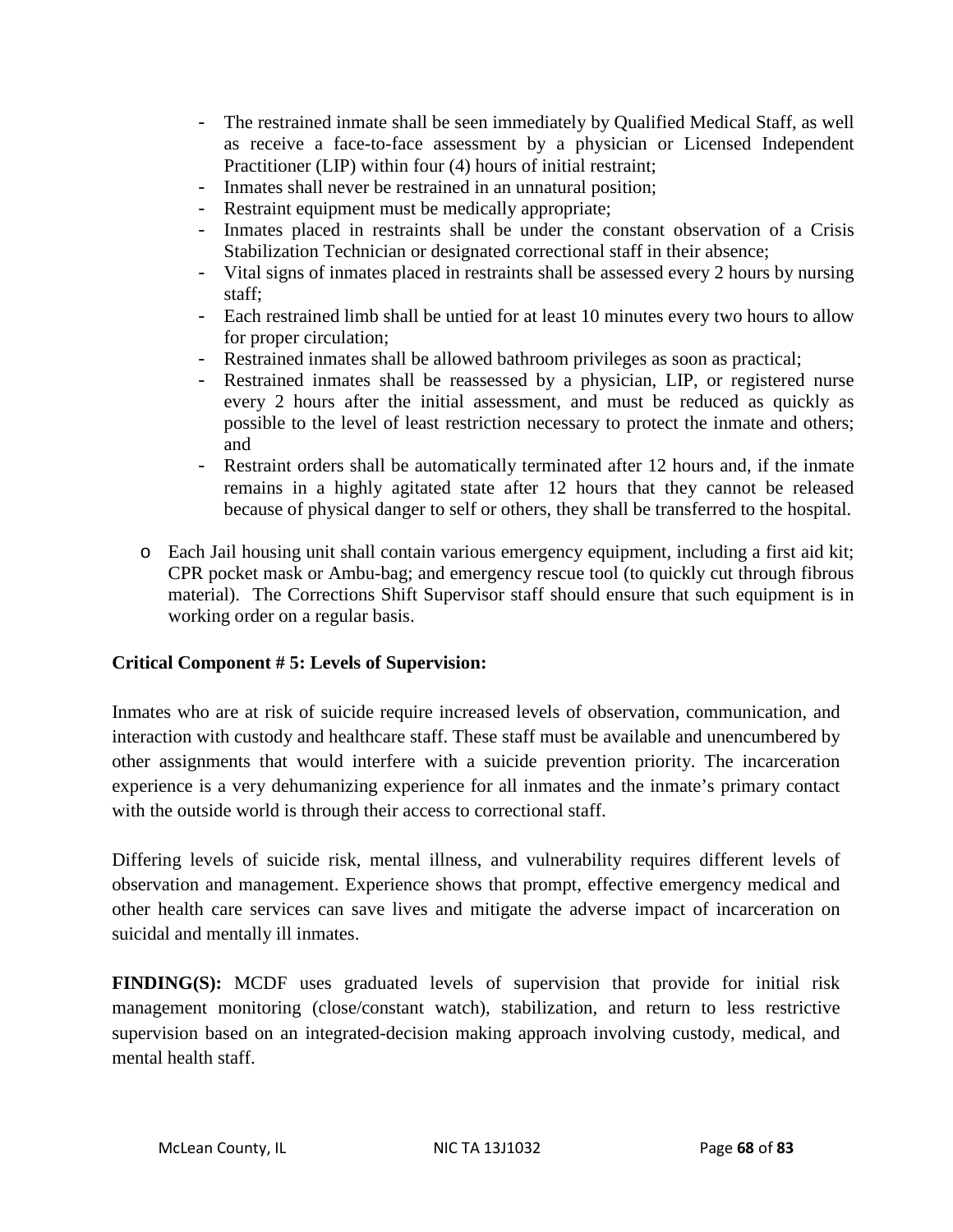- The restrained inmate shall be seen immediately by Qualified Medical Staff, as well as receive a face-to-face assessment by a physician or Licensed Independent Practitioner (LIP) within four (4) hours of initial restraint;
  - Inmates shall never be restrained in an unnatural position;
  - Restraint equipment must be medically appropriate;
  - Inmates placed in restraints shall be under the constant observation of a Crisis Stabilization Technician or designated correctional staff in their absence;
  - Vital signs of inmates placed in restraints shall be assessed every 2 hours by nursing staff;
  - Each restrained limb shall be untied for at least 10 minutes every two hours to allow for proper circulation;
  - Restrained inmates shall be allowed bathroom privileges as soon as practical;
  - Restrained inmates shall be reassessed by a physician, LIP, or registered nurse every 2 hours after the initial assessment, and must be reduced as quickly as possible to the level of least restriction necessary to protect the inmate and others; and
  - Restraint orders shall be automatically terminated after 12 hours and, if the inmate remains in a highly agitated state after 12 hours that they cannot be released because of physical danger to self or others, they shall be transferred to the hospital.

- Each Jail housing unit shall contain various emergency equipment, including a first aid kit; CPR pocket mask or Ambu-bag; and emergency rescue tool (to quickly cut through fibrous material). The Corrections Shift Supervisor staff should ensure that such equipment is in working order on a regular basis.

**Critical Component # 5: Levels of Supervision:**

Inmates who are at risk of suicide require increased levels of observation, communication, and interaction with custody and healthcare staff. These staff must be available and unencumbered by other assignments that would interfere with a suicide prevention priority. The incarceration experience is a very dehumanizing experience for all inmates and the inmate's primary contact with the outside world is through their access to correctional staff.

Differing levels of suicide risk, mental illness, and vulnerability requires different levels of observation and management. Experience shows that prompt, effective emergency medical and other health care services can save lives and mitigate the adverse impact of incarceration on suicidal and mentally ill inmates.

**FINDING(S):** MCDF uses graduated levels of supervision that provide for initial risk management monitoring (close/constant watch), stabilization, and return to less restrictive supervision based on an integrated-decision making approach involving custody, medical, and mental health staff.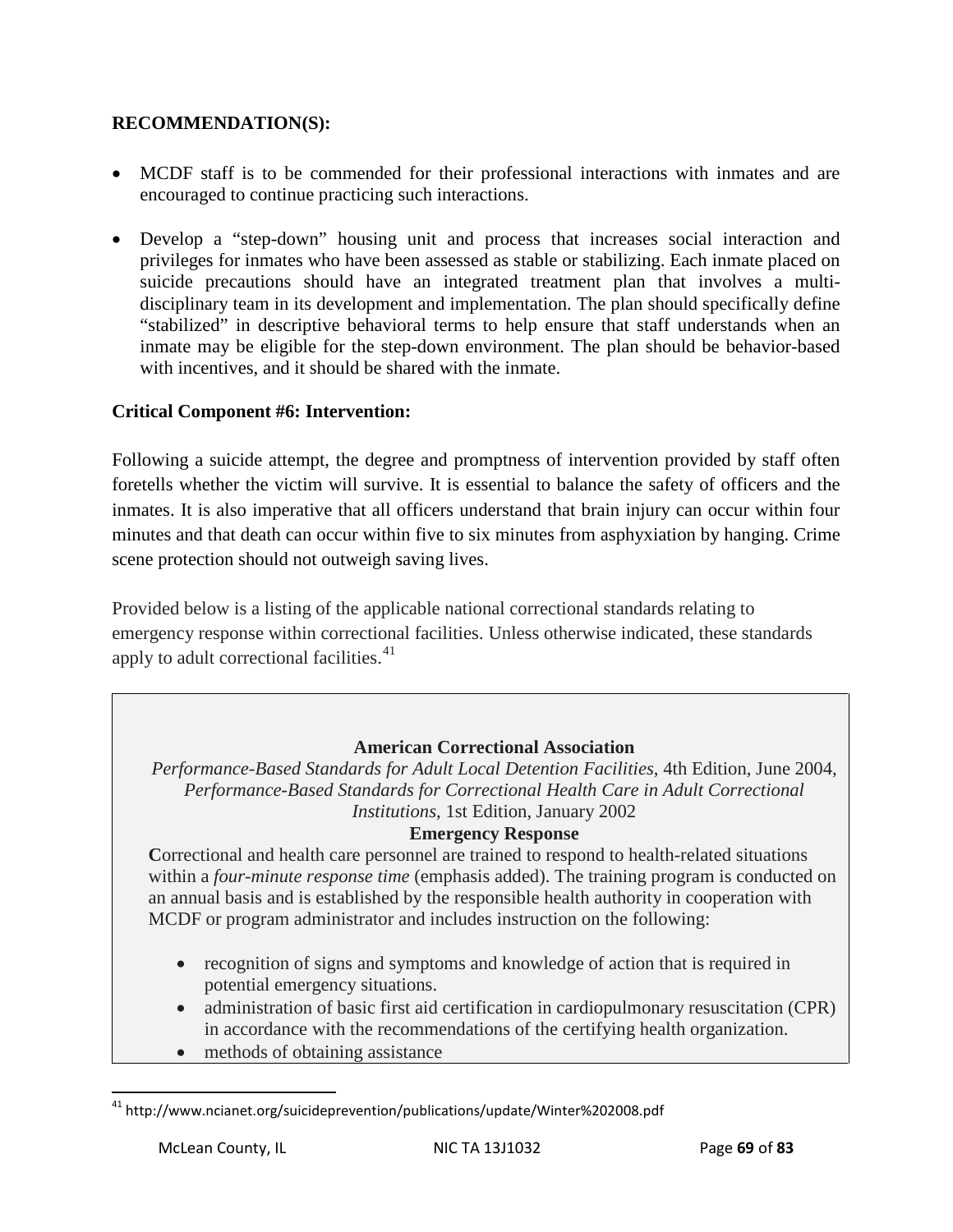**RECOMMENDATION(S):**

- MCDF staff is to be commended for their professional interactions with inmates and are encouraged to continue practicing such interactions.
- Develop a "step-down" housing unit and process that increases social interaction and privileges for inmates who have been assessed as stable or stabilizing. Each inmate placed on suicide precautions should have an integrated treatment plan that involves a multi-disciplinary team in its development and implementation. The plan should specifically define "stabilized" in descriptive behavioral terms to help ensure that staff understands when an inmate may be eligible for the step-down environment. The plan should be behavior-based with incentives, and it should be shared with the inmate.

**Critical Component #6: Intervention:**

Following a suicide attempt, the degree and promptness of intervention provided by staff often foretells whether the victim will survive. It is essential to balance the safety of officers and the inmates. It is also imperative that all officers understand that brain injury can occur within four minutes and that death can occur within five to six minutes from asphyxiation by hanging. Crime scene protection should not outweigh saving lives.

Provided below is a listing of the applicable national correctional standards relating to emergency response within correctional facilities. Unless otherwise indicated, these standards apply to adult correctional facilities.[41]

**American Correctional Association**
*Performance-Based Standards for Adult Local Detention Facilities*, 4th Edition, June 2004, *Performance-Based Standards for Correctional Health Care in Adult Correctional Institutions*, 1st Edition, January 2002
**Emergency Response**

**C**orrectional and health care personnel are trained to respond to health-related situations within a *four-minute response time* (emphasis added). The training program is conducted on an annual basis and is established by the responsible health authority in cooperation with MCDF or program administrator and includes instruction on the following:

- recognition of signs and symptoms and knowledge of action that is required in potential emergency situations.
- administration of basic first aid certification in cardiopulmonary resuscitation (CPR) in accordance with the recommendations of the certifying health organization.
- methods of obtaining assistance

[41] http://www.ncianet.org/suicideprevention/publications/update/Winter%202008.pdf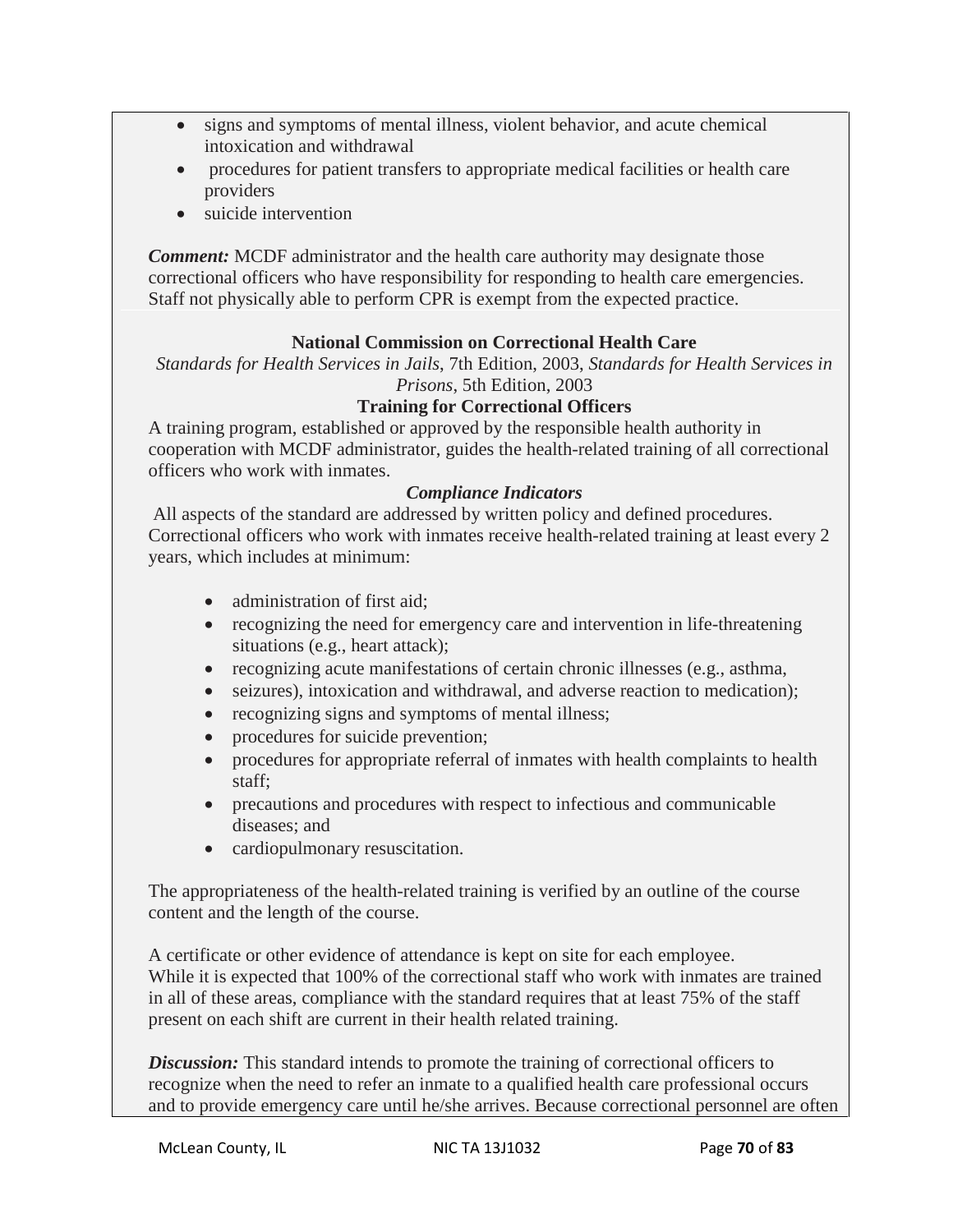- signs and symptoms of mental illness, violent behavior, and acute chemical intoxication and withdrawal
- procedures for patient transfers to appropriate medical facilities or health care providers
- suicide intervention

***Comment:*** MCDF administrator and the health care authority may designate those correctional officers who have responsibility for responding to health care emergencies. Staff not physically able to perform CPR is exempt from the expected practice.

**National Commission on Correctional Health Care**

*Standards for Health Services in Jails*, 7th Edition, 2003, *Standards for Health Services in Prisons*, 5th Edition, 2003

**Training for Correctional Officers**

A training program, established or approved by the responsible health authority in cooperation with MCDF administrator, guides the health-related training of all correctional officers who work with inmates.

***Compliance Indicators***

All aspects of the standard are addressed by written policy and defined procedures. Correctional officers who work with inmates receive health-related training at least every 2 years, which includes at minimum:

- administration of first aid;
- recognizing the need for emergency care and intervention in life-threatening situations (e.g., heart attack);
- recognizing acute manifestations of certain chronic illnesses (e.g., asthma,
- seizures), intoxication and withdrawal, and adverse reaction to medication);
- recognizing signs and symptoms of mental illness;
- procedures for suicide prevention;
- procedures for appropriate referral of inmates with health complaints to health staff;
- precautions and procedures with respect to infectious and communicable diseases; and
- cardiopulmonary resuscitation.

The appropriateness of the health-related training is verified by an outline of the course content and the length of the course.

A certificate or other evidence of attendance is kept on site for each employee. While it is expected that 100% of the correctional staff who work with inmates are trained in all of these areas, compliance with the standard requires that at least 75% of the staff present on each shift are current in their health related training.

***Discussion:*** This standard intends to promote the training of correctional officers to recognize when the need to refer an inmate to a qualified health care professional occurs and to provide emergency care until he/she arrives. Because correctional personnel are often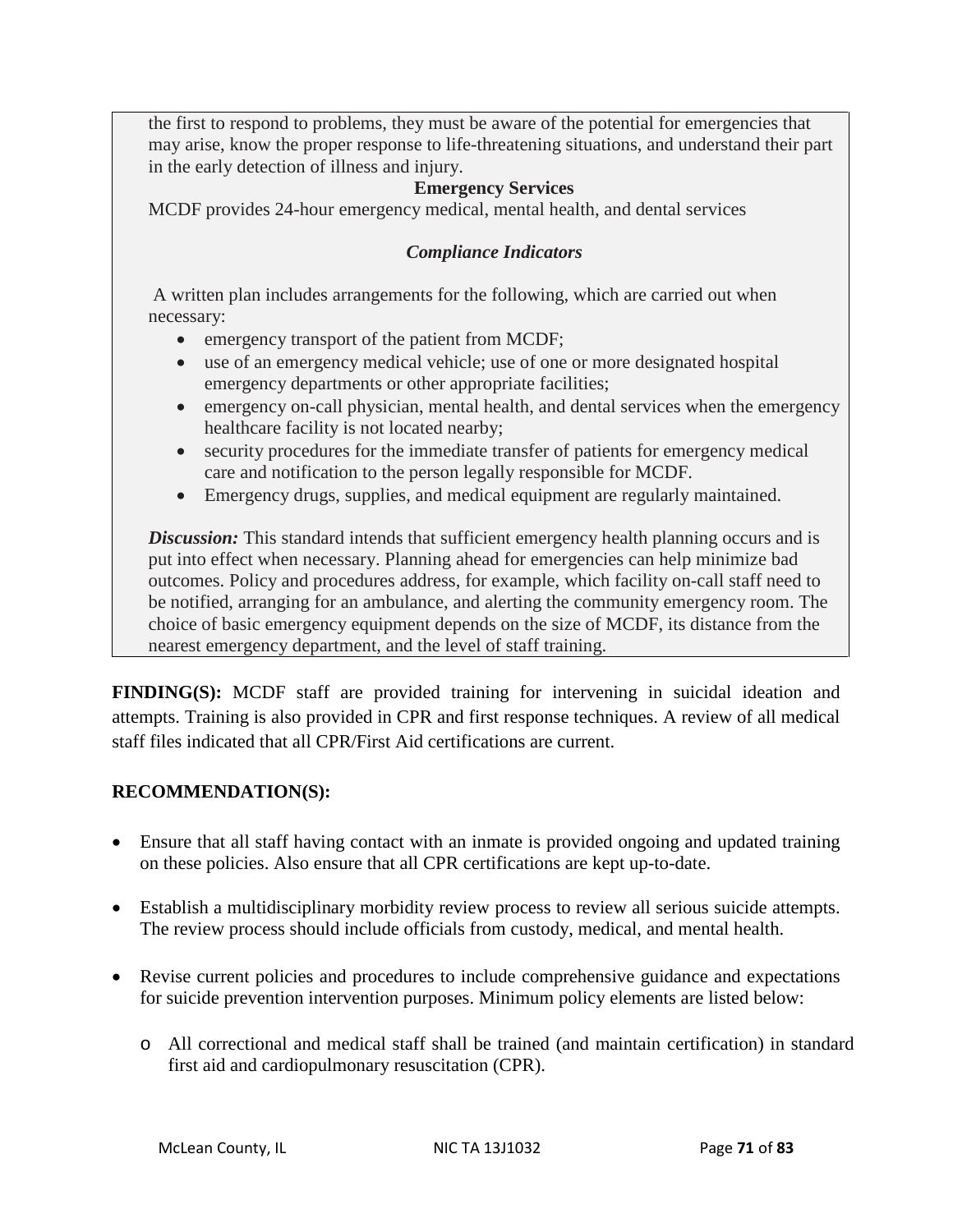the first to respond to problems, they must be aware of the potential for emergencies that may arise, know the proper response to life-threatening situations, and understand their part in the early detection of illness and injury.

**Emergency Services**

MCDF provides 24-hour emergency medical, mental health, and dental services

***Compliance Indicators***

A written plan includes arrangements for the following, which are carried out when necessary:

- emergency transport of the patient from MCDF;
- use of an emergency medical vehicle; use of one or more designated hospital emergency departments or other appropriate facilities;
- emergency on-call physician, mental health, and dental services when the emergency healthcare facility is not located nearby;
- security procedures for the immediate transfer of patients for emergency medical care and notification to the person legally responsible for MCDF.
- Emergency drugs, supplies, and medical equipment are regularly maintained.

***Discussion:*** This standard intends that sufficient emergency health planning occurs and is put into effect when necessary. Planning ahead for emergencies can help minimize bad outcomes. Policy and procedures address, for example, which facility on-call staff need to be notified, arranging for an ambulance, and alerting the community emergency room. The choice of basic emergency equipment depends on the size of MCDF, its distance from the nearest emergency department, and the level of staff training.

**FINDING(S):** MCDF staff are provided training for intervening in suicidal ideation and attempts. Training is also provided in CPR and first response techniques. A review of all medical staff files indicated that all CPR/First Aid certifications are current.

**RECOMMENDATION(S):**

- Ensure that all staff having contact with an inmate is provided ongoing and updated training on these policies. Also ensure that all CPR certifications are kept up-to-date.
- Establish a multidisciplinary morbidity review process to review all serious suicide attempts. The review process should include officials from custody, medical, and mental health.
- Revise current policies and procedures to include comprehensive guidance and expectations for suicide prevention intervention purposes. Minimum policy elements are listed below:
  - All correctional and medical staff shall be trained (and maintain certification) in standard first aid and cardiopulmonary resuscitation (CPR).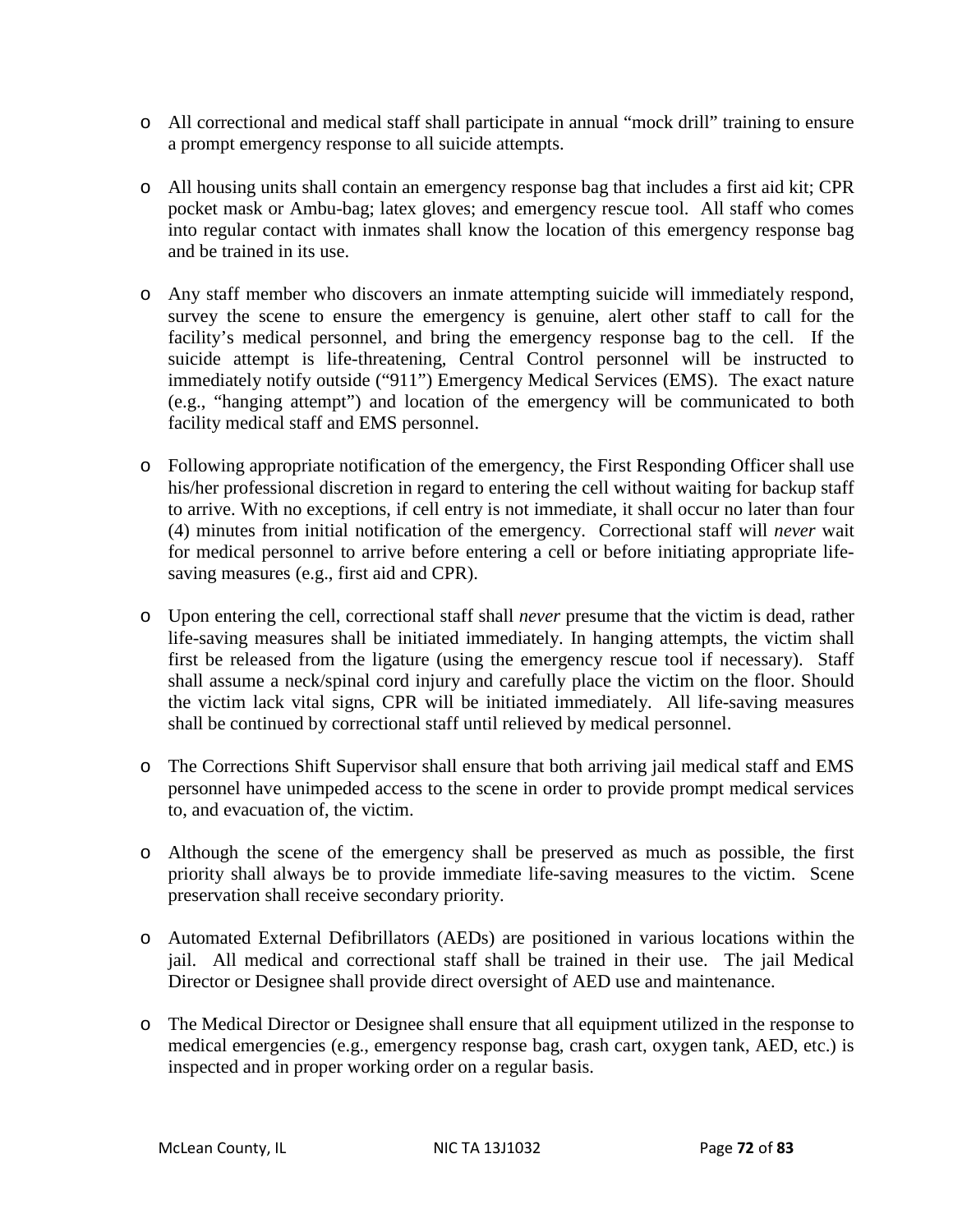- All correctional and medical staff shall participate in annual "mock drill" training to ensure a prompt emergency response to all suicide attempts.

- All housing units shall contain an emergency response bag that includes a first aid kit; CPR pocket mask or Ambu-bag; latex gloves; and emergency rescue tool. All staff who comes into regular contact with inmates shall know the location of this emergency response bag and be trained in its use.

- Any staff member who discovers an inmate attempting suicide will immediately respond, survey the scene to ensure the emergency is genuine, alert other staff to call for the facility's medical personnel, and bring the emergency response bag to the cell. If the suicide attempt is life-threatening, Central Control personnel will be instructed to immediately notify outside ("911") Emergency Medical Services (EMS). The exact nature (e.g., "hanging attempt") and location of the emergency will be communicated to both facility medical staff and EMS personnel.

- Following appropriate notification of the emergency, the First Responding Officer shall use his/her professional discretion in regard to entering the cell without waiting for backup staff to arrive. With no exceptions, if cell entry is not immediate, it shall occur no later than four (4) minutes from initial notification of the emergency. Correctional staff will *never* wait for medical personnel to arrive before entering a cell or before initiating appropriate life-saving measures (e.g., first aid and CPR).

- Upon entering the cell, correctional staff shall *never* presume that the victim is dead, rather life-saving measures shall be initiated immediately. In hanging attempts, the victim shall first be released from the ligature (using the emergency rescue tool if necessary). Staff shall assume a neck/spinal cord injury and carefully place the victim on the floor. Should the victim lack vital signs, CPR will be initiated immediately. All life-saving measures shall be continued by correctional staff until relieved by medical personnel.

- The Corrections Shift Supervisor shall ensure that both arriving jail medical staff and EMS personnel have unimpeded access to the scene in order to provide prompt medical services to, and evacuation of, the victim.

- Although the scene of the emergency shall be preserved as much as possible, the first priority shall always be to provide immediate life-saving measures to the victim. Scene preservation shall receive secondary priority.

- Automated External Defibrillators (AEDs) are positioned in various locations within the jail. All medical and correctional staff shall be trained in their use. The jail Medical Director or Designee shall provide direct oversight of AED use and maintenance.

- The Medical Director or Designee shall ensure that all equipment utilized in the response to medical emergencies (e.g., emergency response bag, crash cart, oxygen tank, AED, etc.) is inspected and in proper working order on a regular basis.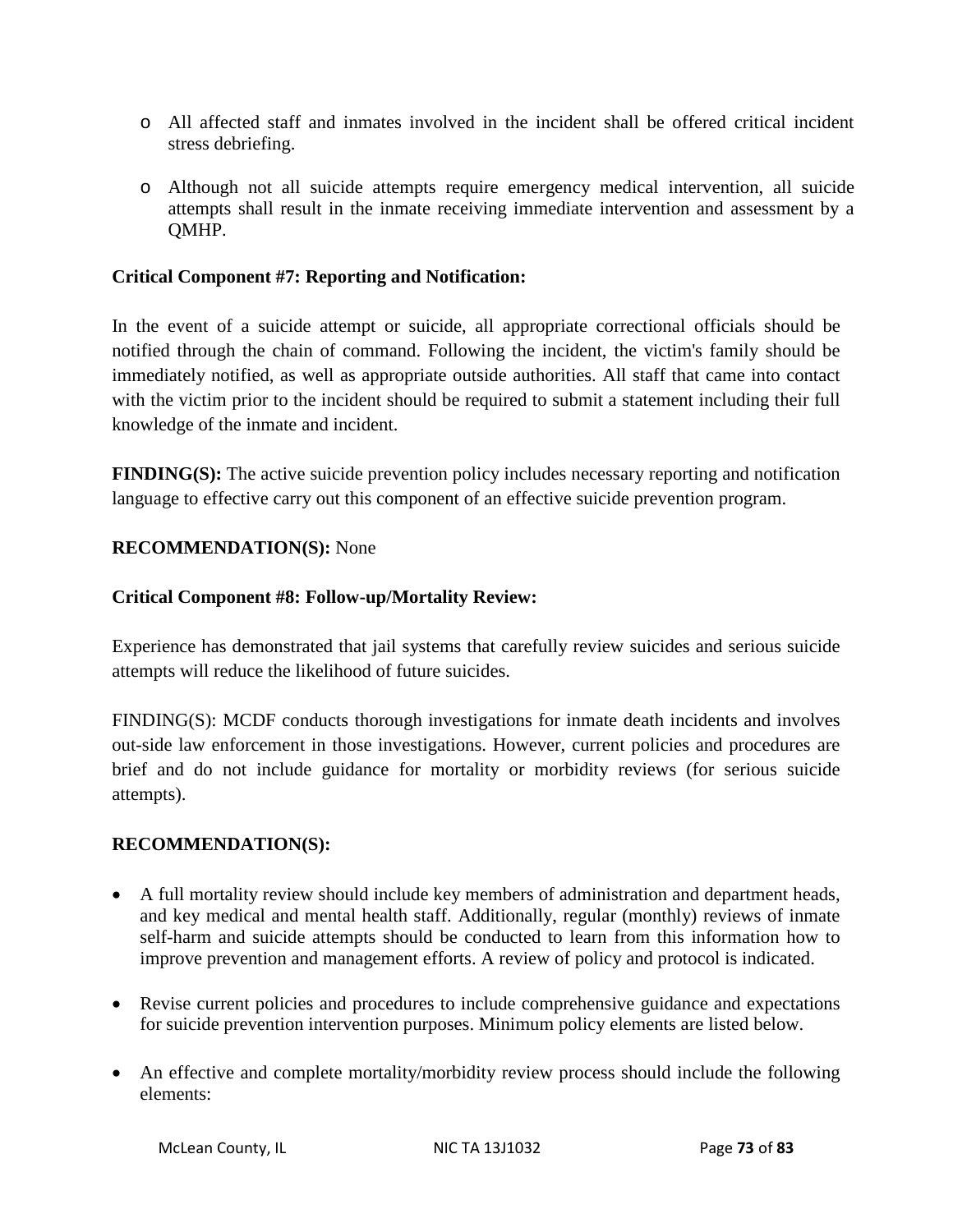- All affected staff and inmates involved in the incident shall be offered critical incident stress debriefing.

- Although not all suicide attempts require emergency medical intervention, all suicide attempts shall result in the inmate receiving immediate intervention and assessment by a QMHP.

**Critical Component #7: Reporting and Notification:**

In the event of a suicide attempt or suicide, all appropriate correctional officials should be notified through the chain of command. Following the incident, the victim's family should be immediately notified, as well as appropriate outside authorities. All staff that came into contact with the victim prior to the incident should be required to submit a statement including their full knowledge of the inmate and incident.

**FINDING(S):** The active suicide prevention policy includes necessary reporting and notification language to effective carry out this component of an effective suicide prevention program.

**RECOMMENDATION(S):** None

**Critical Component #8: Follow-up/Mortality Review:**

Experience has demonstrated that jail systems that carefully review suicides and serious suicide attempts will reduce the likelihood of future suicides.

FINDING(S): MCDF conducts thorough investigations for inmate death incidents and involves out-side law enforcement in those investigations. However, current policies and procedures are brief and do not include guidance for mortality or morbidity reviews (for serious suicide attempts).

**RECOMMENDATION(S):**

- A full mortality review should include key members of administration and department heads, and key medical and mental health staff. Additionally, regular (monthly) reviews of inmate self-harm and suicide attempts should be conducted to learn from this information how to improve prevention and management efforts. A review of policy and protocol is indicated.

- Revise current policies and procedures to include comprehensive guidance and expectations for suicide prevention intervention purposes. Minimum policy elements are listed below.

- An effective and complete mortality/morbidity review process should include the following elements: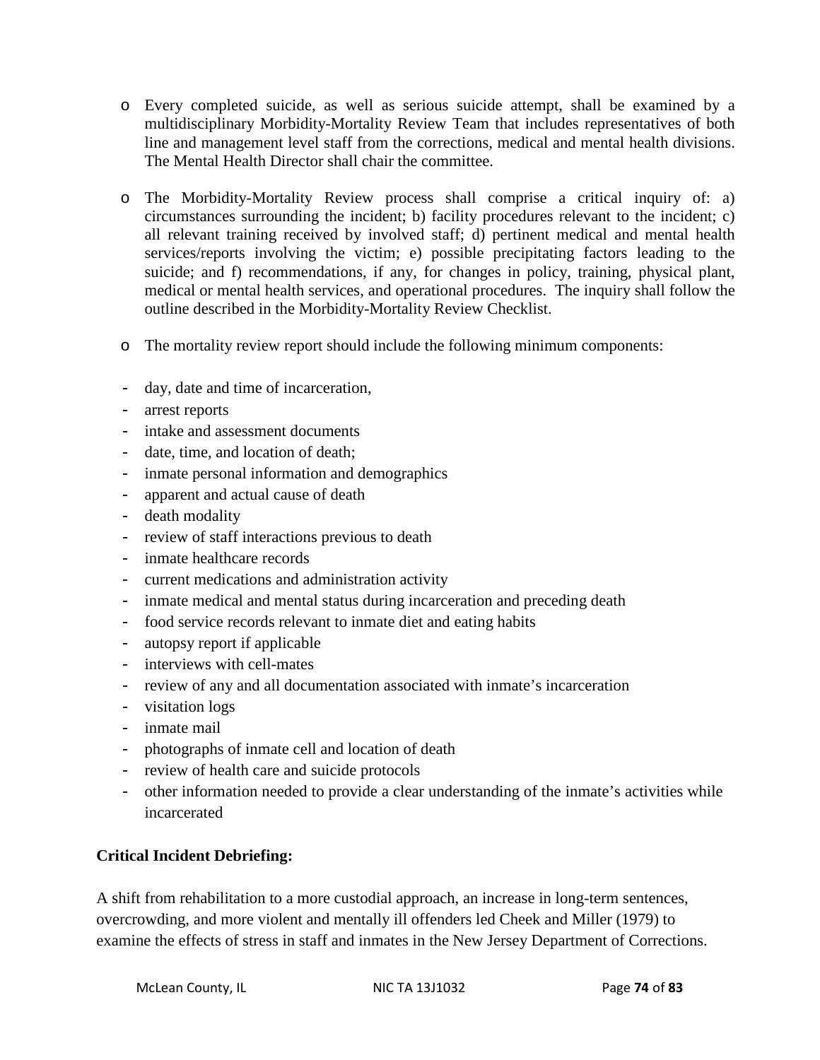- Every completed suicide, as well as serious suicide attempt, shall be examined by a multidisciplinary Morbidity-Mortality Review Team that includes representatives of both line and management level staff from the corrections, medical and mental health divisions. The Mental Health Director shall chair the committee.

- The Morbidity-Mortality Review process shall comprise a critical inquiry of: a) circumstances surrounding the incident; b) facility procedures relevant to the incident; c) all relevant training received by involved staff; d) pertinent medical and mental health services/reports involving the victim; e) possible precipitating factors leading to the suicide; and f) recommendations, if any, for changes in policy, training, physical plant, medical or mental health services, and operational procedures. The inquiry shall follow the outline described in the Morbidity-Mortality Review Checklist.

- The mortality review report should include the following minimum components:

- day, date and time of incarceration,
- arrest reports
- intake and assessment documents
- date, time, and location of death;
- inmate personal information and demographics
- apparent and actual cause of death
- death modality
- review of staff interactions previous to death
- inmate healthcare records
- current medications and administration activity
- inmate medical and mental status during incarceration and preceding death
- food service records relevant to inmate diet and eating habits
- autopsy report if applicable
- interviews with cell-mates
- review of any and all documentation associated with inmate's incarceration
- visitation logs
- inmate mail
- photographs of inmate cell and location of death
- review of health care and suicide protocols
- other information needed to provide a clear understanding of the inmate's activities while incarcerated

**Critical Incident Debriefing:**

A shift from rehabilitation to a more custodial approach, an increase in long-term sentences, overcrowding, and more violent and mentally ill offenders led Cheek and Miller (1979) to examine the effects of stress in staff and inmates in the New Jersey Department of Corrections.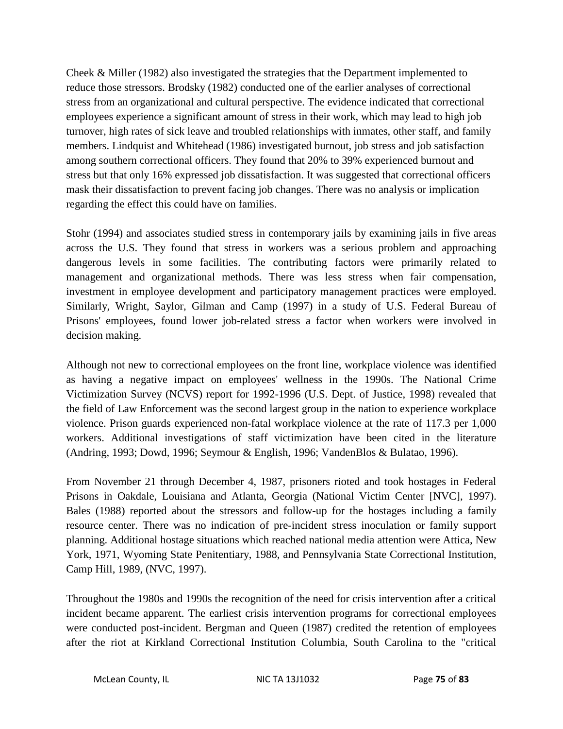Cheek & Miller (1982) also investigated the strategies that the Department implemented to reduce those stressors. Brodsky (1982) conducted one of the earlier analyses of correctional stress from an organizational and cultural perspective. The evidence indicated that correctional employees experience a significant amount of stress in their work, which may lead to high job turnover, high rates of sick leave and troubled relationships with inmates, other staff, and family members. Lindquist and Whitehead (1986) investigated burnout, job stress and job satisfaction among southern correctional officers. They found that 20% to 39% experienced burnout and stress but that only 16% expressed job dissatisfaction. It was suggested that correctional officers mask their dissatisfaction to prevent facing job changes. There was no analysis or implication regarding the effect this could have on families.

Stohr (1994) and associates studied stress in contemporary jails by examining jails in five areas across the U.S. They found that stress in workers was a serious problem and approaching dangerous levels in some facilities. The contributing factors were primarily related to management and organizational methods. There was less stress when fair compensation, investment in employee development and participatory management practices were employed. Similarly, Wright, Saylor, Gilman and Camp (1997) in a study of U.S. Federal Bureau of Prisons' employees, found lower job-related stress a factor when workers were involved in decision making.

Although not new to correctional employees on the front line, workplace violence was identified as having a negative impact on employees' wellness in the 1990s. The National Crime Victimization Survey (NCVS) report for 1992-1996 (U.S. Dept. of Justice, 1998) revealed that the field of Law Enforcement was the second largest group in the nation to experience workplace violence. Prison guards experienced non-fatal workplace violence at the rate of 117.3 per 1,000 workers. Additional investigations of staff victimization have been cited in the literature (Andring, 1993; Dowd, 1996; Seymour & English, 1996; VandenBlos & Bulatao, 1996).

From November 21 through December 4, 1987, prisoners rioted and took hostages in Federal Prisons in Oakdale, Louisiana and Atlanta, Georgia (National Victim Center [NVC], 1997). Bales (1988) reported about the stressors and follow-up for the hostages including a family resource center. There was no indication of pre-incident stress inoculation or family support planning. Additional hostage situations which reached national media attention were Attica, New York, 1971, Wyoming State Penitentiary, 1988, and Pennsylvania State Correctional Institution, Camp Hill, 1989, (NVC, 1997).

Throughout the 1980s and 1990s the recognition of the need for crisis intervention after a critical incident became apparent. The earliest crisis intervention programs for correctional employees were conducted post-incident. Bergman and Queen (1987) credited the retention of employees after the riot at Kirkland Correctional Institution Columbia, South Carolina to the "critical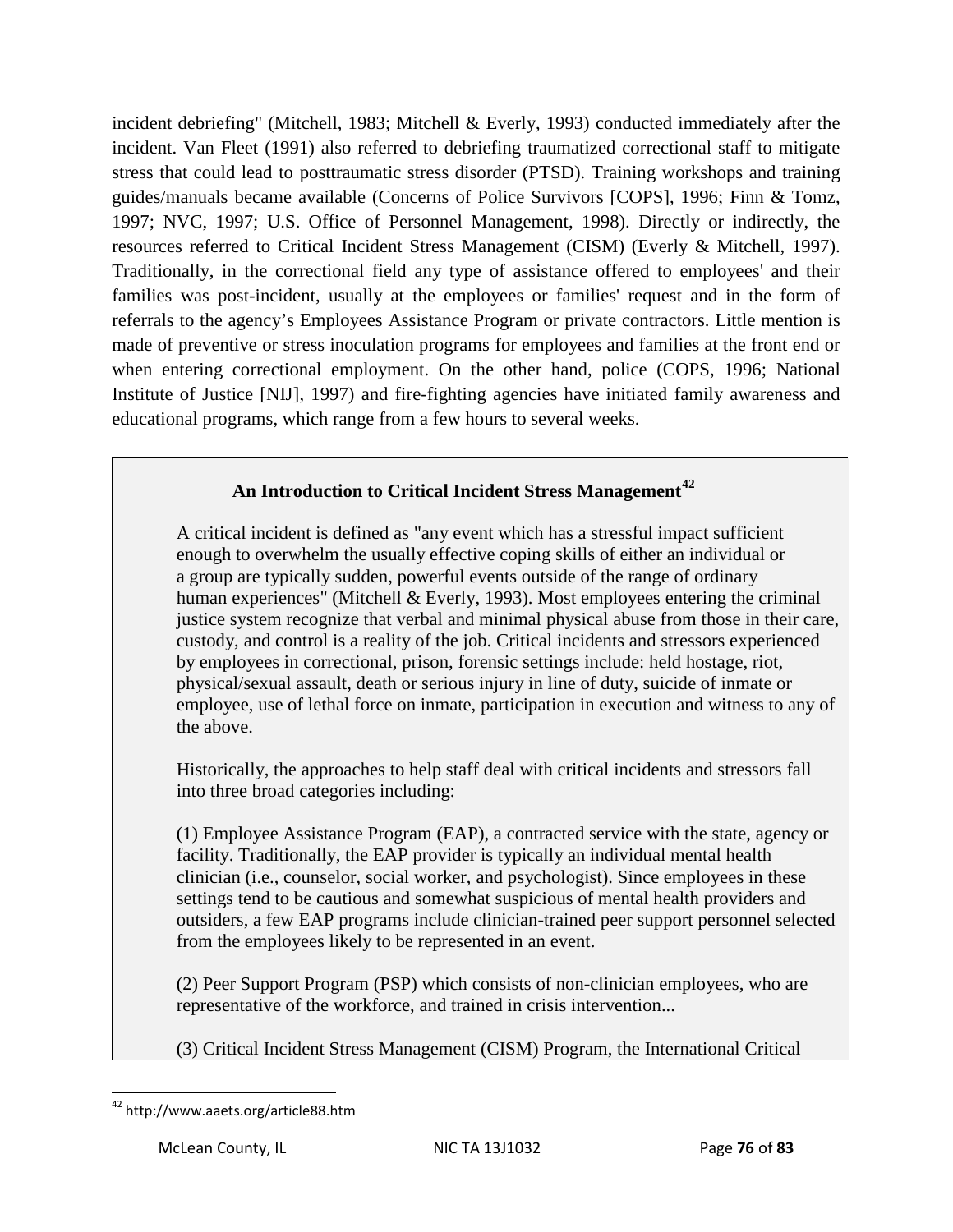incident debriefing" (Mitchell, 1983; Mitchell & Everly, 1993) conducted immediately after the incident. Van Fleet (1991) also referred to debriefing traumatized correctional staff to mitigate stress that could lead to posttraumatic stress disorder (PTSD). Training workshops and training guides/manuals became available (Concerns of Police Survivors [COPS], 1996; Finn & Tomz, 1997; NVC, 1997; U.S. Office of Personnel Management, 1998). Directly or indirectly, the resources referred to Critical Incident Stress Management (CISM) (Everly & Mitchell, 1997). Traditionally, in the correctional field any type of assistance offered to employees' and their families was post-incident, usually at the employees or families' request and in the form of referrals to the agency's Employees Assistance Program or private contractors. Little mention is made of preventive or stress inoculation programs for employees and families at the front end or when entering correctional employment. On the other hand, police (COPS, 1996; National Institute of Justice [NIJ], 1997) and fire-fighting agencies have initiated family awareness and educational programs, which range from a few hours to several weeks.

### An Introduction to Critical Incident Stress Management[42]

A critical incident is defined as "any event which has a stressful impact sufficient enough to overwhelm the usually effective coping skills of either an individual or a group are typically sudden, powerful events outside of the range of ordinary human experiences" (Mitchell & Everly, 1993). Most employees entering the criminal justice system recognize that verbal and minimal physical abuse from those in their care, custody, and control is a reality of the job. Critical incidents and stressors experienced by employees in correctional, prison, forensic settings include: held hostage, riot, physical/sexual assault, death or serious injury in line of duty, suicide of inmate or employee, use of lethal force on inmate, participation in execution and witness to any of the above.

Historically, the approaches to help staff deal with critical incidents and stressors fall into three broad categories including:

(1) Employee Assistance Program (EAP), a contracted service with the state, agency or facility. Traditionally, the EAP provider is typically an individual mental health clinician (i.e., counselor, social worker, and psychologist). Since employees in these settings tend to be cautious and somewhat suspicious of mental health providers and outsiders, a few EAP programs include clinician-trained peer support personnel selected from the employees likely to be represented in an event.

(2) Peer Support Program (PSP) which consists of non-clinician employees, who are representative of the workforce, and trained in crisis intervention...

(3) Critical Incident Stress Management (CISM) Program, the International Critical

---

[42] http://www.aaets.org/article88.htm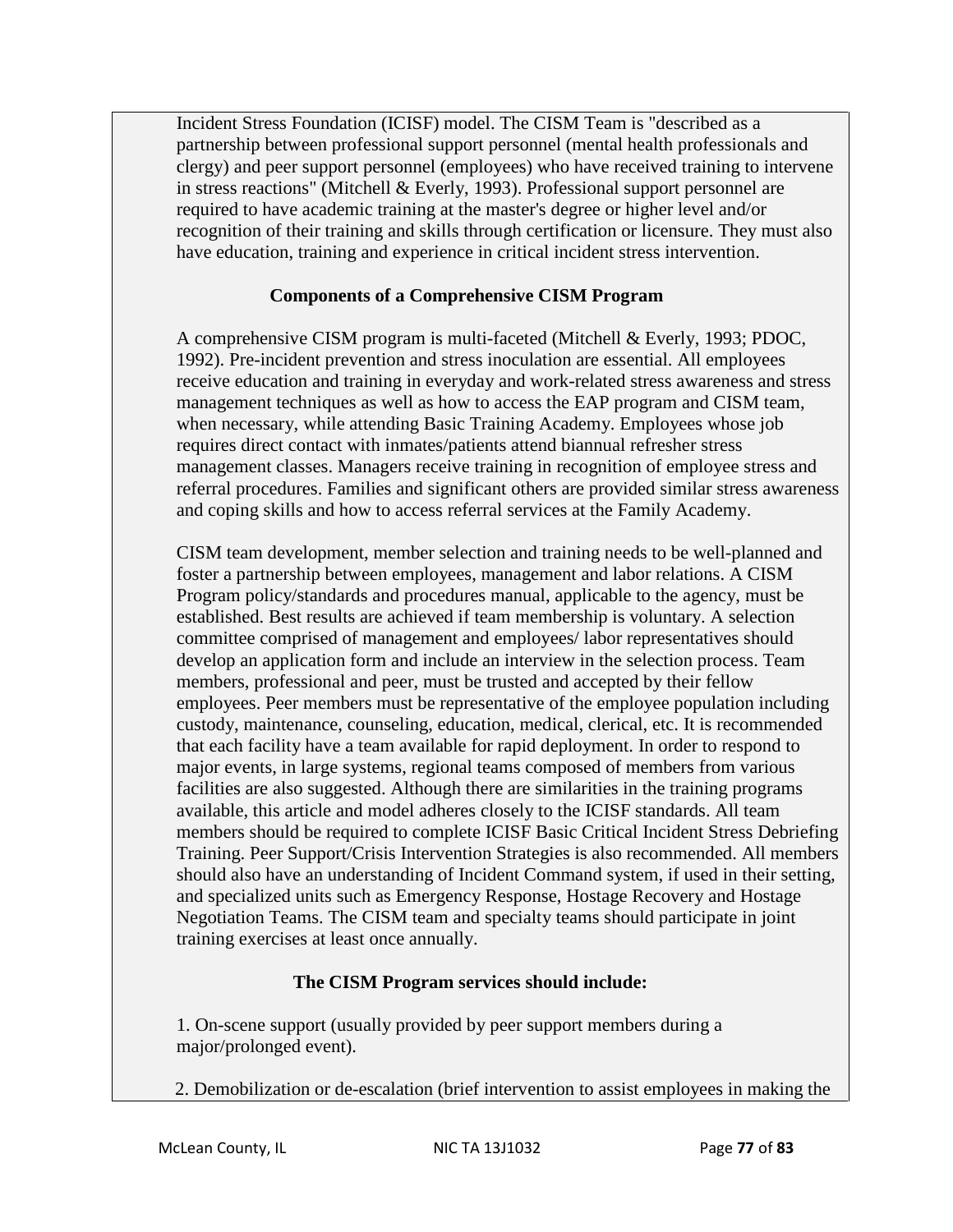Incident Stress Foundation (ICISF) model. The CISM Team is "described as a partnership between professional support personnel (mental health professionals and clergy) and peer support personnel (employees) who have received training to intervene in stress reactions" (Mitchell & Everly, 1993). Professional support personnel are required to have academic training at the master's degree or higher level and/or recognition of their training and skills through certification or licensure. They must also have education, training and experience in critical incident stress intervention.

### Components of a Comprehensive CISM Program

A comprehensive CISM program is multi-faceted (Mitchell & Everly, 1993; PDOC, 1992). Pre-incident prevention and stress inoculation are essential. All employees receive education and training in everyday and work-related stress awareness and stress management techniques as well as how to access the EAP program and CISM team, when necessary, while attending Basic Training Academy. Employees whose job requires direct contact with inmates/patients attend biannual refresher stress management classes. Managers receive training in recognition of employee stress and referral procedures. Families and significant others are provided similar stress awareness and coping skills and how to access referral services at the Family Academy.

CISM team development, member selection and training needs to be well-planned and foster a partnership between employees, management and labor relations. A CISM Program policy/standards and procedures manual, applicable to the agency, must be established. Best results are achieved if team membership is voluntary. A selection committee comprised of management and employees/ labor representatives should develop an application form and include an interview in the selection process. Team members, professional and peer, must be trusted and accepted by their fellow employees. Peer members must be representative of the employee population including custody, maintenance, counseling, education, medical, clerical, etc. It is recommended that each facility have a team available for rapid deployment. In order to respond to major events, in large systems, regional teams composed of members from various facilities are also suggested. Although there are similarities in the training programs available, this article and model adheres closely to the ICISF standards. All team members should be required to complete ICISF Basic Critical Incident Stress Debriefing Training. Peer Support/Crisis Intervention Strategies is also recommended. All members should also have an understanding of Incident Command system, if used in their setting, and specialized units such as Emergency Response, Hostage Recovery and Hostage Negotiation Teams. The CISM team and specialty teams should participate in joint training exercises at least once annually.

### The CISM Program services should include:

1. On-scene support (usually provided by peer support members during a major/prolonged event).

2. Demobilization or de-escalation (brief intervention to assist employees in making the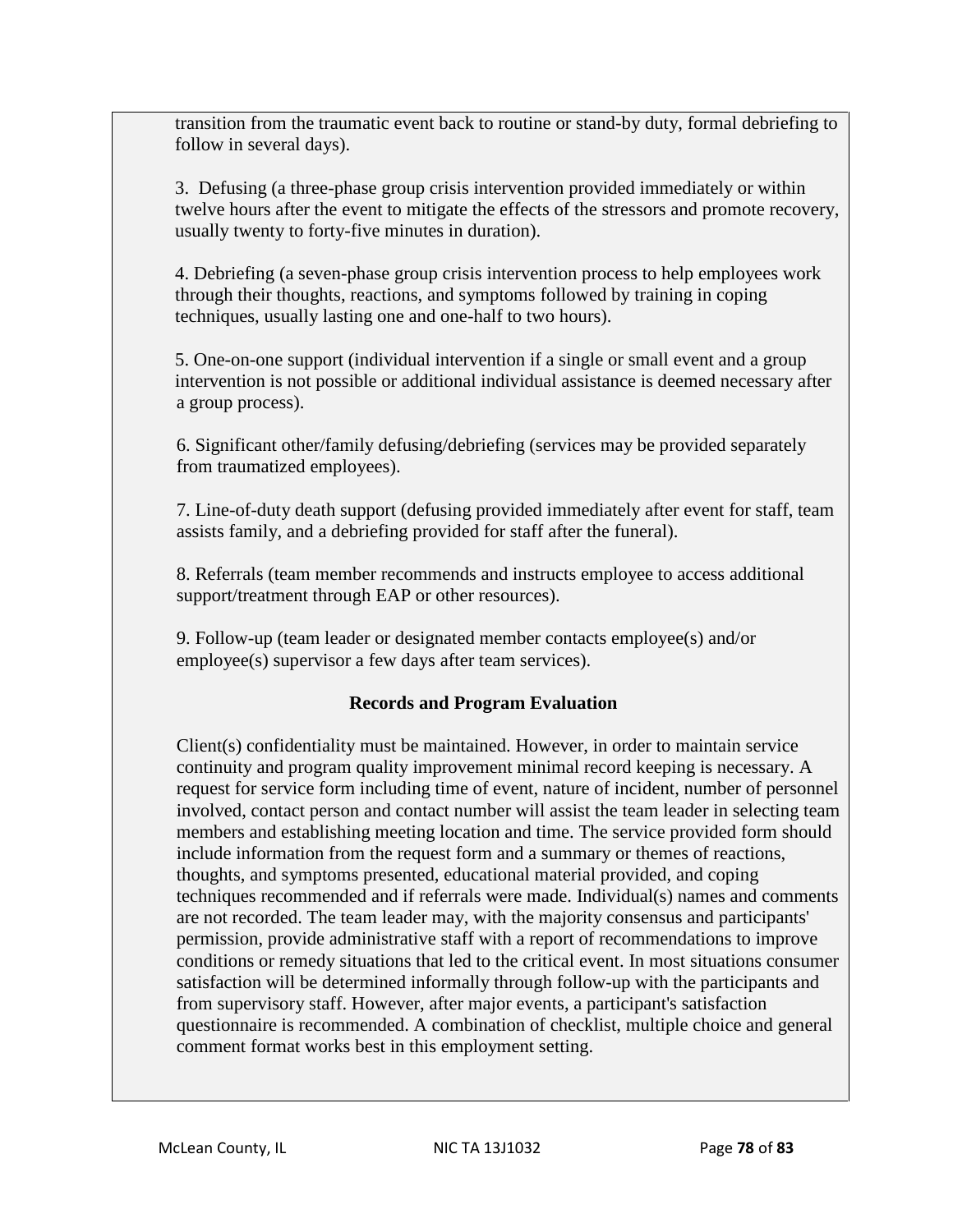transition from the traumatic event back to routine or stand-by duty, formal debriefing to follow in several days).

3. Defusing (a three-phase group crisis intervention provided immediately or within twelve hours after the event to mitigate the effects of the stressors and promote recovery, usually twenty to forty-five minutes in duration).

4. Debriefing (a seven-phase group crisis intervention process to help employees work through their thoughts, reactions, and symptoms followed by training in coping techniques, usually lasting one and one-half to two hours).

5. One-on-one support (individual intervention if a single or small event and a group intervention is not possible or additional individual assistance is deemed necessary after a group process).

6. Significant other/family defusing/debriefing (services may be provided separately from traumatized employees).

7. Line-of-duty death support (defusing provided immediately after event for staff, team assists family, and a debriefing provided for staff after the funeral).

8. Referrals (team member recommends and instructs employee to access additional support/treatment through EAP or other resources).

9. Follow-up (team leader or designated member contacts employee(s) and/or employee(s) supervisor a few days after team services).

### Records and Program Evaluation

Client(s) confidentiality must be maintained. However, in order to maintain service continuity and program quality improvement minimal record keeping is necessary. A request for service form including time of event, nature of incident, number of personnel involved, contact person and contact number will assist the team leader in selecting team members and establishing meeting location and time. The service provided form should include information from the request form and a summary or themes of reactions, thoughts, and symptoms presented, educational material provided, and coping techniques recommended and if referrals were made. Individual(s) names and comments are not recorded. The team leader may, with the majority consensus and participants' permission, provide administrative staff with a report of recommendations to improve conditions or remedy situations that led to the critical event. In most situations consumer satisfaction will be determined informally through follow-up with the participants and from supervisory staff. However, after major events, a participant's satisfaction questionnaire is recommended. A combination of checklist, multiple choice and general comment format works best in this employment setting.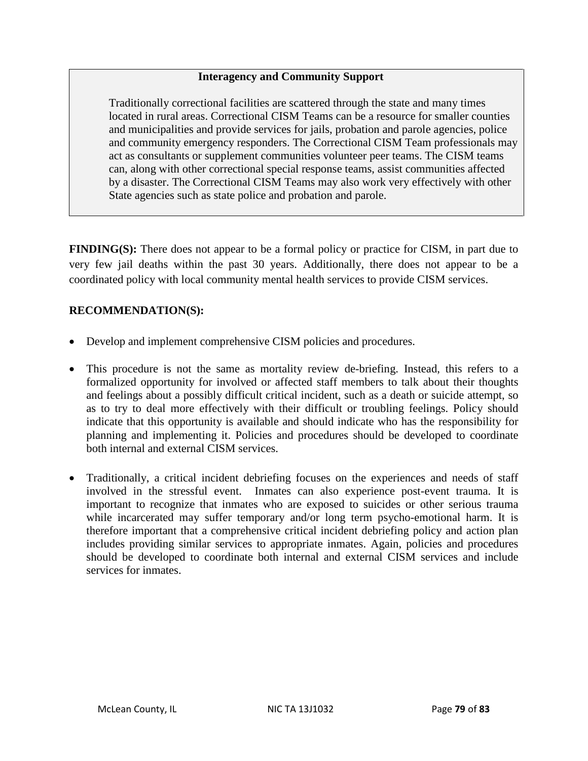**Interagency and Community Support**

Traditionally correctional facilities are scattered through the state and many times located in rural areas. Correctional CISM Teams can be a resource for smaller counties and municipalities and provide services for jails, probation and parole agencies, police and community emergency responders. The Correctional CISM Team professionals may act as consultants or supplement communities volunteer peer teams. The CISM teams can, along with other correctional special response teams, assist communities affected by a disaster. The Correctional CISM Teams may also work very effectively with other State agencies such as state police and probation and parole.

**FINDING(S):** There does not appear to be a formal policy or practice for CISM, in part due to very few jail deaths within the past 30 years. Additionally, there does not appear to be a coordinated policy with local community mental health services to provide CISM services.

**RECOMMENDATION(S):**

- Develop and implement comprehensive CISM policies and procedures.

- This procedure is not the same as mortality review de-briefing. Instead, this refers to a formalized opportunity for involved or affected staff members to talk about their thoughts and feelings about a possibly difficult critical incident, such as a death or suicide attempt, so as to try to deal more effectively with their difficult or troubling feelings. Policy should indicate that this opportunity is available and should indicate who has the responsibility for planning and implementing it. Policies and procedures should be developed to coordinate both internal and external CISM services.

- Traditionally, a critical incident debriefing focuses on the experiences and needs of staff involved in the stressful event. Inmates can also experience post-event trauma. It is important to recognize that inmates who are exposed to suicides or other serious trauma while incarcerated may suffer temporary and/or long term psycho-emotional harm. It is therefore important that a comprehensive critical incident debriefing policy and action plan includes providing similar services to appropriate inmates. Again, policies and procedures should be developed to coordinate both internal and external CISM services and include services for inmates.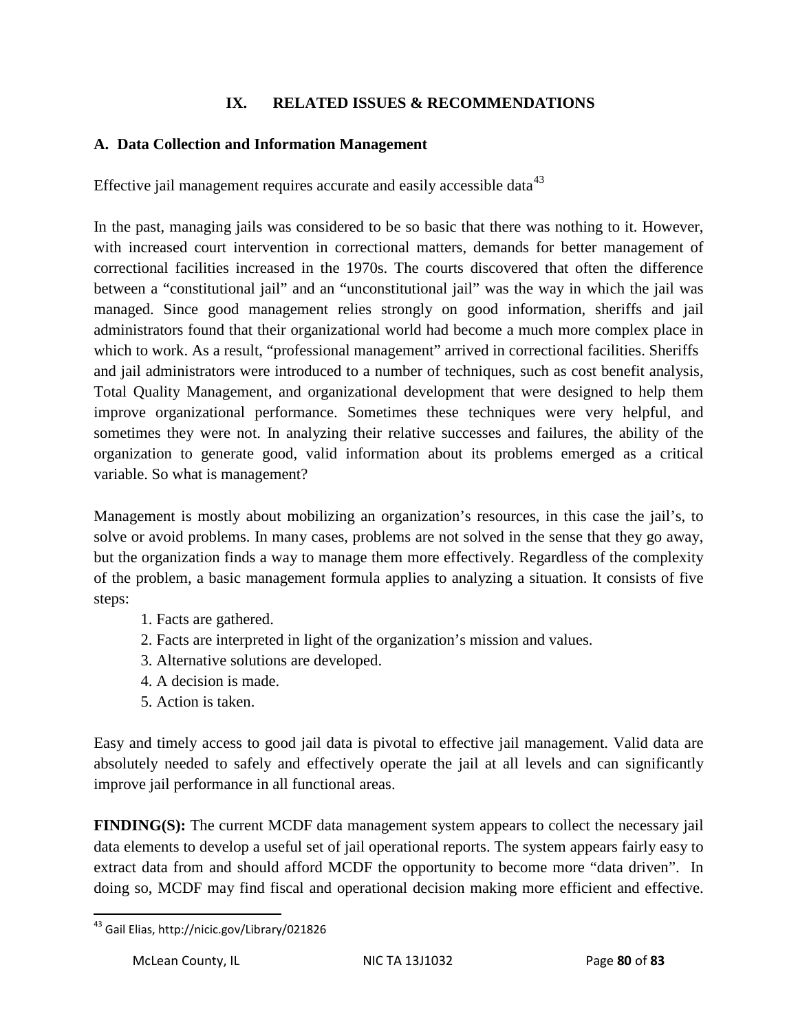## IX. RELATED ISSUES & RECOMMENDATIONS

### A. Data Collection and Information Management

Effective jail management requires accurate and easily accessible data[43]

In the past, managing jails was considered to be so basic that there was nothing to it. However, with increased court intervention in correctional matters, demands for better management of correctional facilities increased in the 1970s. The courts discovered that often the difference between a "constitutional jail" and an "unconstitutional jail" was the way in which the jail was managed. Since good management relies strongly on good information, sheriffs and jail administrators found that their organizational world had become a much more complex place in which to work. As a result, "professional management" arrived in correctional facilities. Sheriffs and jail administrators were introduced to a number of techniques, such as cost benefit analysis, Total Quality Management, and organizational development that were designed to help them improve organizational performance. Sometimes these techniques were very helpful, and sometimes they were not. In analyzing their relative successes and failures, the ability of the organization to generate good, valid information about its problems emerged as a critical variable. So what is management?

Management is mostly about mobilizing an organization's resources, in this case the jail's, to solve or avoid problems. In many cases, problems are not solved in the sense that they go away, but the organization finds a way to manage them more effectively. Regardless of the complexity of the problem, a basic management formula applies to analyzing a situation. It consists of five steps:

1. Facts are gathered.
2. Facts are interpreted in light of the organization's mission and values.
3. Alternative solutions are developed.
4. A decision is made.
5. Action is taken.

Easy and timely access to good jail data is pivotal to effective jail management. Valid data are absolutely needed to safely and effectively operate the jail at all levels and can significantly improve jail performance in all functional areas.

**FINDING(S):** The current MCDF data management system appears to collect the necessary jail data elements to develop a useful set of jail operational reports. The system appears fairly easy to extract data from and should afford MCDF the opportunity to become more "data driven". In doing so, MCDF may find fiscal and operational decision making more efficient and effective.

[43] Gail Elias, http://nicic.gov/Library/021826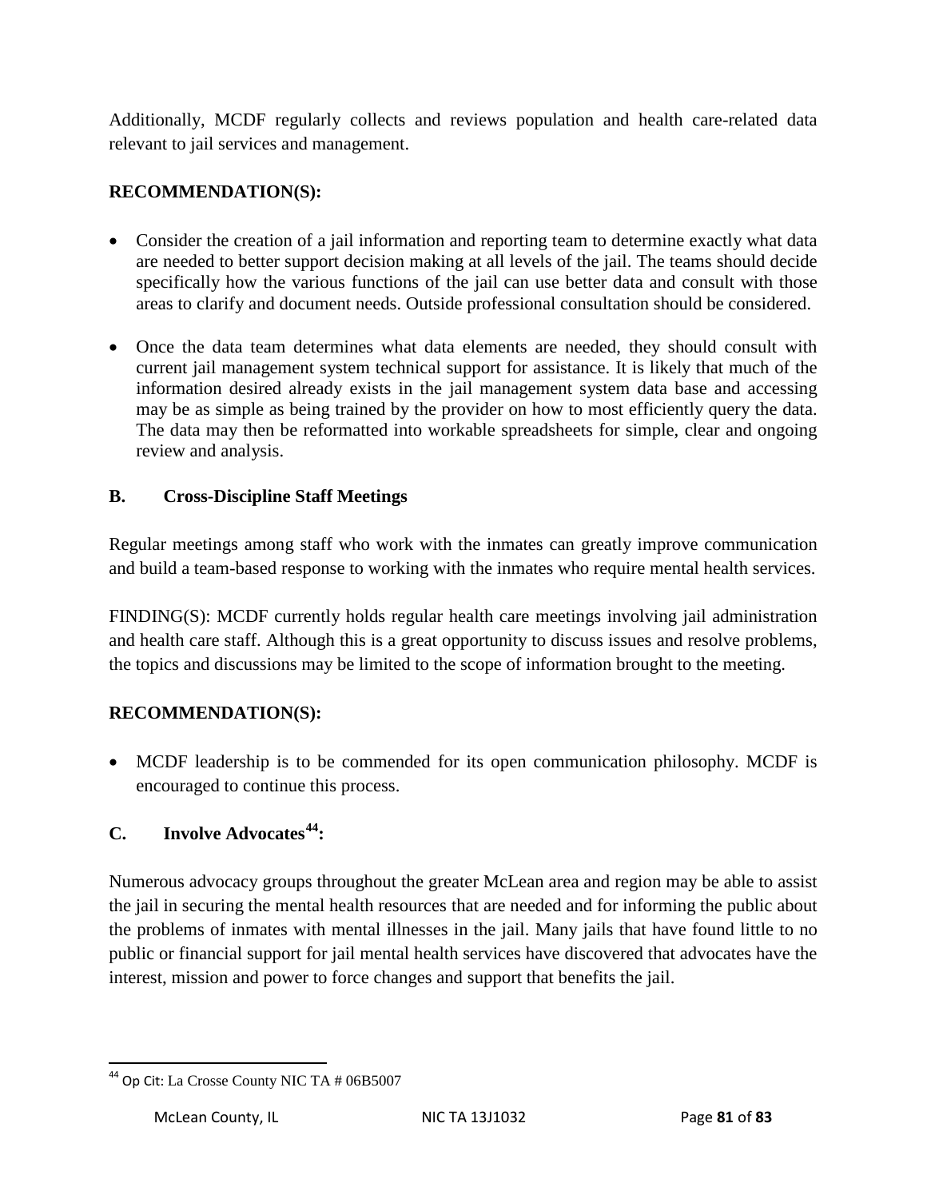Additionally, MCDF regularly collects and reviews population and health care-related data relevant to jail services and management.

**RECOMMENDATION(S):**

- Consider the creation of a jail information and reporting team to determine exactly what data are needed to better support decision making at all levels of the jail. The teams should decide specifically how the various functions of the jail can use better data and consult with those areas to clarify and document needs. Outside professional consultation should be considered.

- Once the data team determines what data elements are needed, they should consult with current jail management system technical support for assistance. It is likely that much of the information desired already exists in the jail management system data base and accessing may be as simple as being trained by the provider on how to most efficiently query the data. The data may then be reformatted into workable spreadsheets for simple, clear and ongoing review and analysis.

### B. Cross-Discipline Staff Meetings

Regular meetings among staff who work with the inmates can greatly improve communication and build a team-based response to working with the inmates who require mental health services.

FINDING(S): MCDF currently holds regular health care meetings involving jail administration and health care staff. Although this is a great opportunity to discuss issues and resolve problems, the topics and discussions may be limited to the scope of information brought to the meeting.

**RECOMMENDATION(S):**

- MCDF leadership is to be commended for its open communication philosophy. MCDF is encouraged to continue this process.

### C. Involve Advocates[44]:

Numerous advocacy groups throughout the greater McLean area and region may be able to assist the jail in securing the mental health resources that are needed and for informing the public about the problems of inmates with mental illnesses in the jail. Many jails that have found little to no public or financial support for jail mental health services have discovered that advocates have the interest, mission and power to force changes and support that benefits the jail.

[44] Op Cit: La Crosse County NIC TA # 06B5007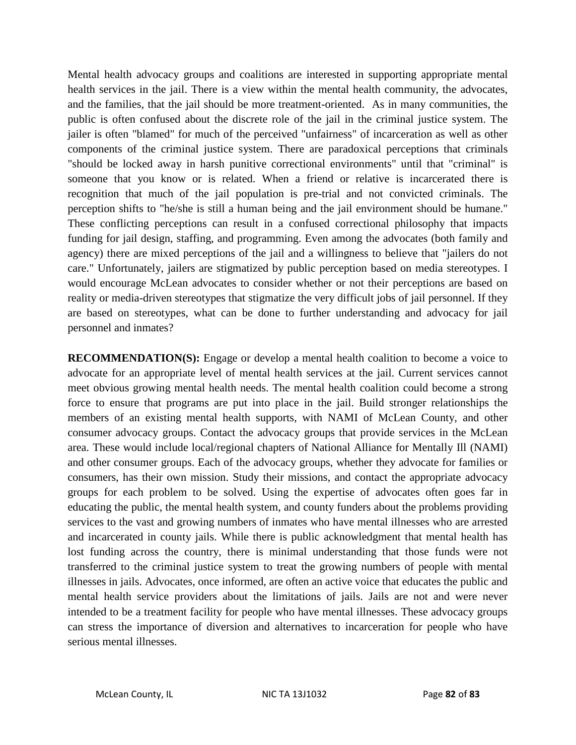Mental health advocacy groups and coalitions are interested in supporting appropriate mental health services in the jail. There is a view within the mental health community, the advocates, and the families, that the jail should be more treatment-oriented. As in many communities, the public is often confused about the discrete role of the jail in the criminal justice system. The jailer is often "blamed" for much of the perceived "unfairness" of incarceration as well as other components of the criminal justice system. There are paradoxical perceptions that criminals "should be locked away in harsh punitive correctional environments" until that "criminal" is someone that you know or is related. When a friend or relative is incarcerated there is recognition that much of the jail population is pre-trial and not convicted criminals. The perception shifts to "he/she is still a human being and the jail environment should be humane." These conflicting perceptions can result in a confused correctional philosophy that impacts funding for jail design, staffing, and programming. Even among the advocates (both family and agency) there are mixed perceptions of the jail and a willingness to believe that "jailers do not care." Unfortunately, jailers are stigmatized by public perception based on media stereotypes. I would encourage McLean advocates to consider whether or not their perceptions are based on reality or media-driven stereotypes that stigmatize the very difficult jobs of jail personnel. If they are based on stereotypes, what can be done to further understanding and advocacy for jail personnel and inmates?

**RECOMMENDATION(S):** Engage or develop a mental health coalition to become a voice to advocate for an appropriate level of mental health services at the jail. Current services cannot meet obvious growing mental health needs. The mental health coalition could become a strong force to ensure that programs are put into place in the jail. Build stronger relationships the members of an existing mental health supports, with NAMI of McLean County, and other consumer advocacy groups. Contact the advocacy groups that provide services in the McLean area. These would include local/regional chapters of National Alliance for Mentally Ill (NAMI) and other consumer groups. Each of the advocacy groups, whether they advocate for families or consumers, has their own mission. Study their missions, and contact the appropriate advocacy groups for each problem to be solved. Using the expertise of advocates often goes far in educating the public, the mental health system, and county funders about the problems providing services to the vast and growing numbers of inmates who have mental illnesses who are arrested and incarcerated in county jails. While there is public acknowledgment that mental health has lost funding across the country, there is minimal understanding that those funds were not transferred to the criminal justice system to treat the growing numbers of people with mental illnesses in jails. Advocates, once informed, are often an active voice that educates the public and mental health service providers about the limitations of jails. Jails are not and were never intended to be a treatment facility for people who have mental illnesses. These advocacy groups can stress the importance of diversion and alternatives to incarceration for people who have serious mental illnesses.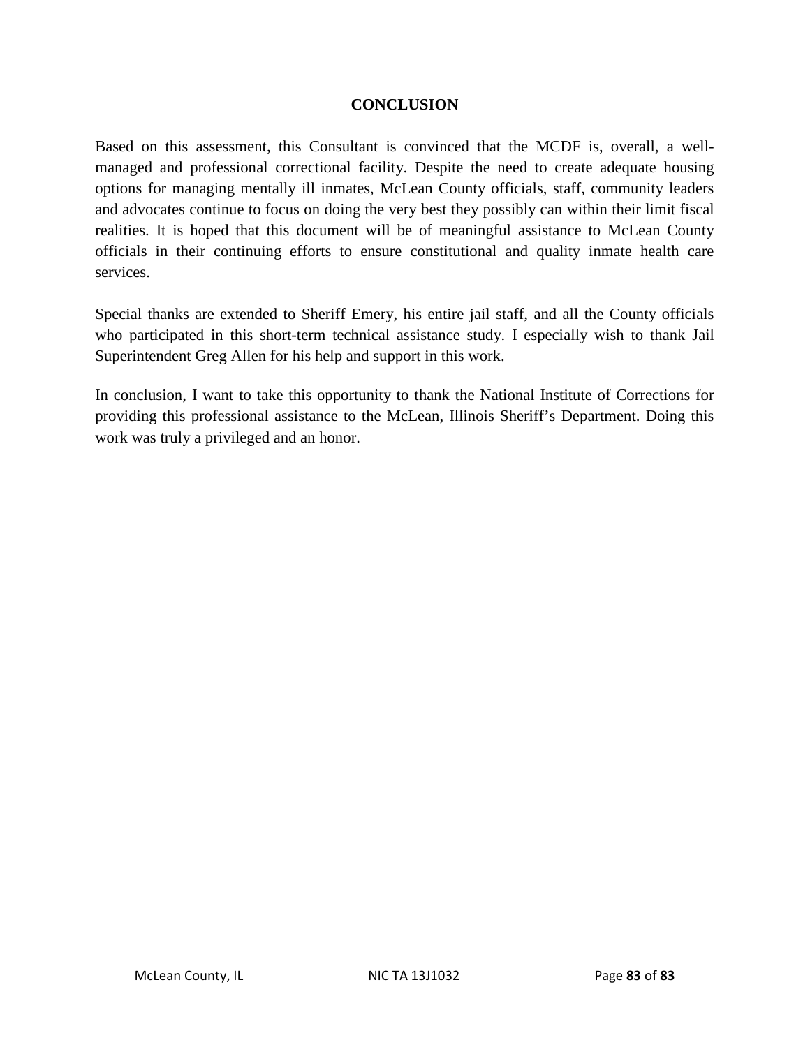## CONCLUSION

Based on this assessment, this Consultant is convinced that the MCDF is, overall, a well-managed and professional correctional facility. Despite the need to create adequate housing options for managing mentally ill inmates, McLean County officials, staff, community leaders and advocates continue to focus on doing the very best they possibly can within their limit fiscal realities. It is hoped that this document will be of meaningful assistance to McLean County officials in their continuing efforts to ensure constitutional and quality inmate health care services.

Special thanks are extended to Sheriff Emery, his entire jail staff, and all the County officials who participated in this short-term technical assistance study. I especially wish to thank Jail Superintendent Greg Allen for his help and support in this work.

In conclusion, I want to take this opportunity to thank the National Institute of Corrections for providing this professional assistance to the McLean, Illinois Sheriff's Department. Doing this work was truly a privileged and an honor.